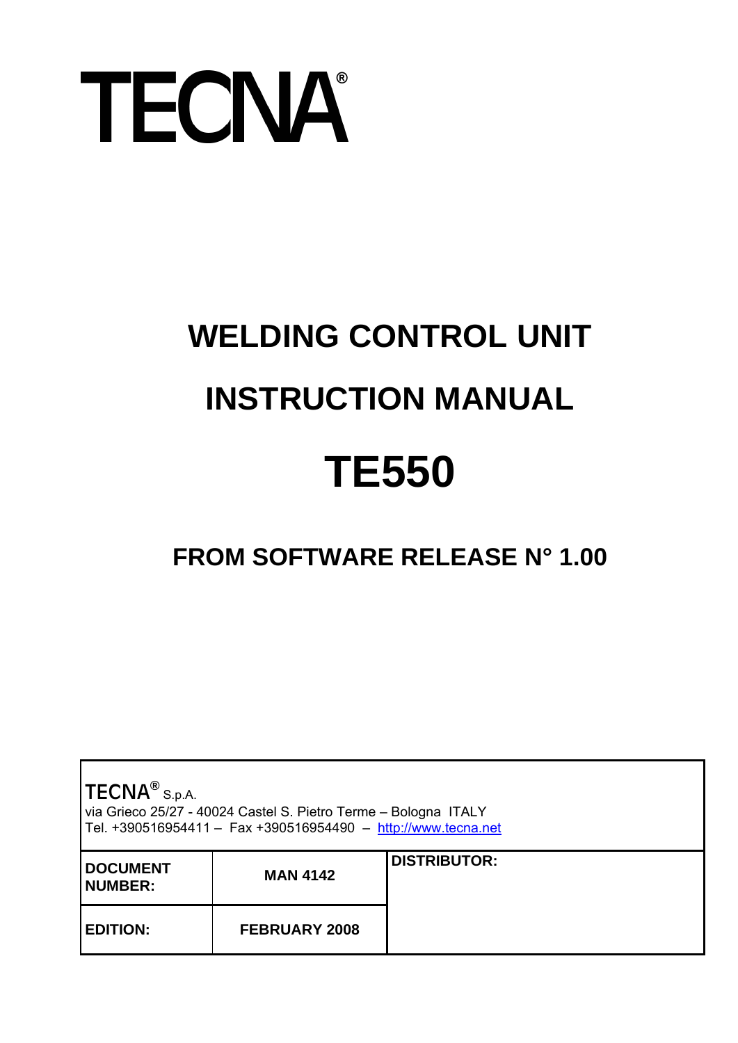# TECNA®

# WELDING CONTROL UNIT

# INSTRUCTION MANUAL

# TE550

## FROM SOFTWARE RELEASE N° 1.00

**TECNA® S.p.A.**
via Grieco 25/27 - 40024 Castel S. Pietro Terme – Bologna ITALY
Tel. +390516954411 – Fax +390516954490 – http://www.tecna.net

| **DOCUMENT NUMBER:** | **MAN 4142** | **DISTRIBUTOR:** |
|---|---|---|
| **EDITION:** | **FEBRUARY 2008** | |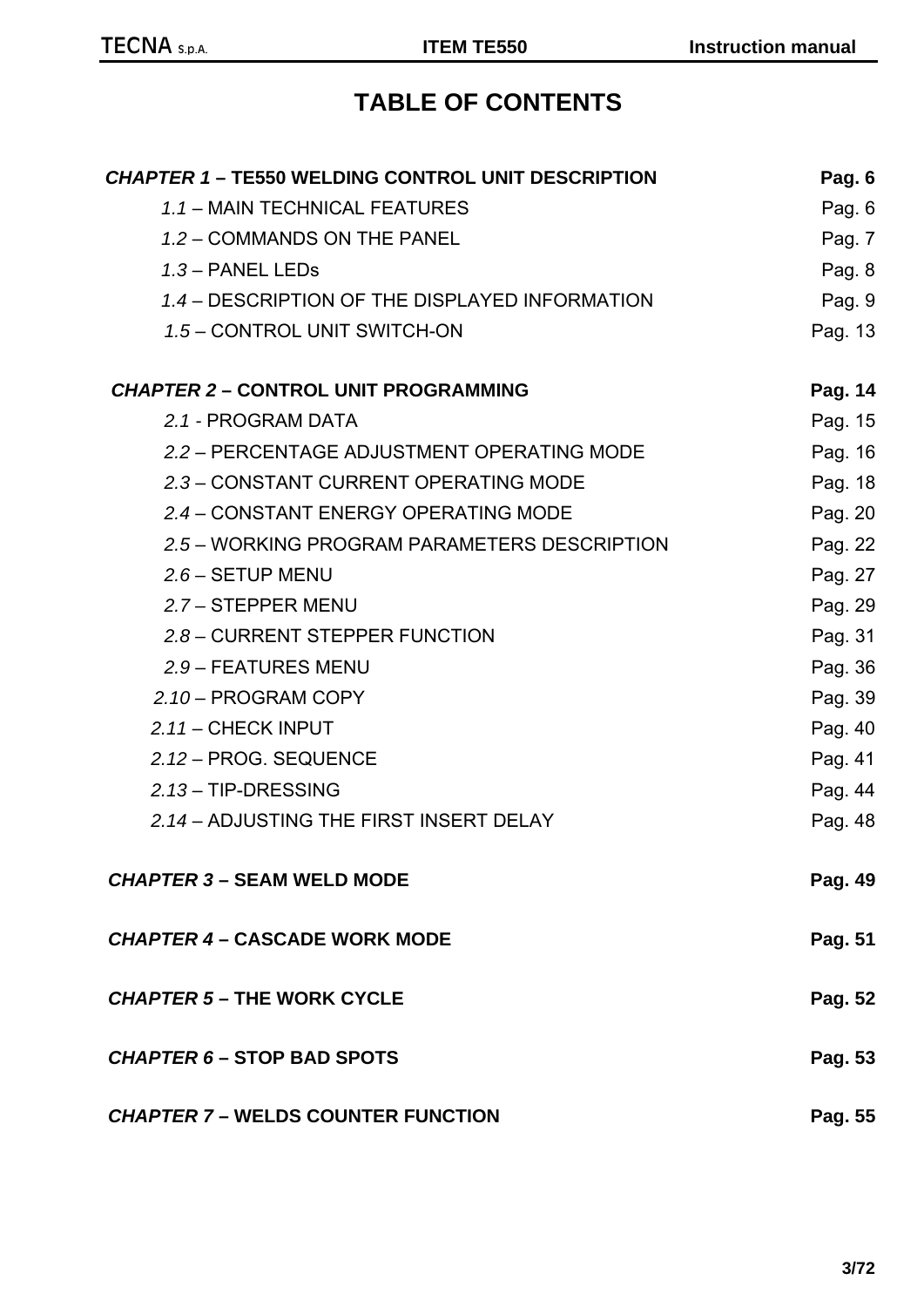# TABLE OF CONTENTS

| | |
|---|---|
| ***CHAPTER 1* – TE550 WELDING CONTROL UNIT DESCRIPTION** | **Pag. 6** |
| *1.1* – MAIN TECHNICAL FEATURES | Pag. 6 |
| *1.2* – COMMANDS ON THE PANEL | Pag. 7 |
| *1.3* – PANEL LEDs | Pag. 8 |
| *1.4* – DESCRIPTION OF THE DISPLAYED INFORMATION | Pag. 9 |
| *1.5* – CONTROL UNIT SWITCH-ON | Pag. 13 |
| ***CHAPTER 2* – CONTROL UNIT PROGRAMMING** | **Pag. 14** |
| *2.1* - PROGRAM DATA | Pag. 15 |
| *2.2* – PERCENTAGE ADJUSTMENT OPERATING MODE | Pag. 16 |
| *2.3* – CONSTANT CURRENT OPERATING MODE | Pag. 18 |
| *2.4* – CONSTANT ENERGY OPERATING MODE | Pag. 20 |
| *2.5* – WORKING PROGRAM PARAMETERS DESCRIPTION | Pag. 22 |
| *2.6* – SETUP MENU | Pag. 27 |
| *2.7* – STEPPER MENU | Pag. 29 |
| *2.8* – CURRENT STEPPER FUNCTION | Pag. 31 |
| *2.9* – FEATURES MENU | Pag. 36 |
| *2.10* – PROGRAM COPY | Pag. 39 |
| *2.11* – CHECK INPUT | Pag. 40 |
| *2.12* – PROG. SEQUENCE | Pag. 41 |
| *2.13* – TIP-DRESSING | Pag. 44 |
| *2.14* – ADJUSTING THE FIRST INSERT DELAY | Pag. 48 |
| ***CHAPTER 3* – SEAM WELD MODE** | **Pag. 49** |
| ***CHAPTER 4* – CASCADE WORK MODE** | **Pag. 51** |
| ***CHAPTER 5* – THE WORK CYCLE** | **Pag. 52** |
| ***CHAPTER 6* – STOP BAD SPOTS** | **Pag. 53** |
| ***CHAPTER 7* – WELDS COUNTER FUNCTION** | **Pag. 55** |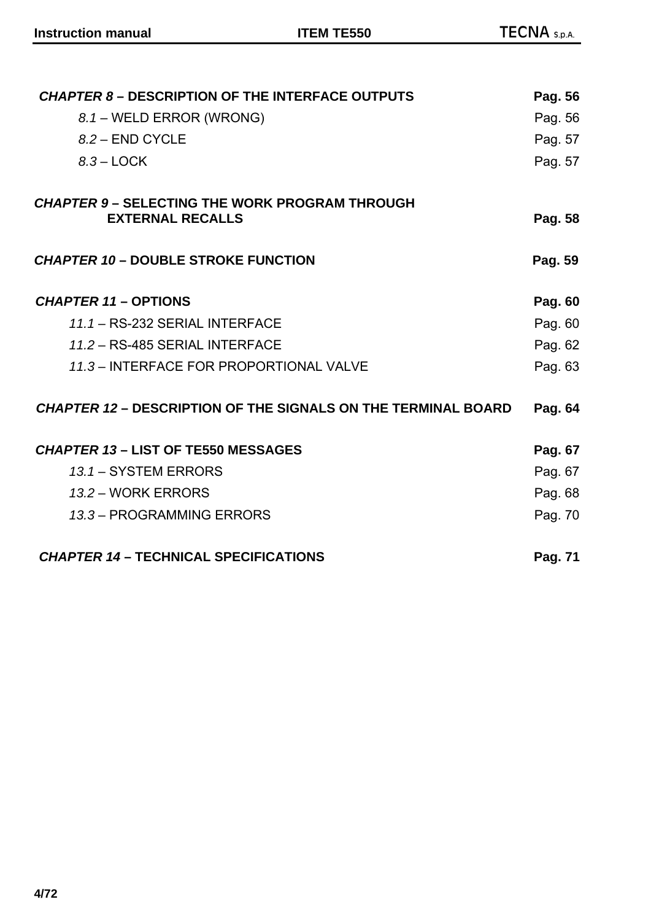***CHAPTER 8* – DESCRIPTION OF THE INTERFACE OUTPUTS** **Pag. 56**

*8.1* – WELD ERROR (WRONG) Pag. 56

*8.2* – END CYCLE Pag. 57

*8.3* – LOCK Pag. 57

***CHAPTER 9* – SELECTING THE WORK PROGRAM THROUGH EXTERNAL RECALLS** **Pag. 58**

***CHAPTER 10* – DOUBLE STROKE FUNCTION** **Pag. 59**

***CHAPTER 11* – OPTIONS** **Pag. 60**

*11.1* – RS-232 SERIAL INTERFACE Pag. 60

*11.2* – RS-485 SERIAL INTERFACE Pag. 62

*11.3* – INTERFACE FOR PROPORTIONAL VALVE Pag. 63

***CHAPTER 12* – DESCRIPTION OF THE SIGNALS ON THE TERMINAL BOARD** **Pag. 64**

***CHAPTER 13* – LIST OF TE550 MESSAGES** **Pag. 67**

*13.1* – SYSTEM ERRORS Pag. 67

*13.2* – WORK ERRORS Pag. 68

*13.3* – PROGRAMMING ERRORS Pag. 70

***CHAPTER 14* – TECHNICAL SPECIFICATIONS** **Pag. 71**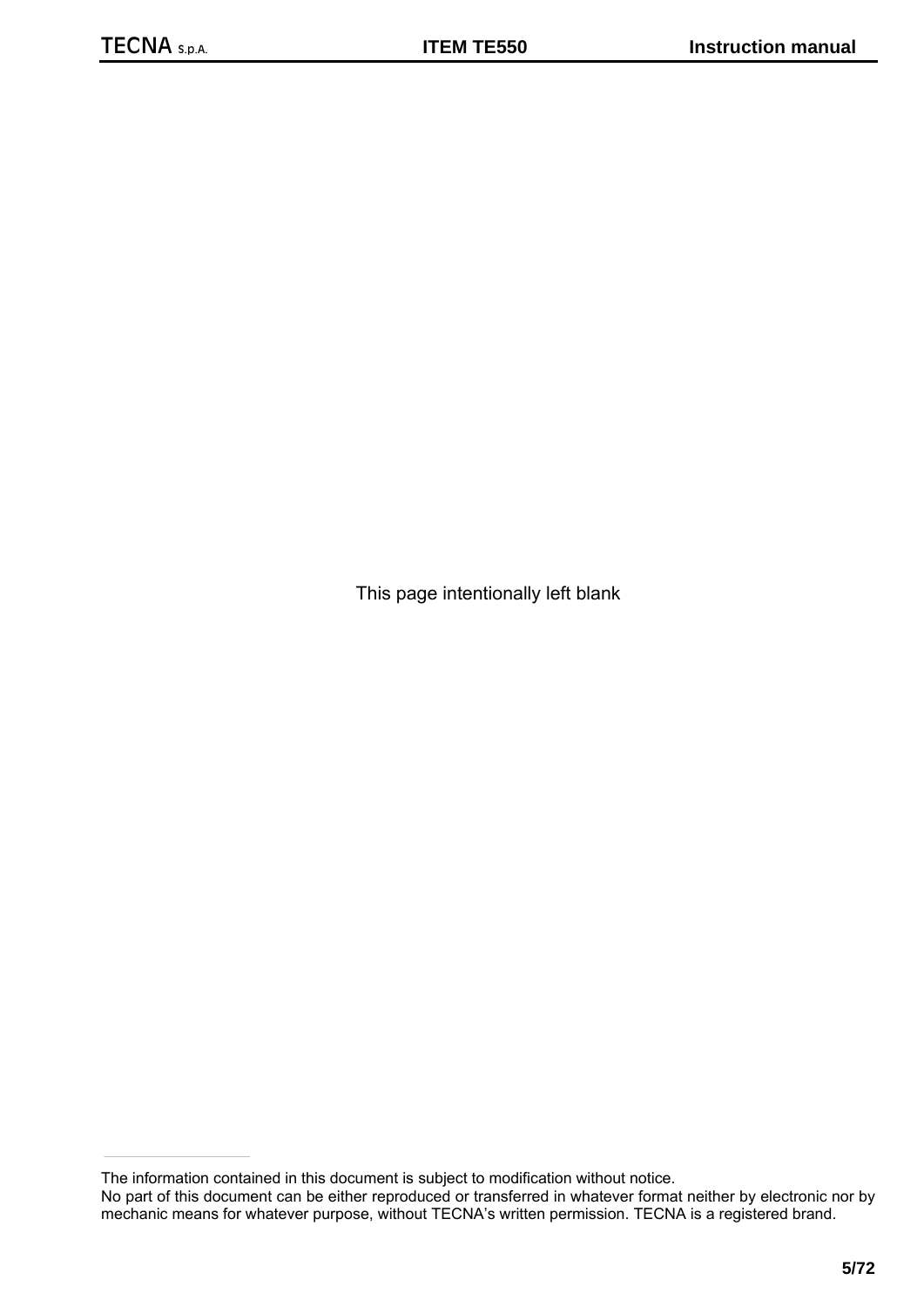This page intentionally left blank

The information contained in this document is subject to modification without notice.
No part of this document can be either reproduced or transferred in whatever format neither by electronic nor by mechanic means for whatever purpose, without TECNA's written permission. TECNA is a registered brand.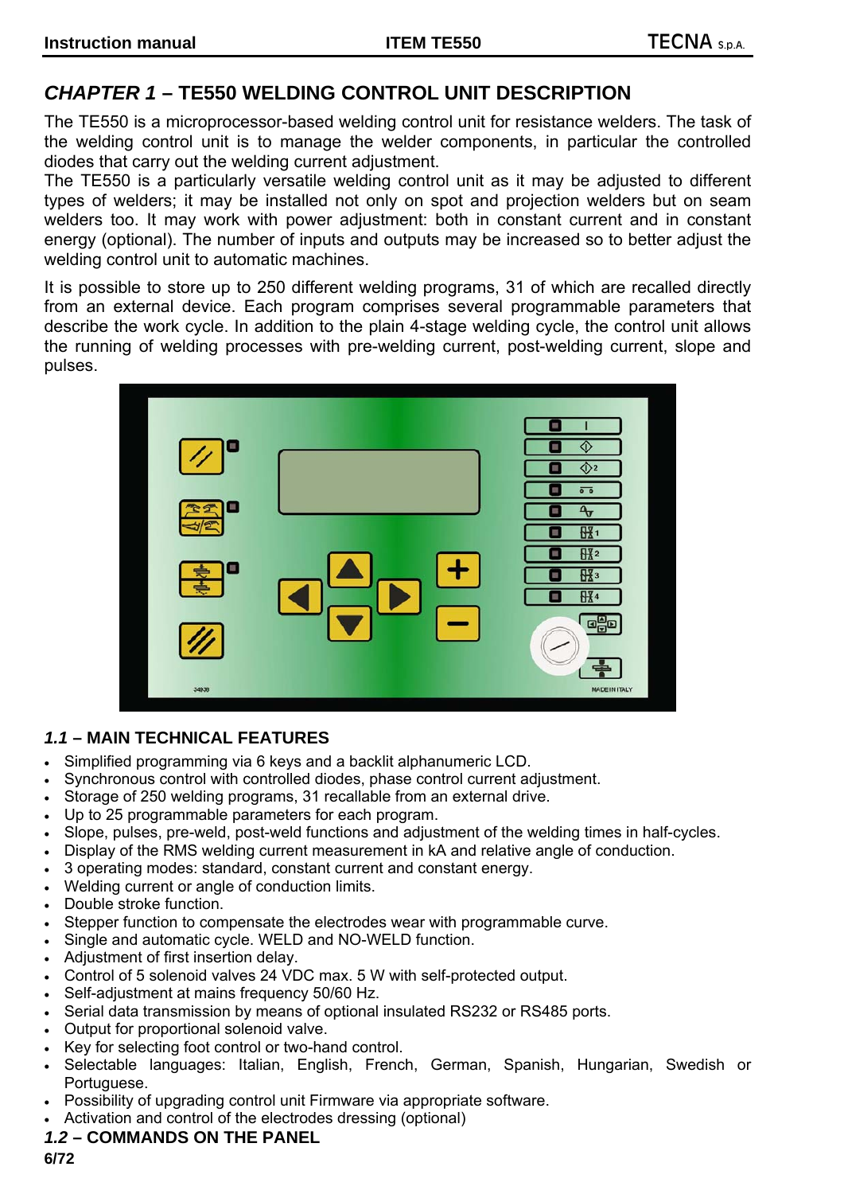## *CHAPTER 1* – TE550 WELDING CONTROL UNIT DESCRIPTION

The TE550 is a microprocessor-based welding control unit for resistance welders. The task of the welding control unit is to manage the welder components, in particular the controlled diodes that carry out the welding current adjustment.
The TE550 is a particularly versatile welding control unit as it may be adjusted to different types of welders; it may be installed not only on spot and projection welders but on seam welders too. It may work with power adjustment: both in constant current and in constant energy (optional). The number of inputs and outputs may be increased so to better adjust the welding control unit to automatic machines.

It is possible to store up to 250 different welding programs, 31 of which are recalled directly from an external device. Each program comprises several programmable parameters that describe the work cycle. In addition to the plain 4-stage welding cycle, the control unit allows the running of welding processes with pre-welding current, post-welding current, slope and pulses.

### *1.1* – MAIN TECHNICAL FEATURES

- Simplified programming via 6 keys and a backlit alphanumeric LCD.
- Synchronous control with controlled diodes, phase control current adjustment.
- Storage of 250 welding programs, 31 recallable from an external drive.
- Up to 25 programmable parameters for each program.
- Slope, pulses, pre-weld, post-weld functions and adjustment of the welding times in half-cycles.
- Display of the RMS welding current measurement in kA and relative angle of conduction.
- 3 operating modes: standard, constant current and constant energy.
- Welding current or angle of conduction limits.
- Double stroke function.
- Stepper function to compensate the electrodes wear with programmable curve.
- Single and automatic cycle. WELD and NO-WELD function.
- Adjustment of first insertion delay.
- Control of 5 solenoid valves 24 VDC max. 5 W with self-protected output.
- Self-adjustment at mains frequency 50/60 Hz.
- Serial data transmission by means of optional insulated RS232 or RS485 ports.
- Output for proportional solenoid valve.
- Key for selecting foot control or two-hand control.
- Selectable languages: Italian, English, French, German, Spanish, Hungarian, Swedish or Portuguese.
- Possibility of upgrading control unit Firmware via appropriate software.
- Activation and control of the electrodes dressing (optional)

### *1.2* – COMMANDS ON THE PANEL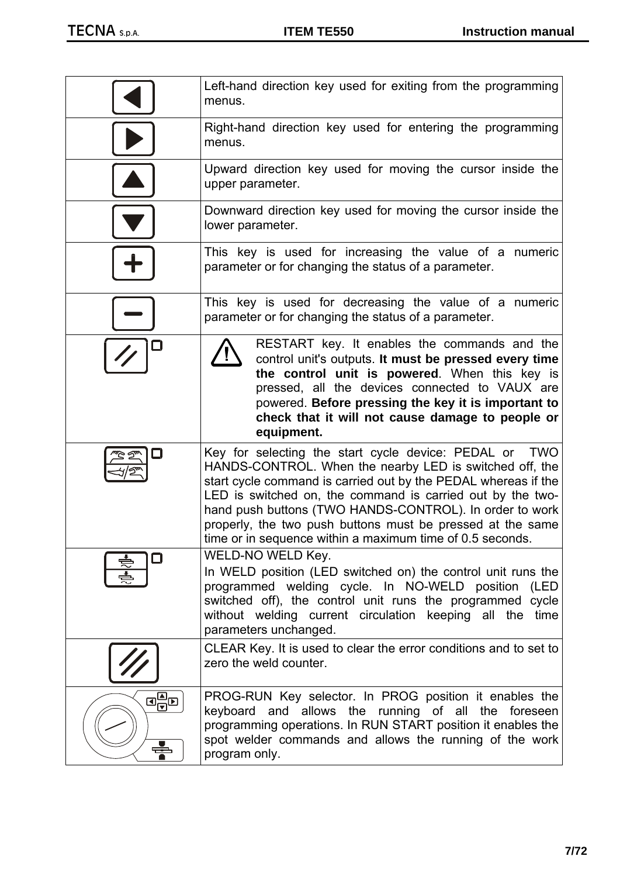| | |
|---|---|
| | Left-hand direction key used for exiting from the programming menus. |
| | Right-hand direction key used for entering the programming menus. |
| | Upward direction key used for moving the cursor inside the upper parameter. |
| | Downward direction key used for moving the cursor inside the lower parameter. |
| | This key is used for increasing the value of a numeric parameter or for changing the status of a parameter. |
| | This key is used for decreasing the value of a numeric parameter or for changing the status of a parameter. |
| | RESTART key. It enables the commands and the control unit's outputs. **It must be pressed every time the control unit is powered**. When this key is pressed, all the devices connected to VAUX are powered. **Before pressing the key it is important to check that it will not cause damage to people or equipment.** |
| | Key for selecting the start cycle device: PEDAL or TWO HANDS-CONTROL. When the nearby LED is switched off, the start cycle command is carried out by the PEDAL whereas if the LED is switched on, the command is carried out by the two-hand push buttons (TWO HANDS-CONTROL). In order to work properly, the two push buttons must be pressed at the same time or in sequence within a maximum time of 0.5 seconds. |
| | WELD-NO WELD Key. In WELD position (LED switched on) the control unit runs the programmed welding cycle. In NO-WELD position (LED switched off), the control unit runs the programmed cycle without welding current circulation keeping all the time parameters unchanged. |
| | CLEAR Key. It is used to clear the error conditions and to set to zero the weld counter. |
| | PROG-RUN Key selector. In PROG position it enables the keyboard and allows the running of all the foreseen programming operations. In RUN START position it enables the spot welder commands and allows the running of the work program only. |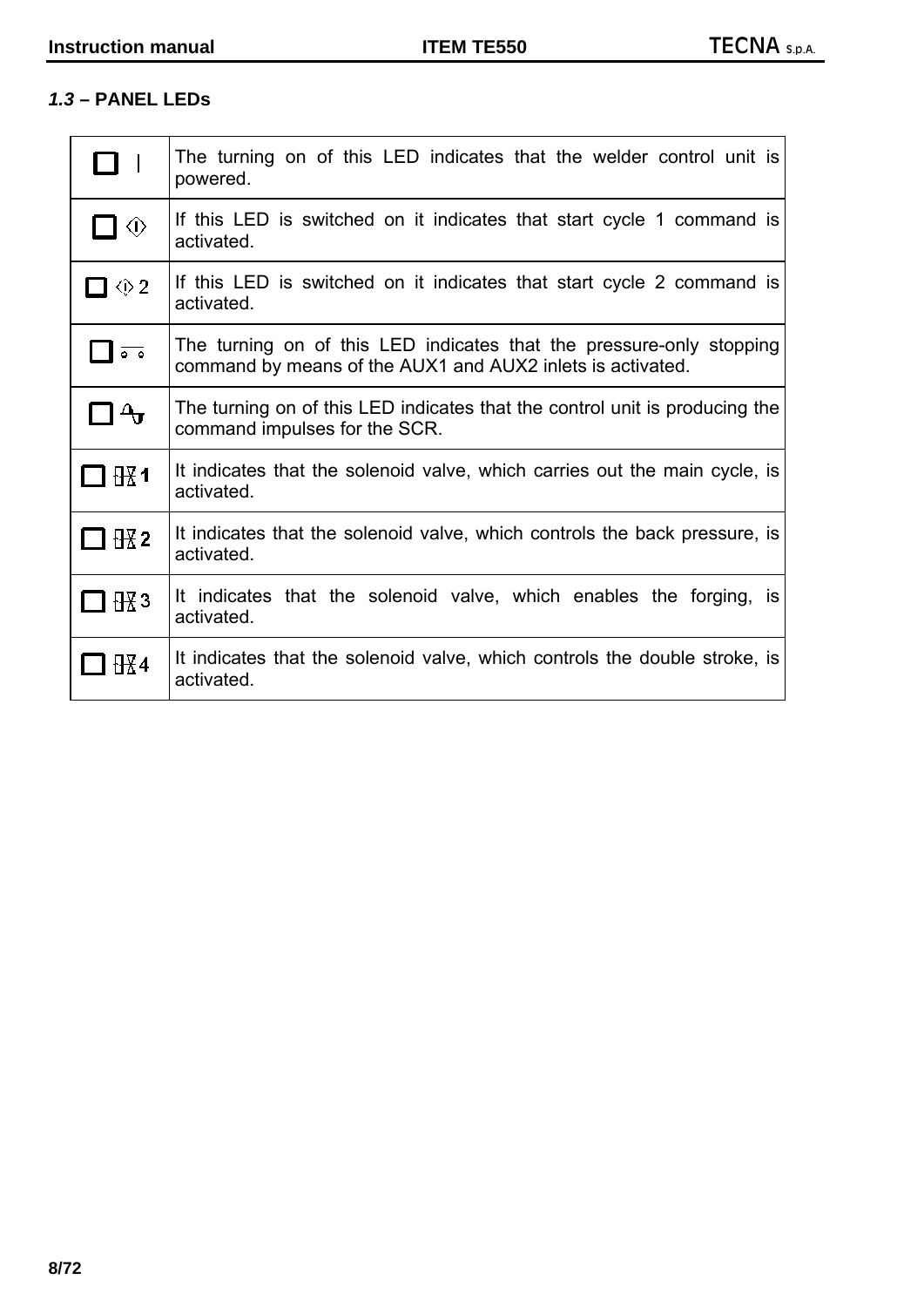### *1.3* – PANEL LEDs

| | |
|---|---|
| ☐ I | The turning on of this LED indicates that the welder control unit is powered. |
| ☐ ⟨I⟩ | If this LED is switched on it indicates that start cycle 1 command is activated. |
| ☐ ⟨I⟩ 2 | If this LED is switched on it indicates that start cycle 2 command is activated. |
| ☐ | The turning on of this LED indicates that the pressure-only stopping command by means of the AUX1 and AUX2 inlets is activated. |
| ☐ | The turning on of this LED indicates that the control unit is producing the command impulses for the SCR. |
| ☐ 1 | It indicates that the solenoid valve, which carries out the main cycle, is activated. |
| ☐ 2 | It indicates that the solenoid valve, which controls the back pressure, is activated. |
| ☐ 3 | It indicates that the solenoid valve, which enables the forging, is activated. |
| ☐ 4 | It indicates that the solenoid valve, which controls the double stroke, is activated. |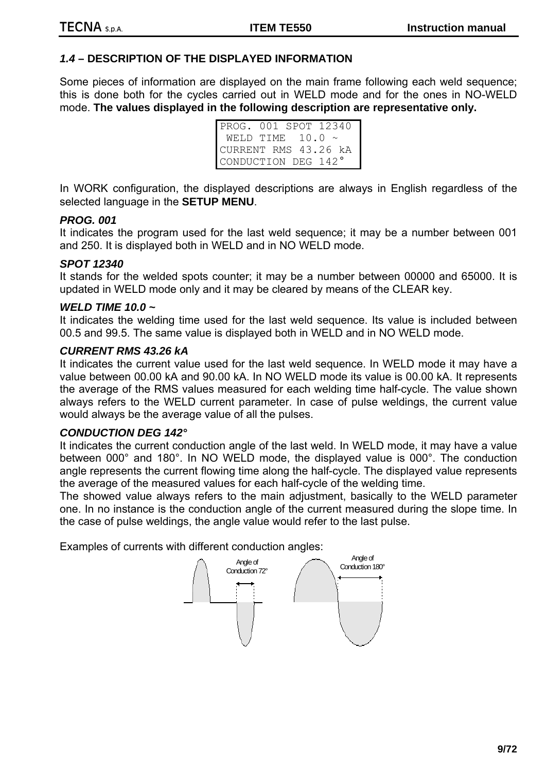### *1.4* – DESCRIPTION OF THE DISPLAYED INFORMATION

Some pieces of information are displayed on the main frame following each weld sequence; this is done both for the cycles carried out in WELD mode and for the ones in NO-WELD mode. **The values displayed in the following description are representative only.**

```
PROG. 001 SPOT 12340
 WELD TIME  10.0 ~
CURRENT RMS 43.26 kA
CONDUCTION DEG 142°
```

In WORK configuration, the displayed descriptions are always in English regardless of the selected language in the **SETUP MENU**.

***PROG. 001***
It indicates the program used for the last weld sequence; it may be a number between 001 and 250. It is displayed both in WELD and in NO WELD mode.

***SPOT 12340***
It stands for the welded spots counter; it may be a number between 00000 and 65000. It is updated in WELD mode only and it may be cleared by means of the CLEAR key.

***WELD TIME 10.0 ~***
It indicates the welding time used for the last weld sequence. Its value is included between 00.5 and 99.5. The same value is displayed both in WELD and in NO WELD mode.

***CURRENT RMS 43.26 kA***
It indicates the current value used for the last weld sequence. In WELD mode it may have a value between 00.00 kA and 90.00 kA. In NO WELD mode its value is 00.00 kA. It represents the average of the RMS values measured for each welding time half-cycle. The value shown always refers to the WELD current parameter. In case of pulse weldings, the current value would always be the average value of all the pulses.

***CONDUCTION DEG 142°***
It indicates the current conduction angle of the last weld. In WELD mode, it may have a value between 000° and 180°. In NO WELD mode, the displayed value is 000°. The conduction angle represents the current flowing time along the half-cycle. The displayed value represents the average of the measured values for each half-cycle of the welding time.
The showed value always refers to the main adjustment, basically to the WELD parameter one. In no instance is the conduction angle of the current measured during the slope time. In the case of pulse weldings, the angle value would refer to the last pulse.

Examples of currents with different conduction angles:

Angle of Conduction 72°

Angle of Conduction 180°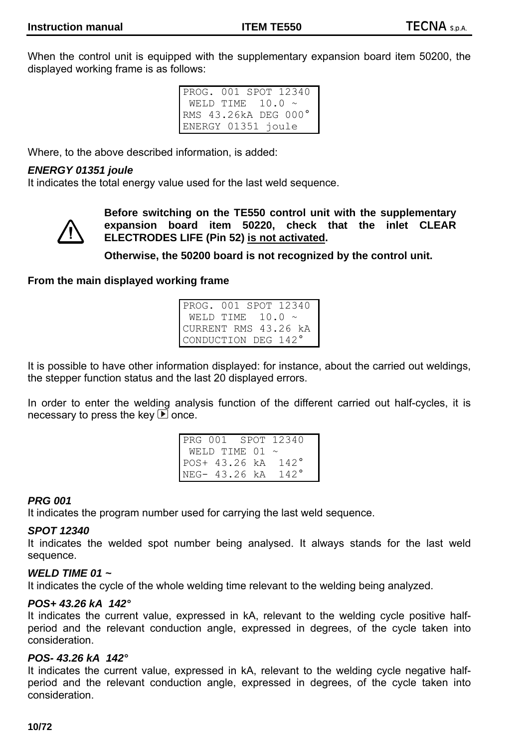When the control unit is equipped with the supplementary expansion board item 50200, the displayed working frame is as follows:

```
PROG. 001 SPOT 12340
 WELD TIME  10.0 ~
RMS 43.26kA DEG 000°
ENERGY 01351 joule
```

Where, to the above described information, is added:

***ENERGY 01351 joule***

It indicates the total energy value used for the last weld sequence.

⚠ **Before switching on the TE550 control unit with the supplementary expansion board item 50220, check that the inlet CLEAR ELECTRODES LIFE (Pin 52) is not activated.**

**Otherwise, the 50200 board is not recognized by the control unit.**

**From the main displayed working frame**

```
PROG. 001 SPOT 12340
 WELD TIME  10.0 ~
CURRENT RMS 43.26 kA
CONDUCTION DEG 142°
```

It is possible to have other information displayed: for instance, about the carried out weldings, the stepper function status and the last 20 displayed errors.

In order to enter the welding analysis function of the different carried out half-cycles, it is necessary to press the key ▶ once.

```
PRG 001  SPOT 12340
 WELD TIME 01 ~
POS+ 43.26 kA  142°
NEG- 43.26 kA  142°
```

***PRG 001***

It indicates the program number used for carrying the last weld sequence.

***SPOT 12340***

It indicates the welded spot number being analysed. It always stands for the last weld sequence.

***WELD TIME 01 ~***

It indicates the cycle of the whole welding time relevant to the welding being analyzed.

***POS+ 43.26 kA  142°***

It indicates the current value, expressed in kA, relevant to the welding cycle positive half-period and the relevant conduction angle, expressed in degrees, of the cycle taken into consideration.

***POS- 43.26 kA  142°***

It indicates the current value, expressed in kA, relevant to the welding cycle negative half-period and the relevant conduction angle, expressed in degrees, of the cycle taken into consideration.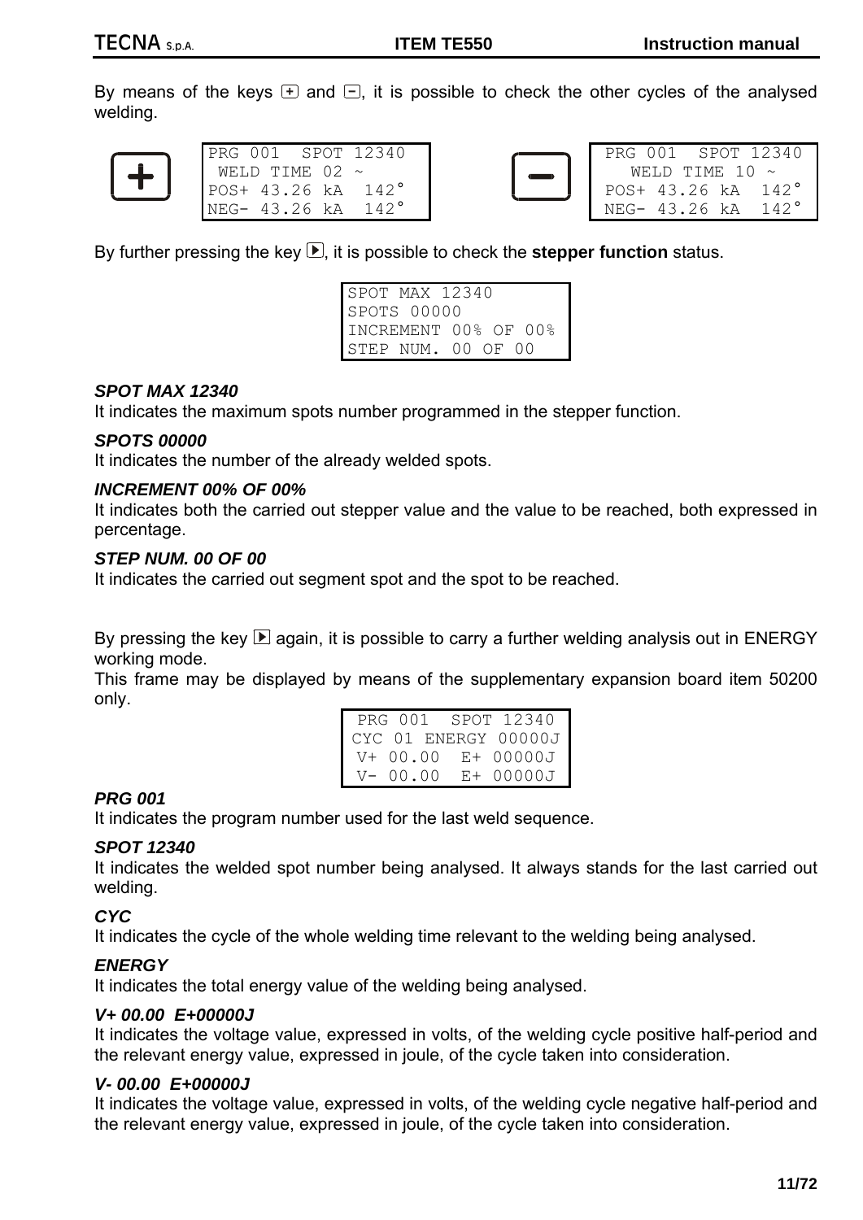By means of the keys [+] and [−], it is possible to check the other cycles of the analysed welding.

[+]

```
PRG 001  SPOT 12340
 WELD TIME 02 ~
POS+ 43.26 kA  142°
NEG- 43.26 kA  142°
```

[−]

```
PRG 001  SPOT 12340
   WELD TIME 10 ~
POS+ 43.26 kA  142°
NEG- 43.26 kA  142°
```

By further pressing the key [▶], it is possible to check the **stepper function** status.

```
SPOT MAX 12340
SPOTS 00000
INCREMENT 00% OF 00%
STEP NUM. 00 OF 00
```

***SPOT MAX 12340***

It indicates the maximum spots number programmed in the stepper function.

***SPOTS 00000***

It indicates the number of the already welded spots.

***INCREMENT 00% OF 00%***

It indicates both the carried out stepper value and the value to be reached, both expressed in percentage.

***STEP NUM. 00 OF 00***

It indicates the carried out segment spot and the spot to be reached.

By pressing the key [▶] again, it is possible to carry a further welding analysis out in ENERGY working mode.

This frame may be displayed by means of the supplementary expansion board item 50200 only.

```
 PRG 001  SPOT 12340
CYC 01 ENERGY 00000J
 V+ 00.00  E+ 00000J
 V- 00.00  E+ 00000J
```

***PRG 001***

It indicates the program number used for the last weld sequence.

***SPOT 12340***

It indicates the welded spot number being analysed. It always stands for the last carried out welding.

***CYC***

It indicates the cycle of the whole welding time relevant to the welding being analysed.

***ENERGY***

It indicates the total energy value of the welding being analysed.

***V+ 00.00  E+00000J***

It indicates the voltage value, expressed in volts, of the welding cycle positive half-period and the relevant energy value, expressed in joule, of the cycle taken into consideration.

***V- 00.00  E+00000J***

It indicates the voltage value, expressed in volts, of the welding cycle negative half-period and the relevant energy value, expressed in joule, of the cycle taken into consideration.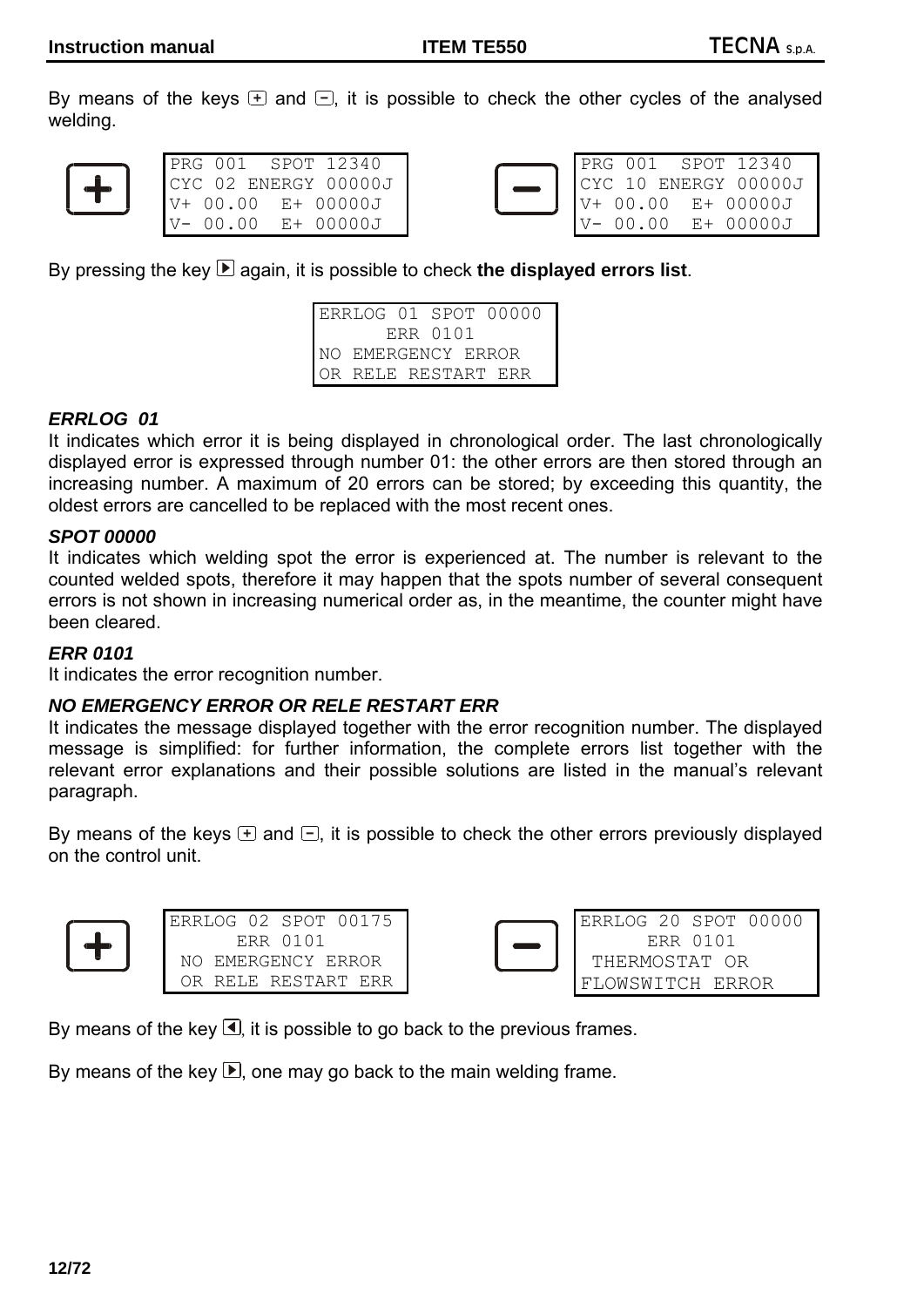By means of the keys ⊞ and ⊟, it is possible to check the other cycles of the analysed welding.

**+**

```
PRG 001  SPOT 12340
CYC 02 ENERGY 00000J
V+ 00.00  E+ 00000J
V- 00.00  E+ 00000J
```

**−**

```
PRG 001  SPOT 12340
CYC 10 ENERGY 00000J
V+ 00.00  E+ 00000J
V- 00.00  E+ 00000J
```

By pressing the key ▶ again, it is possible to check **the displayed errors list**.

```
ERRLOG 01 SPOT 00000
      ERR 0101
NO EMERGENCY ERROR
OR RELE RESTART ERR
```

***ERRLOG 01***

It indicates which error it is being displayed in chronological order. The last chronologically displayed error is expressed through number 01: the other errors are then stored through an increasing number. A maximum of 20 errors can be stored; by exceeding this quantity, the oldest errors are cancelled to be replaced with the most recent ones.

***SPOT 00000***

It indicates which welding spot the error is experienced at. The number is relevant to the counted welded spots, therefore it may happen that the spots number of several consequent errors is not shown in increasing numerical order as, in the meantime, the counter might have been cleared.

***ERR 0101***

It indicates the error recognition number.

***NO EMERGENCY ERROR OR RELE RESTART ERR***

It indicates the message displayed together with the error recognition number. The displayed message is simplified: for further information, the complete errors list together with the relevant error explanations and their possible solutions are listed in the manual's relevant paragraph.

By means of the keys ⊞ and ⊟, it is possible to check the other errors previously displayed on the control unit.

**+**

```
ERRLOG 02 SPOT 00175
      ERR 0101
 NO EMERGENCY ERROR
 OR RELE RESTART ERR
```

**−**

```
ERRLOG 20 SPOT 00000
      ERR 0101
 THERMOSTAT OR
FLOWSWITCH ERROR
```

By means of the key ◀, it is possible to go back to the previous frames.

By means of the key ▶, one may go back to the main welding frame.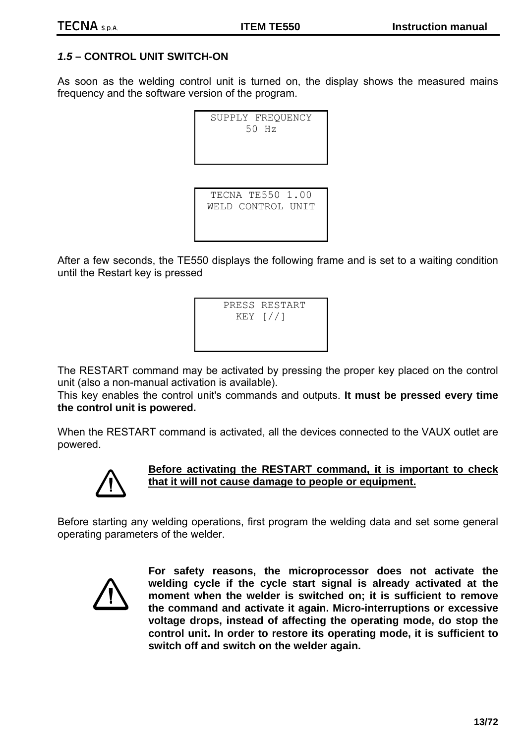### *1.5* – CONTROL UNIT SWITCH-ON

As soon as the welding control unit is turned on, the display shows the measured mains frequency and the software version of the program.

```
SUPPLY FREQUENCY
      50 Hz
```

```
TECNA TE550 1.00
WELD CONTROL UNIT
```

After a few seconds, the TE550 displays the following frame and is set to a waiting condition until the Restart key is pressed

```
  PRESS RESTART
    KEY [//]
```

The RESTART command may be activated by pressing the proper key placed on the control unit (also a non-manual activation is available).
This key enables the control unit's commands and outputs. **It must be pressed every time the control unit is powered.**

When the RESTART command is activated, all the devices connected to the VAUX outlet are powered.

**Before activating the RESTART command, it is important to check that it will not cause damage to people or equipment.**

Before starting any welding operations, first program the welding data and set some general operating parameters of the welder.

**For safety reasons, the microprocessor does not activate the welding cycle if the cycle start signal is already activated at the moment when the welder is switched on; it is sufficient to remove the command and activate it again. Micro-interruptions or excessive voltage drops, instead of affecting the operating mode, do stop the control unit. In order to restore its operating mode, it is sufficient to switch off and switch on the welder again.**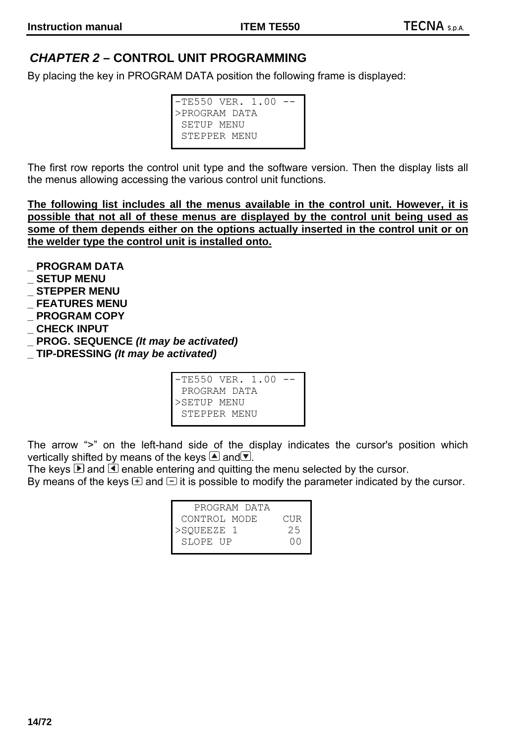## *CHAPTER 2* – CONTROL UNIT PROGRAMMING

By placing the key in PROGRAM DATA position the following frame is displayed:

```
-TE550 VER. 1.00 --
>PROGRAM DATA
 SETUP MENU
 STEPPER MENU
```

The first row reports the control unit type and the software version. Then the display lists all the menus allowing accessing the various control unit functions.

**The following list includes all the menus available in the control unit. However, it is possible that not all of these menus are displayed by the control unit being used as some of them depends either on the options actually inserted in the control unit or on the welder type the control unit is installed onto.**

- **PROGRAM DATA**
- **SETUP MENU**
- **STEPPER MENU**
- **FEATURES MENU**
- **PROGRAM COPY**
- **CHECK INPUT**
- **PROG. SEQUENCE *(It may be activated)***
- **TIP-DRESSING *(It may be activated)***

```
-TE550 VER. 1.00 --
 PROGRAM DATA
>SETUP MENU
 STEPPER MENU
```

The arrow ">" on the left-hand side of the display indicates the cursor's position which vertically shifted by means of the keys ▲ and ▼.
The keys ▶ and ◀ enable entering and quitting the menu selected by the cursor.
By means of the keys + and – it is possible to modify the parameter indicated by the cursor.

```
   PROGRAM DATA
 CONTROL MODE    CUR
>SQUEEZE 1        25
 SLOPE UP         00
```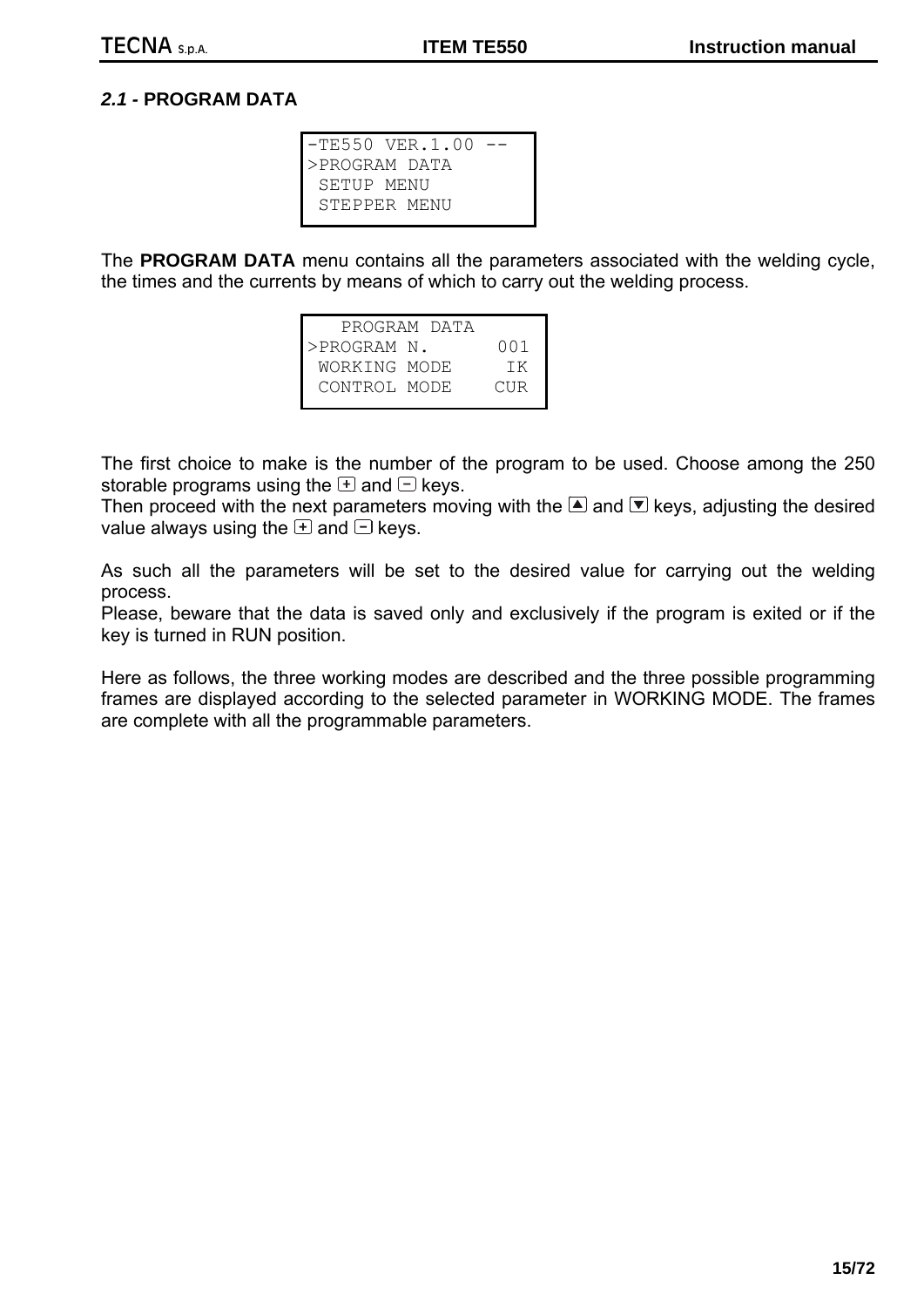## *2.1* - PROGRAM DATA

```
-TE550 VER.1.00 --
>PROGRAM DATA
 SETUP MENU
 STEPPER MENU
```

The **PROGRAM DATA** menu contains all the parameters associated with the welding cycle, the times and the currents by means of which to carry out the welding process.

```
   PROGRAM DATA
>PROGRAM N.      001
 WORKING MODE     IK
 CONTROL MODE    CUR
```

The first choice to make is the number of the program to be used. Choose among the 250 storable programs using the + and - keys.
Then proceed with the next parameters moving with the ▲ and ▼ keys, adjusting the desired value always using the + and - keys.

As such all the parameters will be set to the desired value for carrying out the welding process.
Please, beware that the data is saved only and exclusively if the program is exited or if the key is turned in RUN position.

Here as follows, the three working modes are described and the three possible programming frames are displayed according to the selected parameter in WORKING MODE. The frames are complete with all the programmable parameters.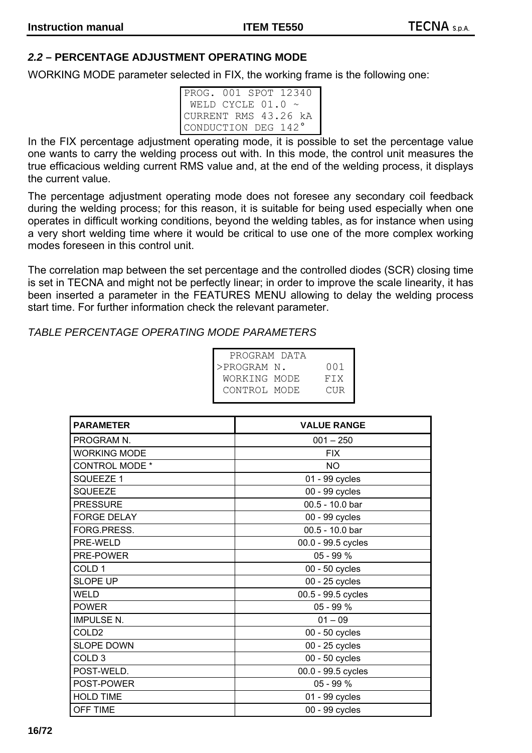## *2.2* – PERCENTAGE ADJUSTMENT OPERATING MODE

WORKING MODE parameter selected in FIX, the working frame is the following one:

```
PROG. 001 SPOT 12340
 WELD CYCLE 01.0 ~
CURRENT RMS 43.26 kA
CONDUCTION DEG 142°
```

In the FIX percentage adjustment operating mode, it is possible to set the percentage value one wants to carry the welding process out with. In this mode, the control unit measures the true efficacious welding current RMS value and, at the end of the welding process, it displays the current value.

The percentage adjustment operating mode does not foresee any secondary coil feedback during the welding process; for this reason, it is suitable for being used especially when one operates in difficult working conditions, beyond the welding tables, as for instance when using a very short welding time where it would be critical to use one of the more complex working modes foreseen in this control unit.

The correlation map between the set percentage and the controlled diodes (SCR) closing time is set in TECNA and might not be perfectly linear; in order to improve the scale linearity, it has been inserted a parameter in the FEATURES MENU allowing to delay the welding process start time. For further information check the relevant parameter.

*TABLE PERCENTAGE OPERATING MODE PARAMETERS*

```
  PROGRAM DATA
>PROGRAM N.      001
 WORKING MODE    FIX
 CONTROL MODE    CUR
```

| PARAMETER | VALUE RANGE |
|---|---|
| PROGRAM N. | 001 – 250 |
| WORKING MODE | FIX |
| CONTROL MODE * | NO |
| SQUEEZE 1 | 01 - 99 cycles |
| SQUEEZE | 00 - 99 cycles |
| PRESSURE | 00.5 - 10.0 bar |
| FORGE DELAY | 00 - 99 cycles |
| FORG.PRESS. | 00.5 - 10.0 bar |
| PRE-WELD | 00.0 - 99.5 cycles |
| PRE-POWER | 05 - 99 % |
| COLD 1 | 00 - 50 cycles |
| SLOPE UP | 00 - 25 cycles |
| WELD | 00.5 - 99.5 cycles |
| POWER | 05 - 99 % |
| IMPULSE N. | 01 – 09 |
| COLD2 | 00 - 50 cycles |
| SLOPE DOWN | 00 - 25 cycles |
| COLD 3 | 00 - 50 cycles |
| POST-WELD. | 00.0 - 99.5 cycles |
| POST-POWER | 05 - 99 % |
| HOLD TIME | 01 - 99 cycles |
| OFF TIME | 00 - 99 cycles |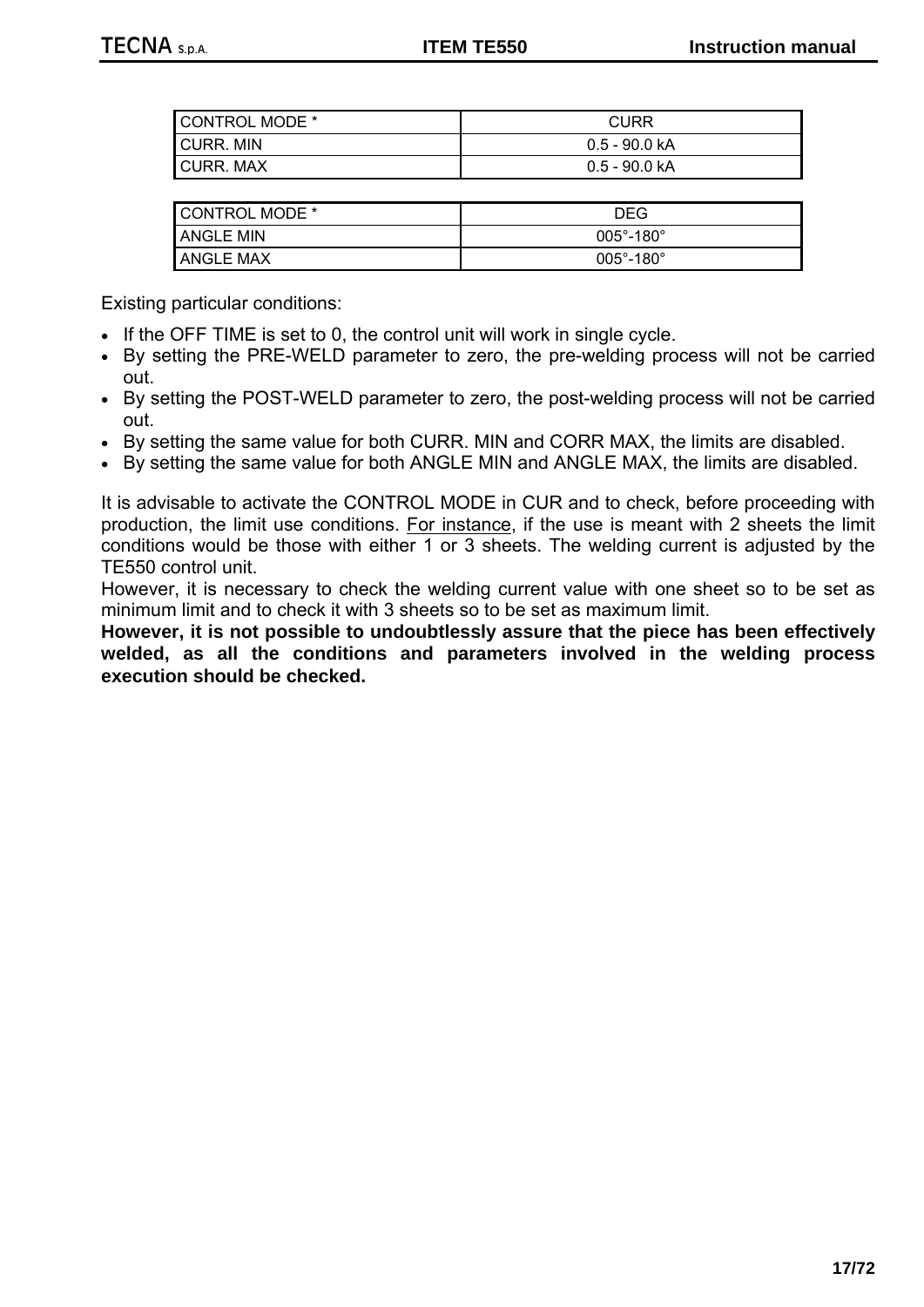| CONTROL MODE * | CURR |
|---|---|
| CURR. MIN | 0.5 - 90.0 kA |
| CURR. MAX | 0.5 - 90.0 kA |

| CONTROL MODE * | DEG |
|---|---|
| ANGLE MIN | 005°-180° |
| ANGLE MAX | 005°-180° |

Existing particular conditions:

- If the OFF TIME is set to 0, the control unit will work in single cycle.
- By setting the PRE-WELD parameter to zero, the pre-welding process will not be carried out.
- By setting the POST-WELD parameter to zero, the post-welding process will not be carried out.
- By setting the same value for both CURR. MIN and CORR MAX, the limits are disabled.
- By setting the same value for both ANGLE MIN and ANGLE MAX, the limits are disabled.

It is advisable to activate the CONTROL MODE in CUR and to check, before proceeding with production, the limit use conditions. For instance, if the use is meant with 2 sheets the limit conditions would be those with either 1 or 3 sheets. The welding current is adjusted by the TE550 control unit.
However, it is necessary to check the welding current value with one sheet so to be set as minimum limit and to check it with 3 sheets so to be set as maximum limit.
**However, it is not possible to undoubtlessly assure that the piece has been effectively welded, as all the conditions and parameters involved in the welding process execution should be checked.**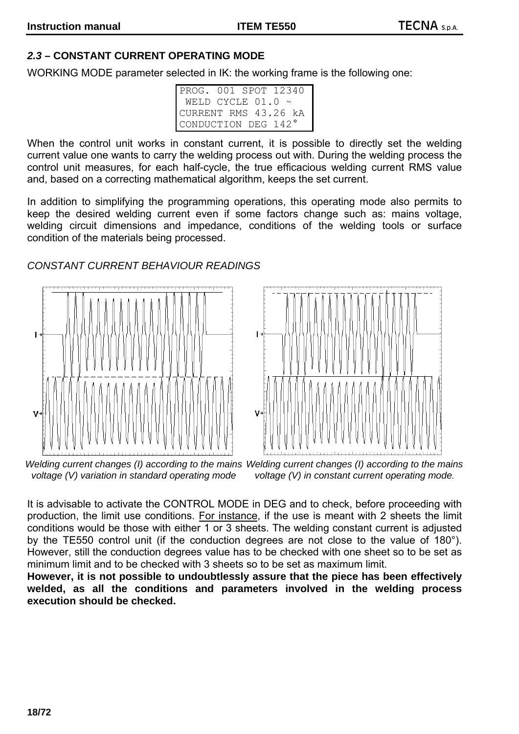## *2.3* – CONSTANT CURRENT OPERATING MODE

WORKING MODE parameter selected in IK: the working frame is the following one:

```
PROG. 001 SPOT 12340
 WELD CYCLE 01.0 ~
CURRENT RMS 43.26 kA
CONDUCTION DEG 142°
```

When the control unit works in constant current, it is possible to directly set the welding current value one wants to carry the welding process out with. During the welding process the control unit measures, for each half-cycle, the true efficacious welding current RMS value and, based on a correcting mathematical algorithm, keeps the set current.

In addition to simplifying the programming operations, this operating mode also permits to keep the desired welding current even if some factors change such as: mains voltage, welding circuit dimensions and impedance, conditions of the welding tools or surface condition of the materials being processed.

*CONSTANT CURRENT BEHAVIOUR READINGS*

*Welding current changes (I) according to the mains voltage (V) variation in standard operating mode*

*Welding current changes (I) according to the mains voltage (V) in constant current operating mode.*

It is advisable to activate the CONTROL MODE in DEG and to check, before proceeding with production, the limit use conditions. For instance, if the use is meant with 2 sheets the limit conditions would be those with either 1 or 3 sheets. The welding constant current is adjusted by the TE550 control unit (if the conduction degrees are not close to the value of 180°). However, still the conduction degrees value has to be checked with one sheet so to be set as minimum limit and to be checked with 3 sheets so to be set as maximum limit.

**However, it is not possible to undoubtlessly assure that the piece has been effectively welded, as all the conditions and parameters involved in the welding process execution should be checked.**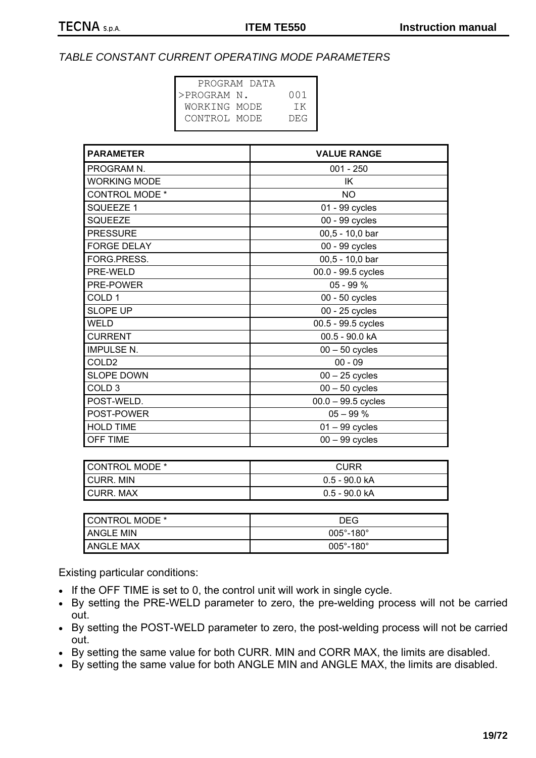*TABLE CONSTANT CURRENT OPERATING MODE PARAMETERS*

```
   PROGRAM DATA
>PROGRAM N.       001
 WORKING MODE      IK
 CONTROL MODE     DEG
```

| PARAMETER | VALUE RANGE |
|---|---|
| PROGRAM N. | 001 - 250 |
| WORKING MODE | IK |
| CONTROL MODE * | NO |
| SQUEEZE 1 | 01 - 99 cycles |
| SQUEEZE | 00 - 99 cycles |
| PRESSURE | 00,5 - 10,0 bar |
| FORGE DELAY | 00 - 99 cycles |
| FORG.PRESS. | 00,5 - 10,0 bar |
| PRE-WELD | 00.0 - 99.5 cycles |
| PRE-POWER | 05 - 99 % |
| COLD 1 | 00 - 50 cycles |
| SLOPE UP | 00 - 25 cycles |
| WELD | 00.5 - 99.5 cycles |
| CURRENT | 00.5 - 90.0 kA |
| IMPULSE N. | 00 – 50 cycles |
| COLD2 | 00 - 09 |
| SLOPE DOWN | 00 – 25 cycles |
| COLD 3 | 00 – 50 cycles |
| POST-WELD. | 00.0 – 99.5 cycles |
| POST-POWER | 05 – 99 % |
| HOLD TIME | 01 – 99 cycles |
| OFF TIME | 00 – 99 cycles |

| CONTROL MODE * | CURR |
|---|---|
| CURR. MIN | 0.5 - 90.0 kA |
| CURR. MAX | 0.5 - 90.0 kA |

| CONTROL MODE * | DEG |
|---|---|
| ANGLE MIN | 005°-180° |
| ANGLE MAX | 005°-180° |

Existing particular conditions:

- If the OFF TIME is set to 0, the control unit will work in single cycle.
- By setting the PRE-WELD parameter to zero, the pre-welding process will not be carried out.
- By setting the POST-WELD parameter to zero, the post-welding process will not be carried out.
- By setting the same value for both CURR. MIN and CORR MAX, the limits are disabled.
- By setting the same value for both ANGLE MIN and ANGLE MAX, the limits are disabled.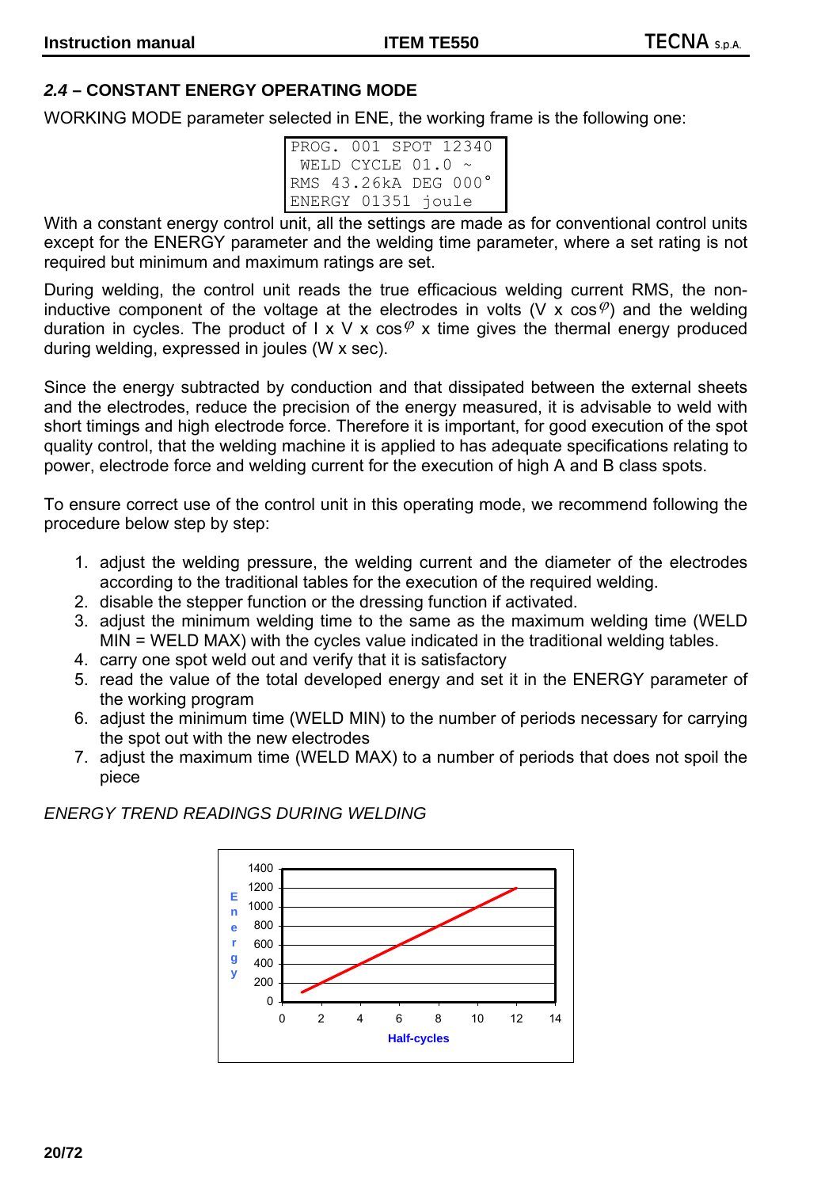## 2.4 – CONSTANT ENERGY OPERATING MODE

WORKING MODE parameter selected in ENE, the working frame is the following one:

```
PROG. 001 SPOT 12340
 WELD CYCLE 01.0 ~
RMS 43.26kA DEG 000°
ENERGY 01351 joule
```

With a constant energy control unit, all the settings are made as for conventional control units except for the ENERGY parameter and the welding time parameter, where a set rating is not required but minimum and maximum ratings are set.

During welding, the control unit reads the true efficacious welding current RMS, the non-inductive component of the voltage at the electrodes in volts (V x cos$\varphi$) and the welding duration in cycles. The product of I x V x cos$\varphi$ x time gives the thermal energy produced during welding, expressed in joules (W x sec).

Since the energy subtracted by conduction and that dissipated between the external sheets and the electrodes, reduce the precision of the energy measured, it is advisable to weld with short timings and high electrode force. Therefore it is important, for good execution of the spot quality control, that the welding machine it is applied to has adequate specifications relating to power, electrode force and welding current for the execution of high A and B class spots.

To ensure correct use of the control unit in this operating mode, we recommend following the procedure below step by step:

1. adjust the welding pressure, the welding current and the diameter of the electrodes according to the traditional tables for the execution of the required welding.
2. disable the stepper function or the dressing function if activated.
3. adjust the minimum welding time to the same as the maximum welding time (WELD MIN = WELD MAX) with the cycles value indicated in the traditional welding tables.
4. carry one spot weld out and verify that it is satisfactory
5. read the value of the total developed energy and set it in the ENERGY parameter of the working program
6. adjust the minimum time (WELD MIN) to the number of periods necessary for carrying the spot out with the new electrodes
7. adjust the maximum time (WELD MAX) to a number of periods that does not spoil the piece

*ENERGY TREND READINGS DURING WELDING*

(Chart: Energy (0–1400) vs Half-cycles (0–14); linear increase from about 100 at 1 half-cycle to about 1200 at 12 half-cycles)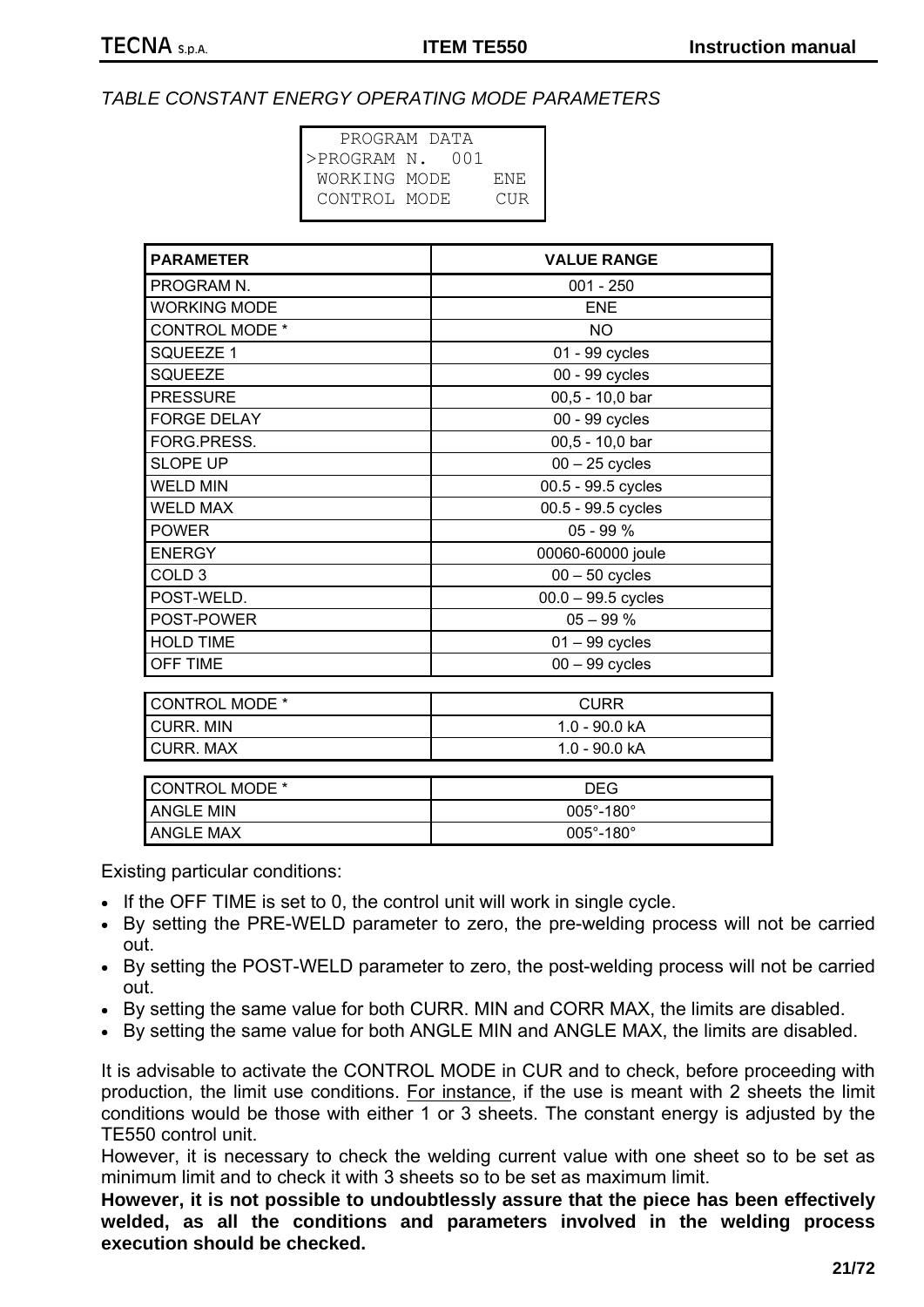*TABLE CONSTANT ENERGY OPERATING MODE PARAMETERS*

```
   PROGRAM DATA
>PROGRAM N.  001
 WORKING MODE    ENE
 CONTROL MODE    CUR
```

| PARAMETER | VALUE RANGE |
|---|---|
| PROGRAM N. | 001 - 250 |
| WORKING MODE | ENE |
| CONTROL MODE * | NO |
| SQUEEZE 1 | 01 - 99 cycles |
| SQUEEZE | 00 - 99 cycles |
| PRESSURE | 00,5 - 10,0 bar |
| FORGE DELAY | 00 - 99 cycles |
| FORG.PRESS. | 00,5 - 10,0 bar |
| SLOPE UP | 00 – 25 cycles |
| WELD MIN | 00.5 - 99.5 cycles |
| WELD MAX | 00.5 - 99.5 cycles |
| POWER | 05 - 99 % |
| ENERGY | 00060-60000 joule |
| COLD 3 | 00 – 50 cycles |
| POST-WELD. | 00.0 – 99.5 cycles |
| POST-POWER | 05 – 99 % |
| HOLD TIME | 01 – 99 cycles |
| OFF TIME | 00 – 99 cycles |

| CONTROL MODE * | CURR |
|---|---|
| CURR. MIN | 1.0 - 90.0 kA |
| CURR. MAX | 1.0 - 90.0 kA |

| CONTROL MODE * | DEG |
|---|---|
| ANGLE MIN | 005°-180° |
| ANGLE MAX | 005°-180° |

Existing particular conditions:

- If the OFF TIME is set to 0, the control unit will work in single cycle.
- By setting the PRE-WELD parameter to zero, the pre-welding process will not be carried out.
- By setting the POST-WELD parameter to zero, the post-welding process will not be carried out.
- By setting the same value for both CURR. MIN and CORR MAX, the limits are disabled.
- By setting the same value for both ANGLE MIN and ANGLE MAX, the limits are disabled.

It is advisable to activate the CONTROL MODE in CUR and to check, before proceeding with production, the limit use conditions. For instance, if the use is meant with 2 sheets the limit conditions would be those with either 1 or 3 sheets. The constant energy is adjusted by the TE550 control unit.

However, it is necessary to check the welding current value with one sheet so to be set as minimum limit and to check it with 3 sheets so to be set as maximum limit.

**However, it is not possible to undoubtlessly assure that the piece has been effectively welded, as all the conditions and parameters involved in the welding process execution should be checked.**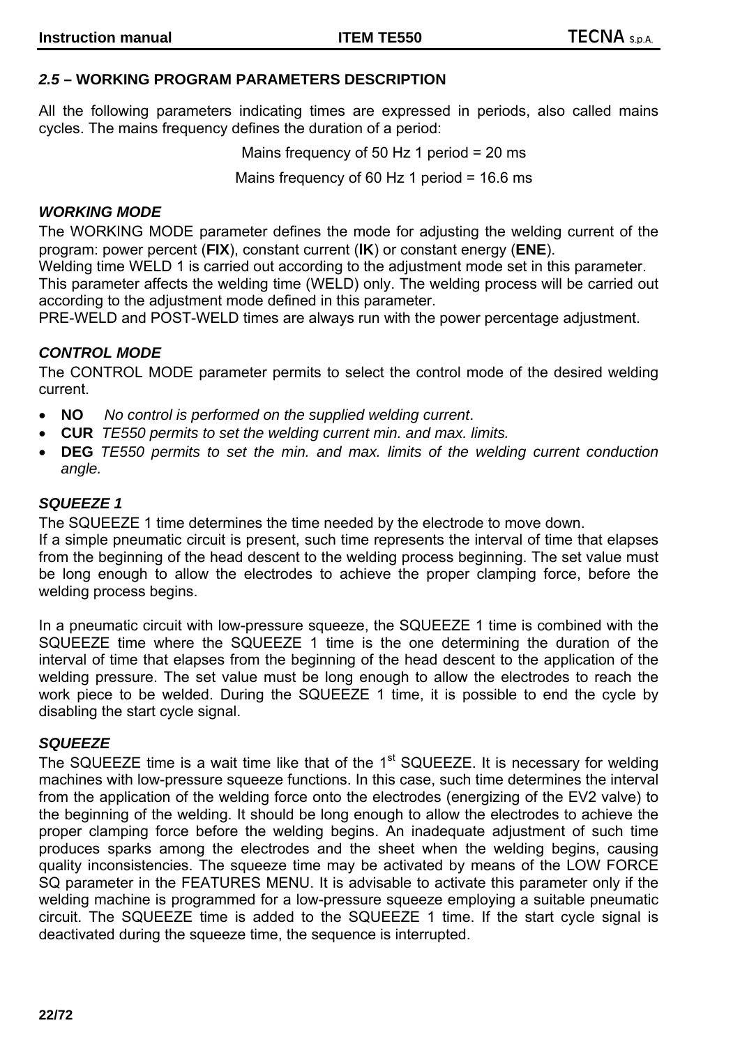## *2.5* – WORKING PROGRAM PARAMETERS DESCRIPTION

All the following parameters indicating times are expressed in periods, also called mains cycles. The mains frequency defines the duration of a period:

Mains frequency of 50 Hz 1 period = 20 ms

Mains frequency of 60 Hz 1 period = 16.6 ms

### *WORKING MODE*

The WORKING MODE parameter defines the mode for adjusting the welding current of the program: power percent (**FIX**), constant current (**IK**) or constant energy (**ENE**).
Welding time WELD 1 is carried out according to the adjustment mode set in this parameter.
This parameter affects the welding time (WELD) only. The welding process will be carried out according to the adjustment mode defined in this parameter.
PRE-WELD and POST-WELD times are always run with the power percentage adjustment.

### *CONTROL MODE*

The CONTROL MODE parameter permits to select the control mode of the desired welding current.

- **NO** *No control is performed on the supplied welding current*.
- **CUR** *TE550 permits to set the welding current min. and max. limits.*
- **DEG** *TE550 permits to set the min. and max. limits of the welding current conduction angle.*

### *SQUEEZE 1*

The SQUEEZE 1 time determines the time needed by the electrode to move down.
If a simple pneumatic circuit is present, such time represents the interval of time that elapses from the beginning of the head descent to the welding process beginning. The set value must be long enough to allow the electrodes to achieve the proper clamping force, before the welding process begins.

In a pneumatic circuit with low-pressure squeeze, the SQUEEZE 1 time is combined with the SQUEEZE time where the SQUEEZE 1 time is the one determining the duration of the interval of time that elapses from the beginning of the head descent to the application of the welding pressure. The set value must be long enough to allow the electrodes to reach the work piece to be welded. During the SQUEEZE 1 time, it is possible to end the cycle by disabling the start cycle signal.

### *SQUEEZE*

The SQUEEZE time is a wait time like that of the 1st SQUEEZE. It is necessary for welding machines with low-pressure squeeze functions. In this case, such time determines the interval from the application of the welding force onto the electrodes (energizing of the EV2 valve) to the beginning of the welding. It should be long enough to allow the electrodes to achieve the proper clamping force before the welding begins. An inadequate adjustment of such time produces sparks among the electrodes and the sheet when the welding begins, causing quality inconsistencies. The squeeze time may be activated by means of the LOW FORCE SQ parameter in the FEATURES MENU. It is advisable to activate this parameter only if the welding machine is programmed for a low-pressure squeeze employing a suitable pneumatic circuit. The SQUEEZE time is added to the SQUEEZE 1 time. If the start cycle signal is deactivated during the squeeze time, the sequence is interrupted.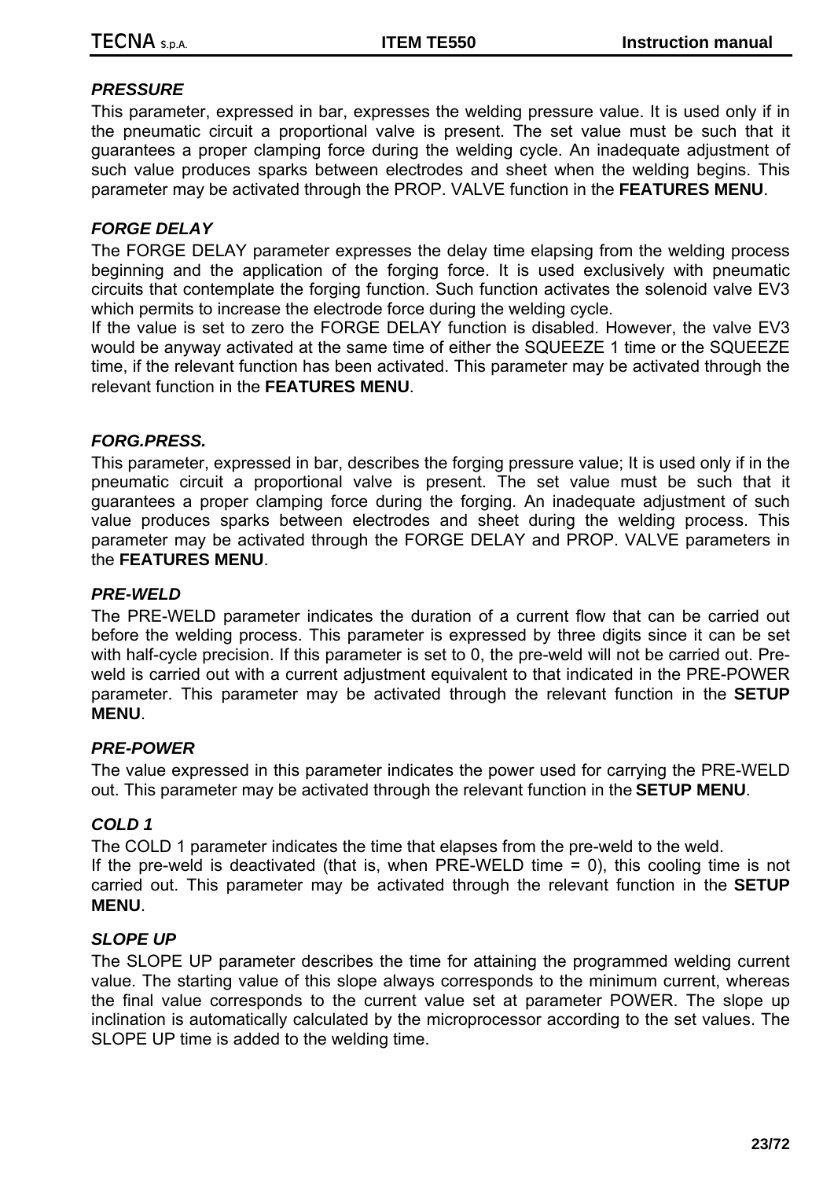### *PRESSURE*

This parameter, expressed in bar, expresses the welding pressure value. It is used only if in the pneumatic circuit a proportional valve is present. The set value must be such that it guarantees a proper clamping force during the welding cycle. An inadequate adjustment of such value produces sparks between electrodes and sheet when the welding begins. This parameter may be activated through the PROP. VALVE function in the **FEATURES MENU**.

### *FORGE DELAY*

The FORGE DELAY parameter expresses the delay time elapsing from the welding process beginning and the application of the forging force. It is used exclusively with pneumatic circuits that contemplate the forging function. Such function activates the solenoid valve EV3 which permits to increase the electrode force during the welding cycle.
If the value is set to zero the FORGE DELAY function is disabled. However, the valve EV3 would be anyway activated at the same time of either the SQUEEZE 1 time or the SQUEEZE time, if the relevant function has been activated. This parameter may be activated through the relevant function in the **FEATURES MENU**.

### *FORG.PRESS.*

This parameter, expressed in bar, describes the forging pressure value; It is used only if in the pneumatic circuit a proportional valve is present. The set value must be such that it guarantees a proper clamping force during the forging. An inadequate adjustment of such value produces sparks between electrodes and sheet during the welding process. This parameter may be activated through the FORGE DELAY and PROP. VALVE parameters in the **FEATURES MENU**.

### *PRE-WELD*

The PRE-WELD parameter indicates the duration of a current flow that can be carried out before the welding process. This parameter is expressed by three digits since it can be set with half-cycle precision. If this parameter is set to 0, the pre-weld will not be carried out. Pre-weld is carried out with a current adjustment equivalent to that indicated in the PRE-POWER parameter. This parameter may be activated through the relevant function in the **SETUP MENU**.

### *PRE-POWER*

The value expressed in this parameter indicates the power used for carrying the PRE-WELD out. This parameter may be activated through the relevant function in the **SETUP MENU**.

### *COLD 1*

The COLD 1 parameter indicates the time that elapses from the pre-weld to the weld.
If the pre-weld is deactivated (that is, when PRE-WELD time = 0), this cooling time is not carried out. This parameter may be activated through the relevant function in the **SETUP MENU**.

### *SLOPE UP*

The SLOPE UP parameter describes the time for attaining the programmed welding current value. The starting value of this slope always corresponds to the minimum current, whereas the final value corresponds to the current value set at parameter POWER. The slope up inclination is automatically calculated by the microprocessor according to the set values. The SLOPE UP time is added to the welding time.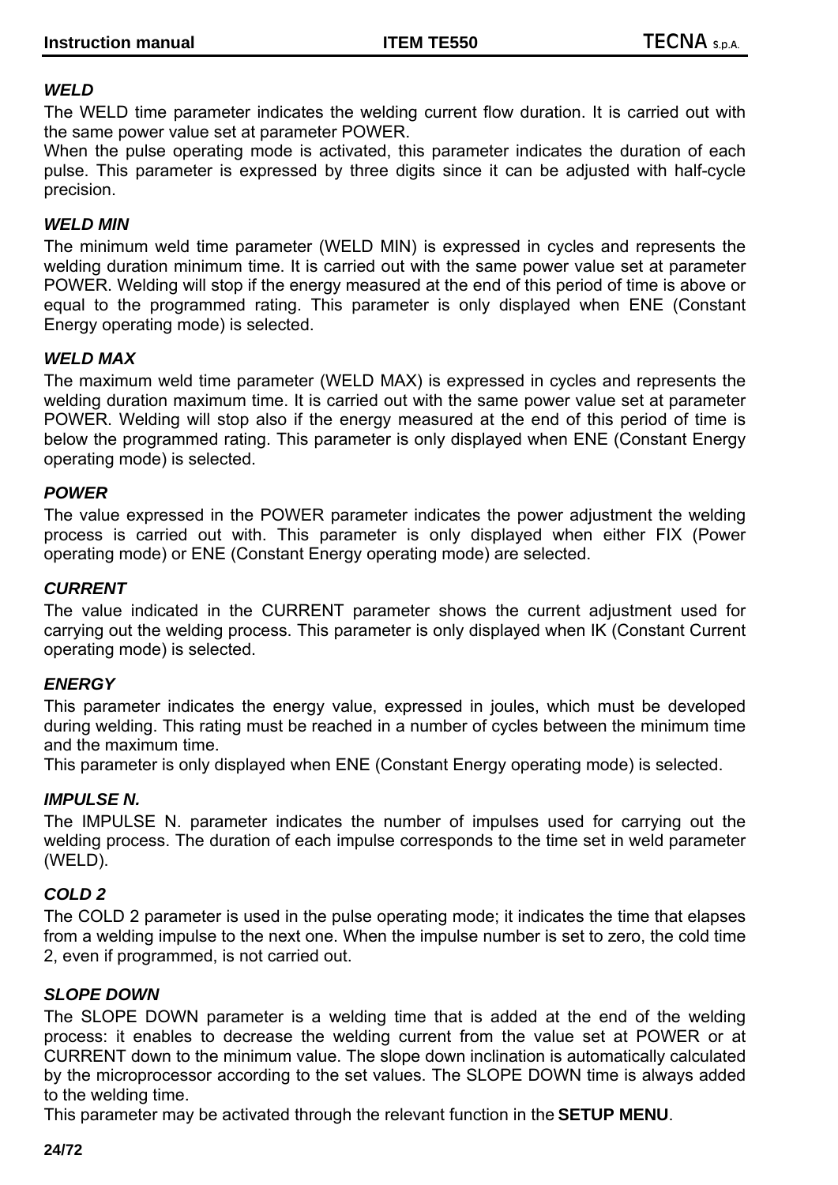### *WELD*

The WELD time parameter indicates the welding current flow duration. It is carried out with the same power value set at parameter POWER.

When the pulse operating mode is activated, this parameter indicates the duration of each pulse. This parameter is expressed by three digits since it can be adjusted with half-cycle precision.

### *WELD MIN*

The minimum weld time parameter (WELD MIN) is expressed in cycles and represents the welding duration minimum time. It is carried out with the same power value set at parameter POWER. Welding will stop if the energy measured at the end of this period of time is above or equal to the programmed rating. This parameter is only displayed when ENE (Constant Energy operating mode) is selected.

### *WELD MAX*

The maximum weld time parameter (WELD MAX) is expressed in cycles and represents the welding duration maximum time. It is carried out with the same power value set at parameter POWER. Welding will stop also if the energy measured at the end of this period of time is below the programmed rating. This parameter is only displayed when ENE (Constant Energy operating mode) is selected.

### *POWER*

The value expressed in the POWER parameter indicates the power adjustment the welding process is carried out with. This parameter is only displayed when either FIX (Power operating mode) or ENE (Constant Energy operating mode) are selected.

### *CURRENT*

The value indicated in the CURRENT parameter shows the current adjustment used for carrying out the welding process. This parameter is only displayed when IK (Constant Current operating mode) is selected.

### *ENERGY*

This parameter indicates the energy value, expressed in joules, which must be developed during welding. This rating must be reached in a number of cycles between the minimum time and the maximum time.

This parameter is only displayed when ENE (Constant Energy operating mode) is selected.

### *IMPULSE N.*

The IMPULSE N. parameter indicates the number of impulses used for carrying out the welding process. The duration of each impulse corresponds to the time set in weld parameter (WELD).

### *COLD 2*

The COLD 2 parameter is used in the pulse operating mode; it indicates the time that elapses from a welding impulse to the next one. When the impulse number is set to zero, the cold time 2, even if programmed, is not carried out.

### *SLOPE DOWN*

The SLOPE DOWN parameter is a welding time that is added at the end of the welding process: it enables to decrease the welding current from the value set at POWER or at CURRENT down to the minimum value. The slope down inclination is automatically calculated by the microprocessor according to the set values. The SLOPE DOWN time is always added to the welding time.

This parameter may be activated through the relevant function in the **SETUP MENU**.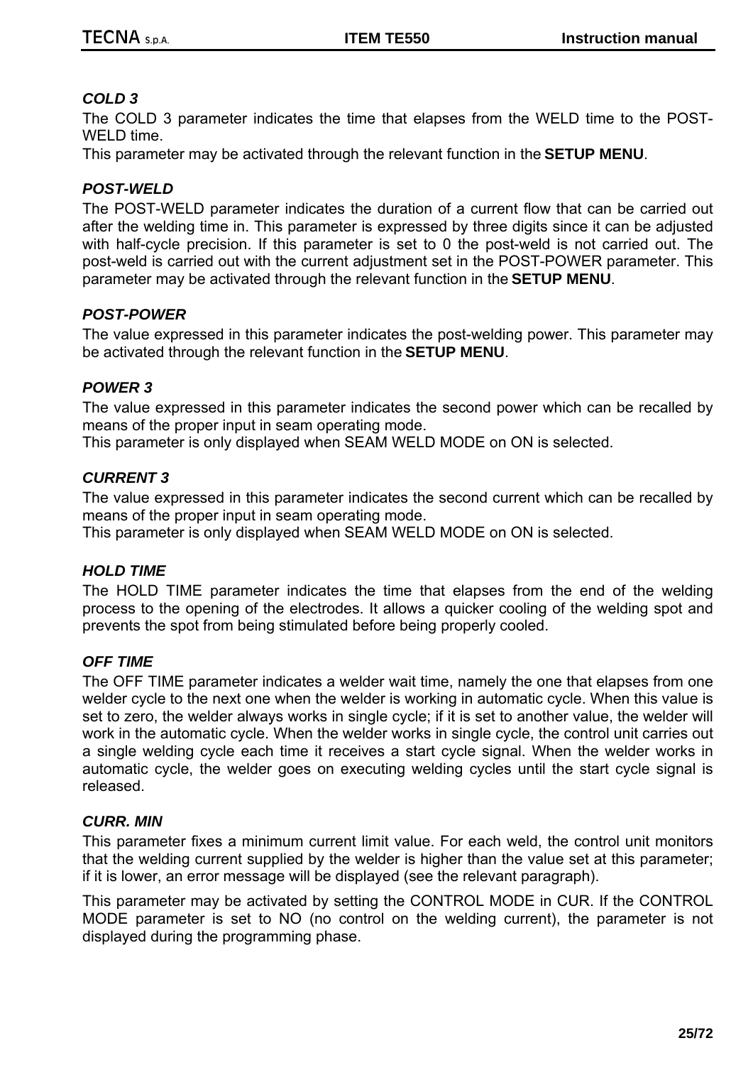### *COLD 3*

The COLD 3 parameter indicates the time that elapses from the WELD time to the POST-WELD time.
This parameter may be activated through the relevant function in the **SETUP MENU**.

### *POST-WELD*

The POST-WELD parameter indicates the duration of a current flow that can be carried out after the welding time in. This parameter is expressed by three digits since it can be adjusted with half-cycle precision. If this parameter is set to 0 the post-weld is not carried out. The post-weld is carried out with the current adjustment set in the POST-POWER parameter. This parameter may be activated through the relevant function in the **SETUP MENU**.

### *POST-POWER*

The value expressed in this parameter indicates the post-welding power. This parameter may be activated through the relevant function in the **SETUP MENU**.

### *POWER 3*

The value expressed in this parameter indicates the second power which can be recalled by means of the proper input in seam operating mode.
This parameter is only displayed when SEAM WELD MODE on ON is selected.

### *CURRENT 3*

The value expressed in this parameter indicates the second current which can be recalled by means of the proper input in seam operating mode.
This parameter is only displayed when SEAM WELD MODE on ON is selected.

### *HOLD TIME*

The HOLD TIME parameter indicates the time that elapses from the end of the welding process to the opening of the electrodes. It allows a quicker cooling of the welding spot and prevents the spot from being stimulated before being properly cooled.

### *OFF TIME*

The OFF TIME parameter indicates a welder wait time, namely the one that elapses from one welder cycle to the next one when the welder is working in automatic cycle. When this value is set to zero, the welder always works in single cycle; if it is set to another value, the welder will work in the automatic cycle. When the welder works in single cycle, the control unit carries out a single welding cycle each time it receives a start cycle signal. When the welder works in automatic cycle, the welder goes on executing welding cycles until the start cycle signal is released.

### *CURR. MIN*

This parameter fixes a minimum current limit value. For each weld, the control unit monitors that the welding current supplied by the welder is higher than the value set at this parameter; if it is lower, an error message will be displayed (see the relevant paragraph).

This parameter may be activated by setting the CONTROL MODE in CUR. If the CONTROL MODE parameter is set to NO (no control on the welding current), the parameter is not displayed during the programming phase.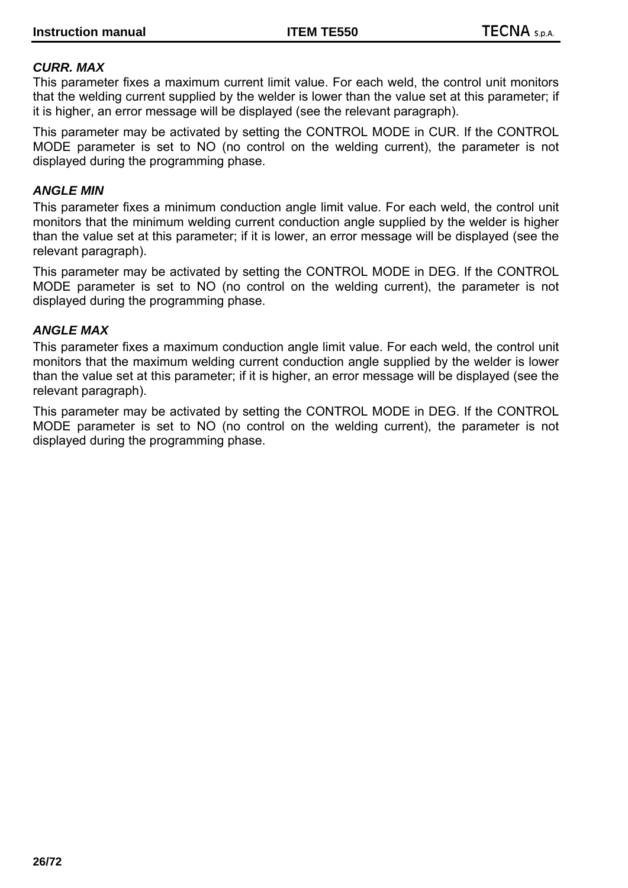***CURR. MAX***

This parameter fixes a maximum current limit value. For each weld, the control unit monitors that the welding current supplied by the welder is lower than the value set at this parameter; if it is higher, an error message will be displayed (see the relevant paragraph).

This parameter may be activated by setting the CONTROL MODE in CUR. If the CONTROL MODE parameter is set to NO (no control on the welding current), the parameter is not displayed during the programming phase.

***ANGLE MIN***

This parameter fixes a minimum conduction angle limit value. For each weld, the control unit monitors that the minimum welding current conduction angle supplied by the welder is higher than the value set at this parameter; if it is lower, an error message will be displayed (see the relevant paragraph).

This parameter may be activated by setting the CONTROL MODE in DEG. If the CONTROL MODE parameter is set to NO (no control on the welding current), the parameter is not displayed during the programming phase.

***ANGLE MAX***

This parameter fixes a maximum conduction angle limit value. For each weld, the control unit monitors that the maximum welding current conduction angle supplied by the welder is lower than the value set at this parameter; if it is higher, an error message will be displayed (see the relevant paragraph).

This parameter may be activated by setting the CONTROL MODE in DEG. If the CONTROL MODE parameter is set to NO (no control on the welding current), the parameter is not displayed during the programming phase.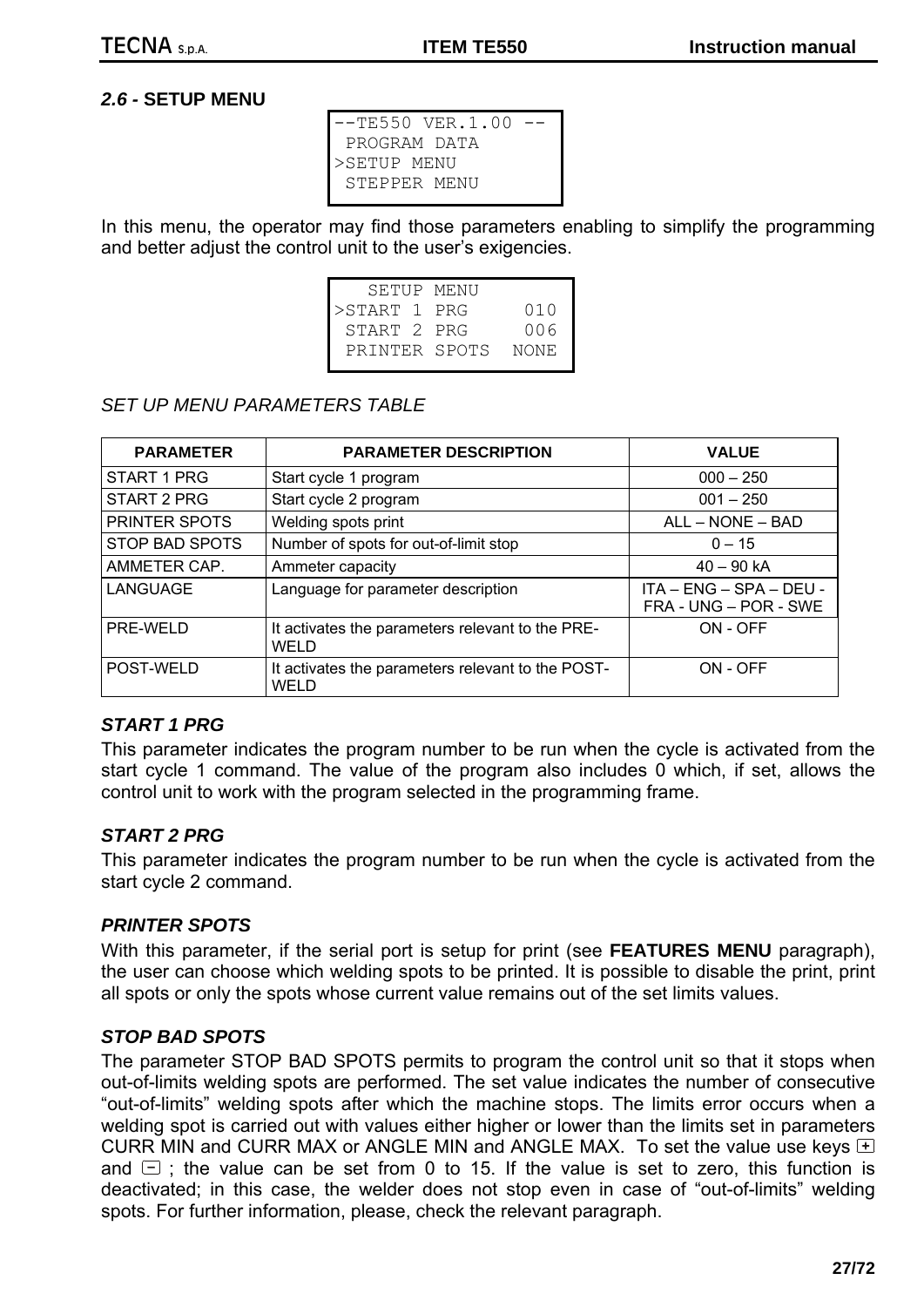## *2.6* - SETUP MENU

```
--TE550 VER.1.00 --
 PROGRAM DATA
>SETUP MENU
 STEPPER MENU
```

In this menu, the operator may find those parameters enabling to simplify the programming and better adjust the control unit to the user's exigencies.

```
   SETUP MENU
>START 1 PRG     010
 START 2 PRG     006
 PRINTER SPOTS  NONE
```

*SET UP MENU PARAMETERS TABLE*

| PARAMETER | PARAMETER DESCRIPTION | VALUE |
|---|---|---|
| START 1 PRG | Start cycle 1 program | 000 – 250 |
| START 2 PRG | Start cycle 2 program | 001 – 250 |
| PRINTER SPOTS | Welding spots print | ALL – NONE – BAD |
| STOP BAD SPOTS | Number of spots for out-of-limit stop | 0 – 15 |
| AMMETER CAP. | Ammeter capacity | 40 – 90 kA |
| LANGUAGE | Language for parameter description | ITA – ENG – SPA – DEU - FRA - UNG – POR - SWE |
| PRE-WELD | It activates the parameters relevant to the PRE-WELD | ON - OFF |
| POST-WELD | It activates the parameters relevant to the POST-WELD | ON - OFF |

### *START 1 PRG*

This parameter indicates the program number to be run when the cycle is activated from the start cycle 1 command. The value of the program also includes 0 which, if set, allows the control unit to work with the program selected in the programming frame.

### *START 2 PRG*

This parameter indicates the program number to be run when the cycle is activated from the start cycle 2 command.

### *PRINTER SPOTS*

With this parameter, if the serial port is setup for print (see **FEATURES MENU** paragraph), the user can choose which welding spots to be printed. It is possible to disable the print, print all spots or only the spots whose current value remains out of the set limits values.

### *STOP BAD SPOTS*

The parameter STOP BAD SPOTS permits to program the control unit so that it stops when out-of-limits welding spots are performed. The set value indicates the number of consecutive "out-of-limits" welding spots after which the machine stops. The limits error occurs when a welding spot is carried out with values either higher or lower than the limits set in parameters CURR MIN and CURR MAX or ANGLE MIN and ANGLE MAX. To set the value use keys [+] and [-] ; the value can be set from 0 to 15. If the value is set to zero, this function is deactivated; in this case, the welder does not stop even in case of "out-of-limits" welding spots. For further information, please, check the relevant paragraph.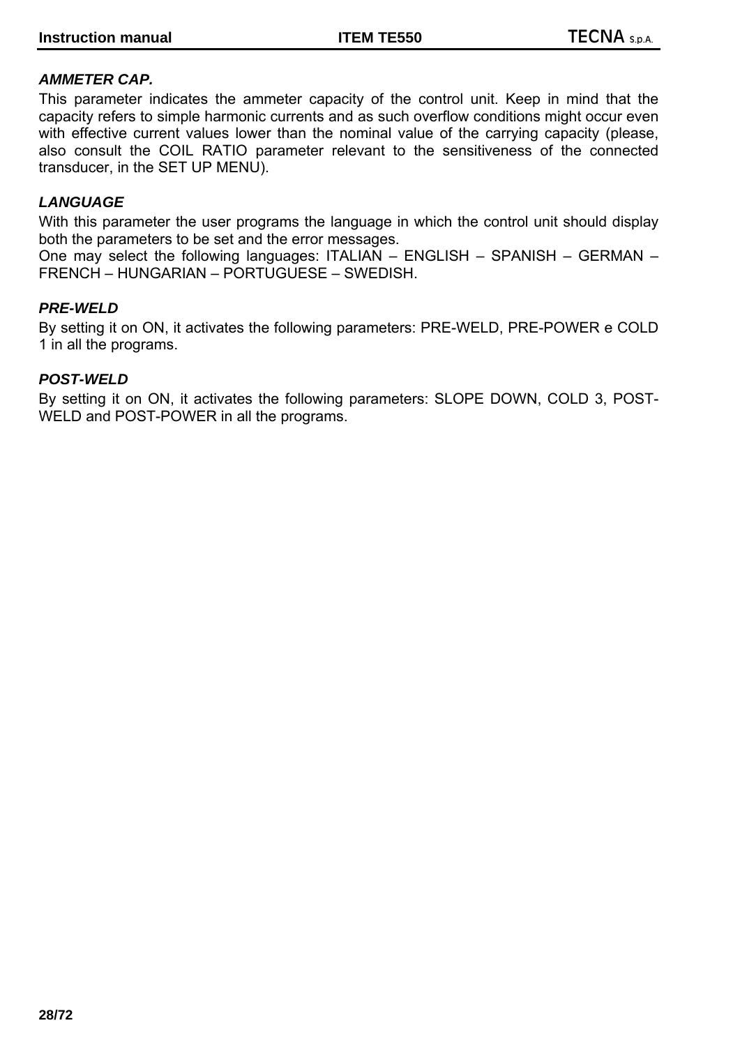### *AMMETER CAP.*

This parameter indicates the ammeter capacity of the control unit. Keep in mind that the capacity refers to simple harmonic currents and as such overflow conditions might occur even with effective current values lower than the nominal value of the carrying capacity (please, also consult the COIL RATIO parameter relevant to the sensitiveness of the connected transducer, in the SET UP MENU).

### *LANGUAGE*

With this parameter the user programs the language in which the control unit should display both the parameters to be set and the error messages.
One may select the following languages: ITALIAN – ENGLISH – SPANISH – GERMAN – FRENCH – HUNGARIAN – PORTUGUESE – SWEDISH.

### *PRE-WELD*

By setting it on ON, it activates the following parameters: PRE-WELD, PRE-POWER e COLD 1 in all the programs.

### *POST-WELD*

By setting it on ON, it activates the following parameters: SLOPE DOWN, COLD 3, POST-WELD and POST-POWER in all the programs.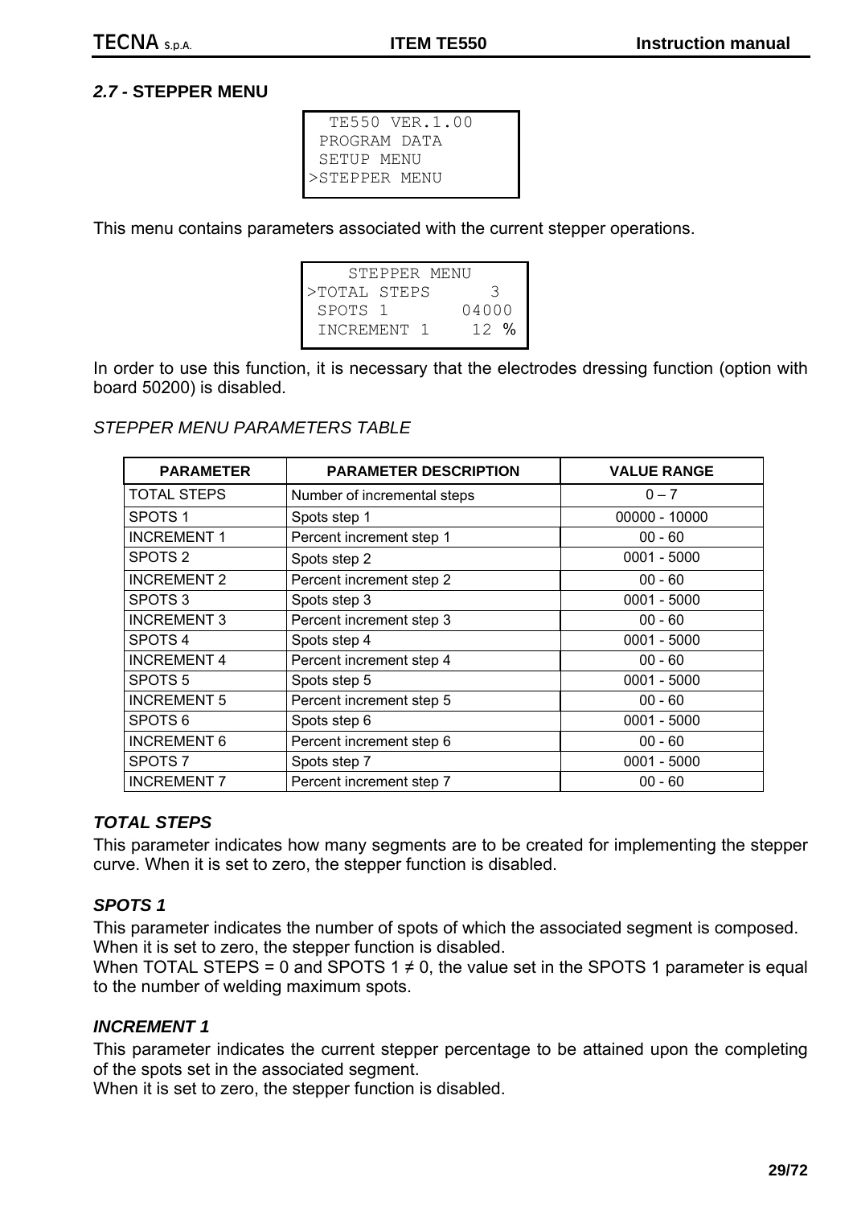## *2.7* - STEPPER MENU

```
  TE550 VER.1.00
 PROGRAM DATA
 SETUP MENU
>STEPPER MENU
```

This menu contains parameters associated with the current stepper operations.

```
    STEPPER MENU
>TOTAL STEPS      3
 SPOTS 1      04000
 INCREMENT 1    12 %
```

In order to use this function, it is necessary that the electrodes dressing function (option with board 50200) is disabled.

*STEPPER MENU PARAMETERS TABLE*

| PARAMETER | PARAMETER DESCRIPTION | VALUE RANGE |
|---|---|---|
| TOTAL STEPS | Number of incremental steps | 0 – 7 |
| SPOTS 1 | Spots step 1 | 00000 - 10000 |
| INCREMENT 1 | Percent increment step 1 | 00 - 60 |
| SPOTS 2 | Spots step 2 | 0001 - 5000 |
| INCREMENT 2 | Percent increment step 2 | 00 - 60 |
| SPOTS 3 | Spots step 3 | 0001 - 5000 |
| INCREMENT 3 | Percent increment step 3 | 00 - 60 |
| SPOTS 4 | Spots step 4 | 0001 - 5000 |
| INCREMENT 4 | Percent increment step 4 | 00 - 60 |
| SPOTS 5 | Spots step 5 | 0001 - 5000 |
| INCREMENT 5 | Percent increment step 5 | 00 - 60 |
| SPOTS 6 | Spots step 6 | 0001 - 5000 |
| INCREMENT 6 | Percent increment step 6 | 00 - 60 |
| SPOTS 7 | Spots step 7 | 0001 - 5000 |
| INCREMENT 7 | Percent increment step 7 | 00 - 60 |

### *TOTAL STEPS*

This parameter indicates how many segments are to be created for implementing the stepper curve. When it is set to zero, the stepper function is disabled.

### *SPOTS 1*

This parameter indicates the number of spots of which the associated segment is composed. When it is set to zero, the stepper function is disabled.
When TOTAL STEPS = 0 and SPOTS 1 ≠ 0, the value set in the SPOTS 1 parameter is equal to the number of welding maximum spots.

### *INCREMENT 1*

This parameter indicates the current stepper percentage to be attained upon the completing of the spots set in the associated segment.
When it is set to zero, the stepper function is disabled.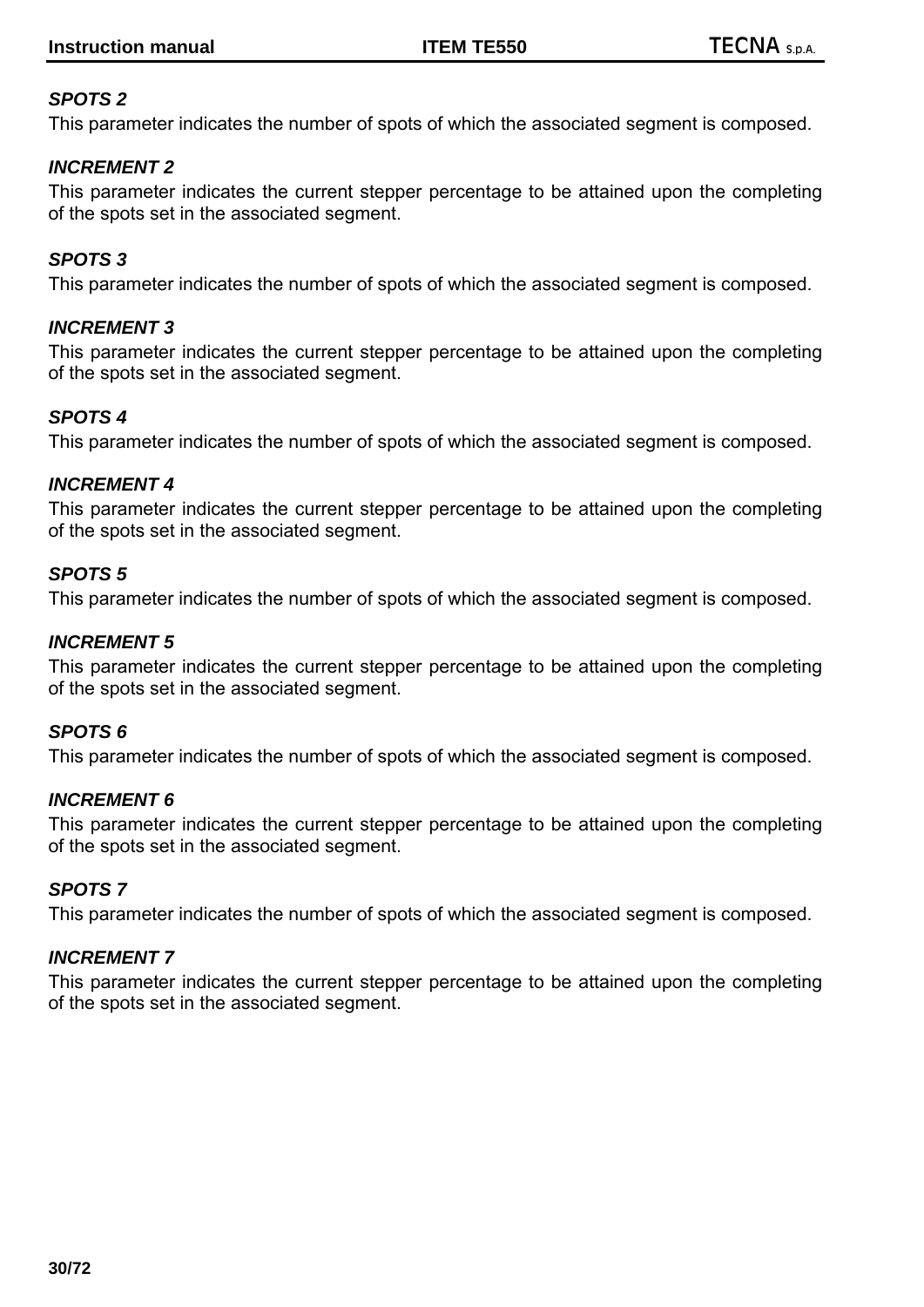### *SPOTS 2*

This parameter indicates the number of spots of which the associated segment is composed.

### *INCREMENT 2*

This parameter indicates the current stepper percentage to be attained upon the completing of the spots set in the associated segment.

### *SPOTS 3*

This parameter indicates the number of spots of which the associated segment is composed.

### *INCREMENT 3*

This parameter indicates the current stepper percentage to be attained upon the completing of the spots set in the associated segment.

### *SPOTS 4*

This parameter indicates the number of spots of which the associated segment is composed.

### *INCREMENT 4*

This parameter indicates the current stepper percentage to be attained upon the completing of the spots set in the associated segment.

### *SPOTS 5*

This parameter indicates the number of spots of which the associated segment is composed.

### *INCREMENT 5*

This parameter indicates the current stepper percentage to be attained upon the completing of the spots set in the associated segment.

### *SPOTS 6*

This parameter indicates the number of spots of which the associated segment is composed.

### *INCREMENT 6*

This parameter indicates the current stepper percentage to be attained upon the completing of the spots set in the associated segment.

### *SPOTS 7*

This parameter indicates the number of spots of which the associated segment is composed.

### *INCREMENT 7*

This parameter indicates the current stepper percentage to be attained upon the completing of the spots set in the associated segment.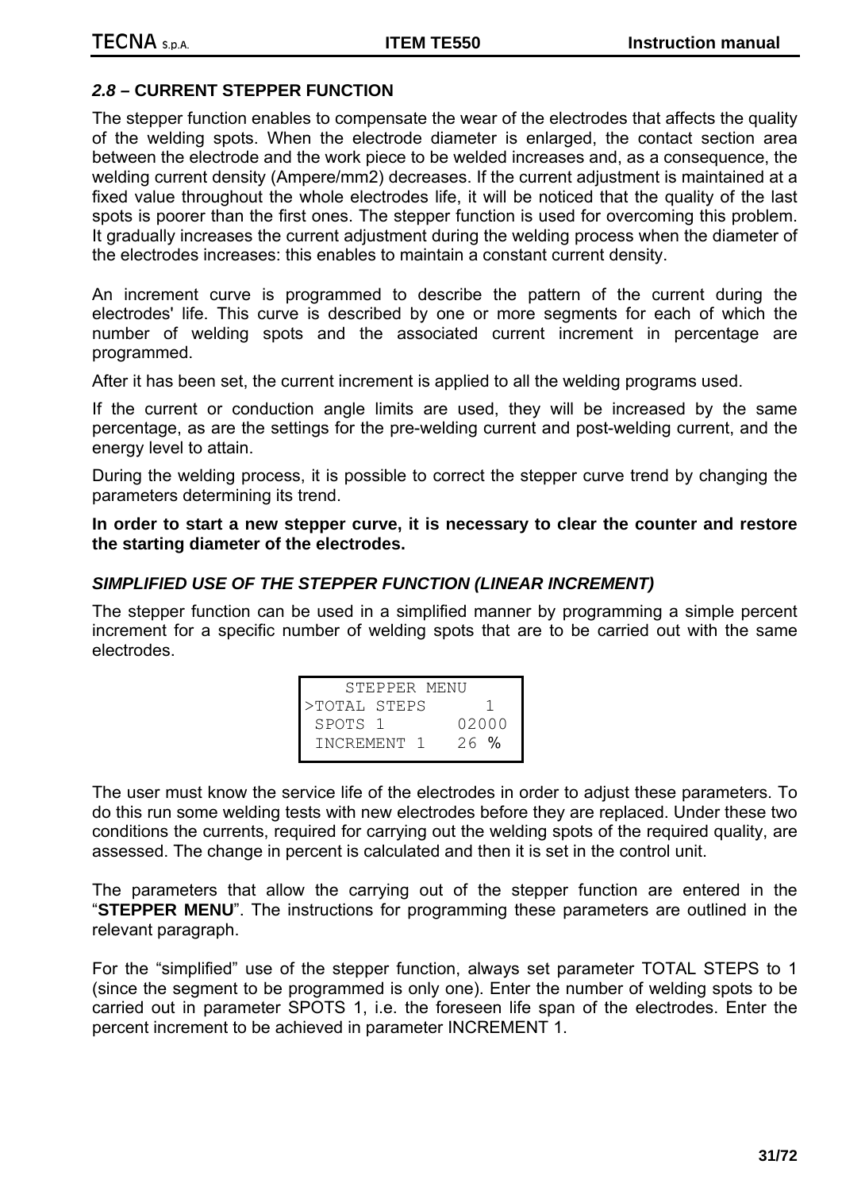## *2.8* – CURRENT STEPPER FUNCTION

The stepper function enables to compensate the wear of the electrodes that affects the quality of the welding spots. When the electrode diameter is enlarged, the contact section area between the electrode and the work piece to be welded increases and, as a consequence, the welding current density (Ampere/mm2) decreases. If the current adjustment is maintained at a fixed value throughout the whole electrodes life, it will be noticed that the quality of the last spots is poorer than the first ones. The stepper function is used for overcoming this problem. It gradually increases the current adjustment during the welding process when the diameter of the electrodes increases: this enables to maintain a constant current density.

An increment curve is programmed to describe the pattern of the current during the electrodes' life. This curve is described by one or more segments for each of which the number of welding spots and the associated current increment in percentage are programmed.

After it has been set, the current increment is applied to all the welding programs used.

If the current or conduction angle limits are used, they will be increased by the same percentage, as are the settings for the pre-welding current and post-welding current, and the energy level to attain.

During the welding process, it is possible to correct the stepper curve trend by changing the parameters determining its trend.

**In order to start a new stepper curve, it is necessary to clear the counter and restore the starting diameter of the electrodes.**

### *SIMPLIFIED USE OF THE STEPPER FUNCTION (LINEAR INCREMENT)*

The stepper function can be used in a simplified manner by programming a simple percent increment for a specific number of welding spots that are to be carried out with the same electrodes.

```
    STEPPER MENU
>TOTAL STEPS      1
 SPOTS 1      02000
 INCREMENT 1   26 %
```

The user must know the service life of the electrodes in order to adjust these parameters. To do this run some welding tests with new electrodes before they are replaced. Under these two conditions the currents, required for carrying out the welding spots of the required quality, are assessed. The change in percent is calculated and then it is set in the control unit.

The parameters that allow the carrying out of the stepper function are entered in the "**STEPPER MENU**". The instructions for programming these parameters are outlined in the relevant paragraph.

For the "simplified" use of the stepper function, always set parameter TOTAL STEPS to 1 (since the segment to be programmed is only one). Enter the number of welding spots to be carried out in parameter SPOTS 1, i.e. the foreseen life span of the electrodes. Enter the percent increment to be achieved in parameter INCREMENT 1.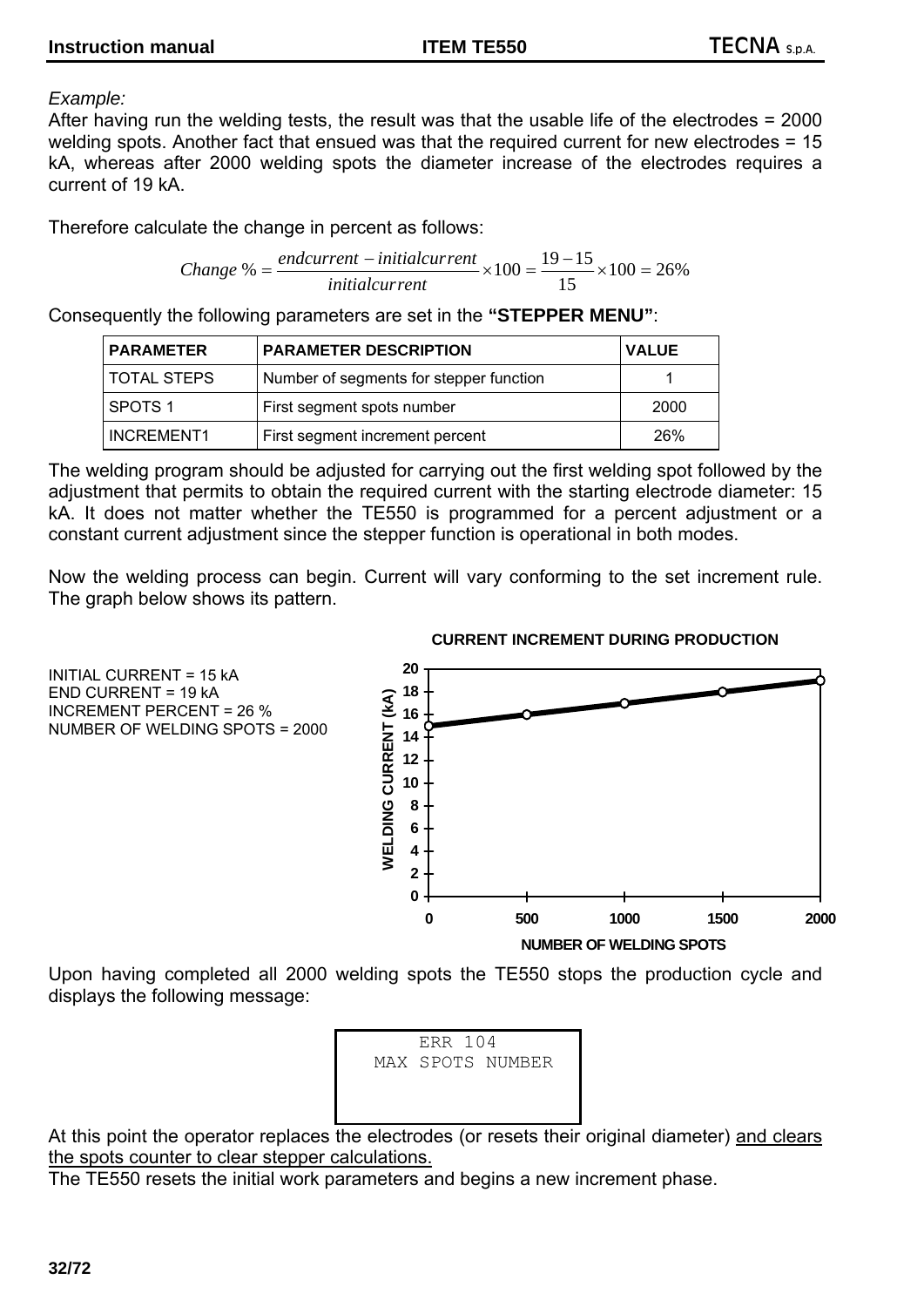*Example:*

After having run the welding tests, the result was that the usable life of the electrodes = 2000 welding spots. Another fact that ensued was that the required current for new electrodes = 15 kA, whereas after 2000 welding spots the diameter increase of the electrodes requires a current of 19 kA.

Therefore calculate the change in percent as follows:

$$Change\ \% = \frac{endcurrent - initialcurrent}{initialcurrent} \times 100 = \frac{19-15}{15} \times 100 = 26\%$$

Consequently the following parameters are set in the **"STEPPER MENU"**:

| PARAMETER | PARAMETER DESCRIPTION | VALUE |
|---|---|---|
| TOTAL STEPS | Number of segments for stepper function | 1 |
| SPOTS 1 | First segment spots number | 2000 |
| INCREMENT1 | First segment increment percent | 26% |

The welding program should be adjusted for carrying out the first welding spot followed by the adjustment that permits to obtain the required current with the starting electrode diameter: 15 kA. It does not matter whether the TE550 is programmed for a percent adjustment or a constant current adjustment since the stepper function is operational in both modes.

Now the welding process can begin. Current will vary conforming to the set increment rule. The graph below shows its pattern.

INITIAL CURRENT = 15 kA
END CURRENT = 19 kA
INCREMENT PERCENT = 26 %
NUMBER OF WELDING SPOTS = 2000

**CURRENT INCREMENT DURING PRODUCTION**

Upon having completed all 2000 welding spots the TE550 stops the production cycle and displays the following message:

```
ERR 104
MAX SPOTS NUMBER
```

At this point the operator replaces the electrodes (or resets their original diameter) and clears the spots counter to clear stepper calculations.

The TE550 resets the initial work parameters and begins a new increment phase.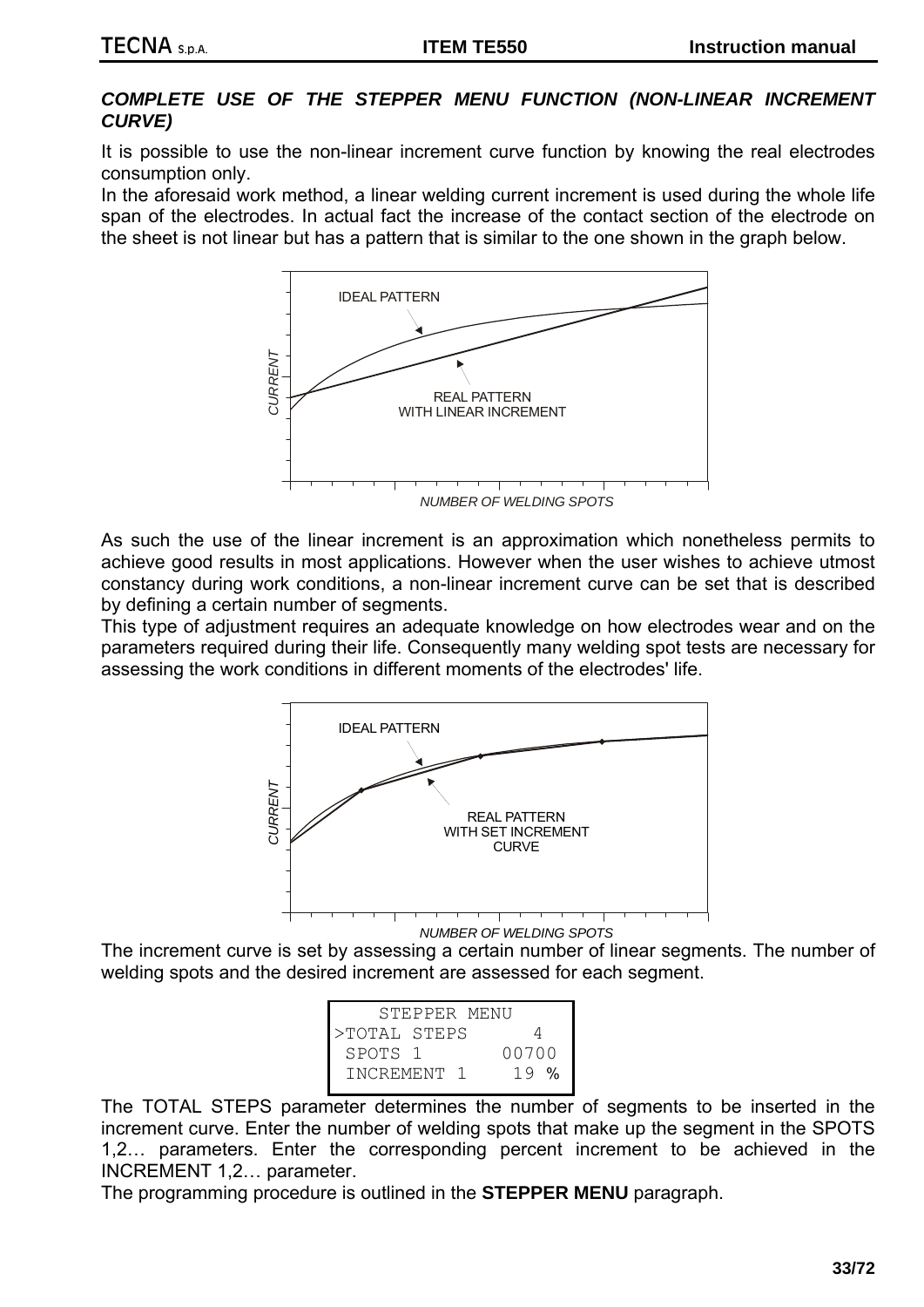### *COMPLETE USE OF THE STEPPER MENU FUNCTION (NON-LINEAR INCREMENT CURVE)*

It is possible to use the non-linear increment curve function by knowing the real electrodes consumption only.
In the aforesaid work method, a linear welding current increment is used during the whole life span of the electrodes. In actual fact the increase of the contact section of the electrode on the sheet is not linear but has a pattern that is similar to the one shown in the graph below.

As such the use of the linear increment is an approximation which nonetheless permits to achieve good results in most applications. However when the user wishes to achieve utmost constancy during work conditions, a non-linear increment curve can be set that is described by defining a certain number of segments.
This type of adjustment requires an adequate knowledge on how electrodes wear and on the parameters required during their life. Consequently many welding spot tests are necessary for assessing the work conditions in different moments of the electrodes' life.

The increment curve is set by assessing a certain number of linear segments. The number of welding spots and the desired increment are assessed for each segment.

```
   STEPPER MENU
>TOTAL STEPS      4
 SPOTS 1      00700
 INCREMENT 1   19 %
```

The TOTAL STEPS parameter determines the number of segments to be inserted in the increment curve. Enter the number of welding spots that make up the segment in the SPOTS 1,2… parameters. Enter the corresponding percent increment to be achieved in the INCREMENT 1,2… parameter.
The programming procedure is outlined in the **STEPPER MENU** paragraph.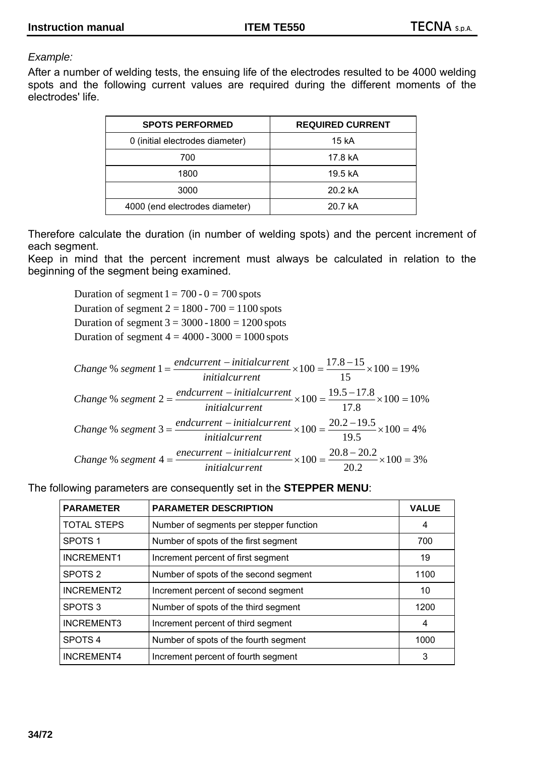*Example:*

After a number of welding tests, the ensuing life of the electrodes resulted to be 4000 welding spots and the following current values are required during the different moments of the electrodes' life.

| SPOTS PERFORMED | REQUIRED CURRENT |
|---|---|
| 0 (initial electrodes diameter) | 15 kA |
| 700 | 17.8 kA |
| 1800 | 19.5 kA |
| 3000 | 20.2 kA |
| 4000 (end electrodes diameter) | 20.7 kA |

Therefore calculate the duration (in number of welding spots) and the percent increment of each segment.

Keep in mind that the percent increment must always be calculated in relation to the beginning of the segment being examined.

$$\text{Duration of segment } 1 = 700 - 0 = 700 \text{ spots}$$
$$\text{Duration of segment } 2 = 1800 - 700 = 1100 \text{ spots}$$
$$\text{Duration of segment } 3 = 3000 - 1800 = 1200 \text{ spots}$$
$$\text{Duration of segment } 4 = 4000 - 3000 = 1000 \text{ spots}$$

$$Change\ \%\ segment\ 1 = \frac{endcurrent - initialcurrent}{initialcurrent} \times 100 = \frac{17.8 - 15}{15} \times 100 = 19\%$$
$$Change\ \%\ segment\ 2 = \frac{endcurrent - initialcurrent}{initialcurrent} \times 100 = \frac{19.5 - 17.8}{17.8} \times 100 = 10\%$$
$$Change\ \%\ segment\ 3 = \frac{endcurrent - initialcurrent}{initialcurrent} \times 100 = \frac{20.2 - 19.5}{19.5} \times 100 = 4\%$$
$$Change\ \%\ segment\ 4 = \frac{enecurrent - initialcurrent}{initialcurrent} \times 100 = \frac{20.8 - 20.2}{20.2} \times 100 = 3\%$$

The following parameters are consequently set in the **STEPPER MENU**:

| PARAMETER | PARAMETER DESCRIPTION | VALUE |
|---|---|---|
| TOTAL STEPS | Number of segments per stepper function | 4 |
| SPOTS 1 | Number of spots of the first segment | 700 |
| INCREMENT1 | Increment percent of first segment | 19 |
| SPOTS 2 | Number of spots of the second segment | 1100 |
| INCREMENT2 | Increment percent of second segment | 10 |
| SPOTS 3 | Number of spots of the third segment | 1200 |
| INCREMENT3 | Increment percent of third segment | 4 |
| SPOTS 4 | Number of spots of the fourth segment | 1000 |
| INCREMENT4 | Increment percent of fourth segment | 3 |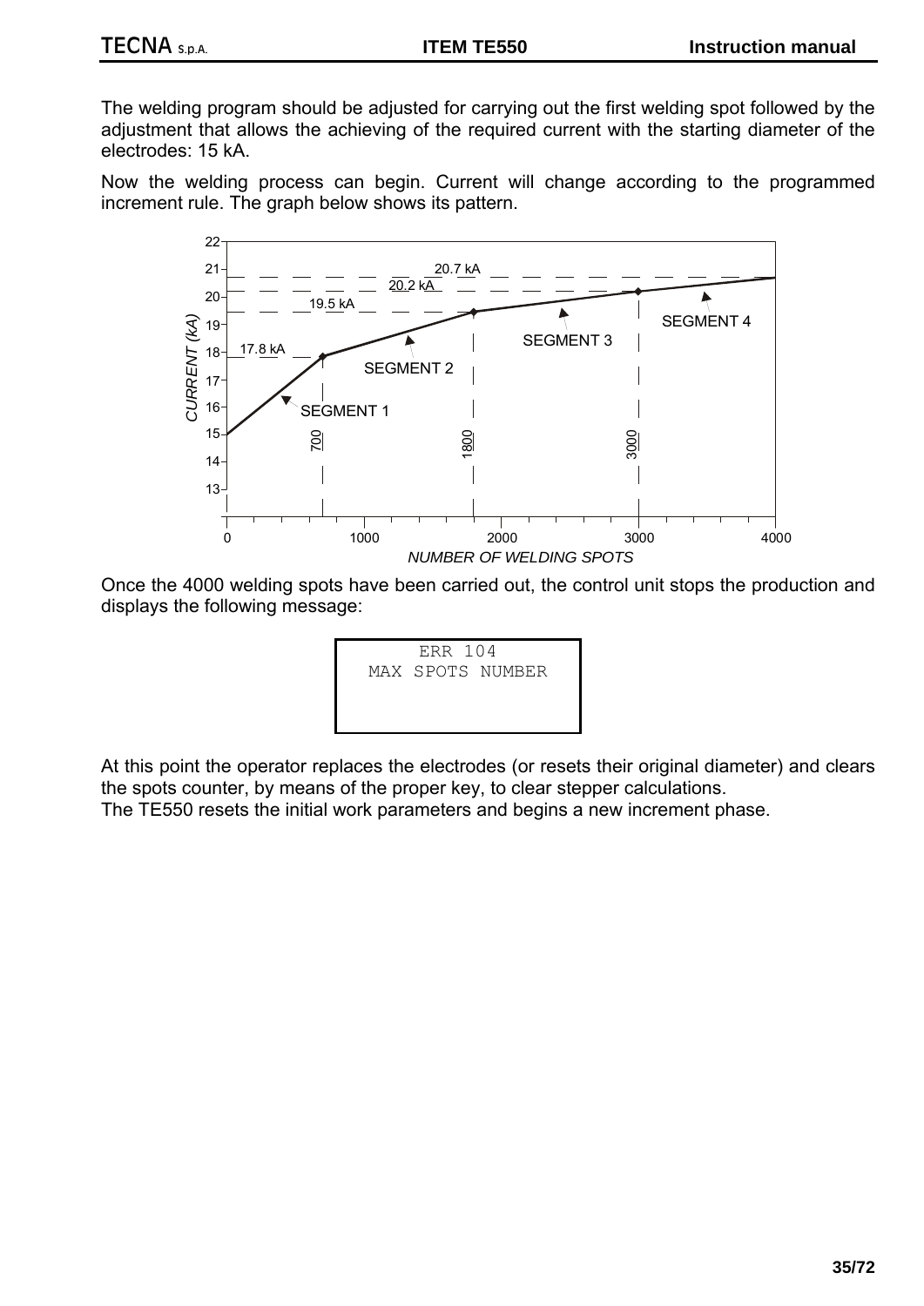The welding program should be adjusted for carrying out the first welding spot followed by the adjustment that allows the achieving of the required current with the starting diameter of the electrodes: 15 kA.

Now the welding process can begin. Current will change according to the programmed increment rule. The graph below shows its pattern.

Once the 4000 welding spots have been carried out, the control unit stops the production and displays the following message:

```
ERR 104
MAX SPOTS NUMBER
```

At this point the operator replaces the electrodes (or resets their original diameter) and clears the spots counter, by means of the proper key, to clear stepper calculations.
The TE550 resets the initial work parameters and begins a new increment phase.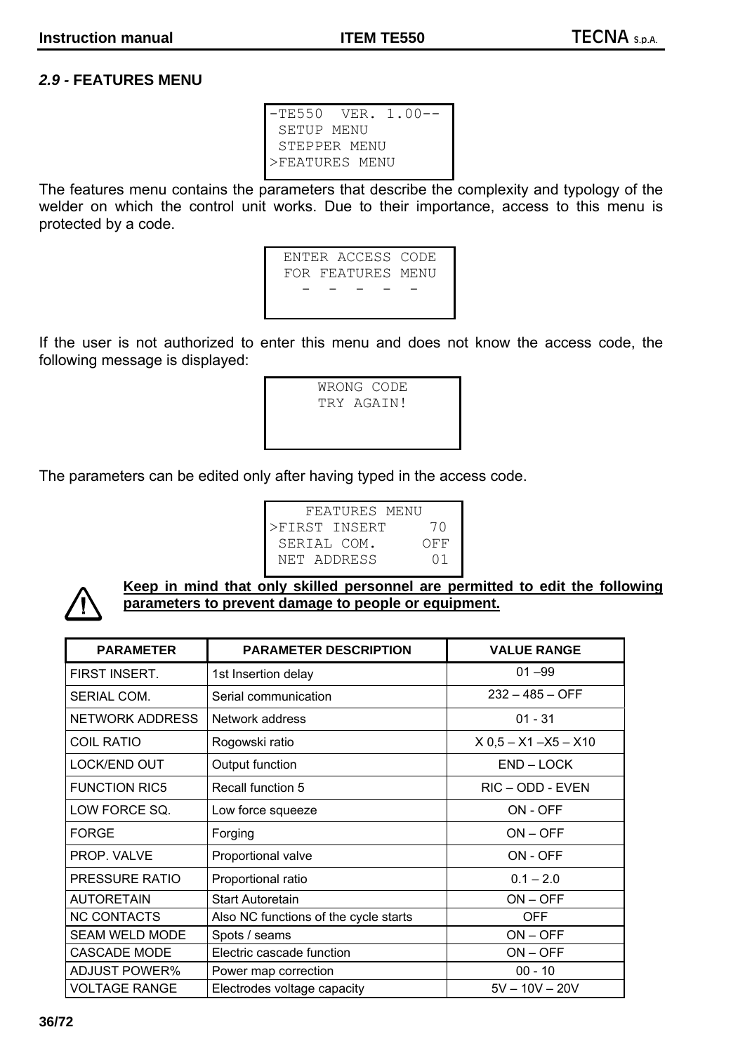## *2.9* - FEATURES MENU

```
-TE550  VER. 1.00--
 SETUP MENU
 STEPPER MENU
>FEATURES MENU
```

The features menu contains the parameters that describe the complexity and typology of the welder on which the control unit works. Due to their importance, access to this menu is protected by a code.

```
 ENTER ACCESS CODE
 FOR FEATURES MENU
   -  -  -  -  -
```

If the user is not authorized to enter this menu and does not know the access code, the following message is displayed:

```
     WRONG CODE
     TRY AGAIN!
```

The parameters can be edited only after having typed in the access code.

```
    FEATURES MENU
>FIRST INSERT     70
 SERIAL COM.     OFF
 NET ADDRESS      01
```

**Keep in mind that only skilled personnel are permitted to edit the following parameters to prevent damage to people or equipment.**

| PARAMETER | PARAMETER DESCRIPTION | VALUE RANGE |
|---|---|---|
| FIRST INSERT. | 1st Insertion delay | 01 –99 |
| SERIAL COM. | Serial communication | 232 – 485 – OFF |
| NETWORK ADDRESS | Network address | 01 - 31 |
| COIL RATIO | Rogowski ratio | X 0,5 – X1 –X5 – X10 |
| LOCK/END OUT | Output function | END – LOCK |
| FUNCTION RIC5 | Recall function 5 | RIC – ODD - EVEN |
| LOW FORCE SQ. | Low force squeeze | ON - OFF |
| FORGE | Forging | ON – OFF |
| PROP. VALVE | Proportional valve | ON - OFF |
| PRESSURE RATIO | Proportional ratio | 0.1 – 2.0 |
| AUTORETAIN | Start Autoretain | ON – OFF |
| NC CONTACTS | Also NC functions of the cycle starts | OFF |
| SEAM WELD MODE | Spots / seams | ON – OFF |
| CASCADE MODE | Electric cascade function | ON – OFF |
| ADJUST POWER% | Power map correction | 00 - 10 |
| VOLTAGE RANGE | Electrodes voltage capacity | 5V – 10V – 20V |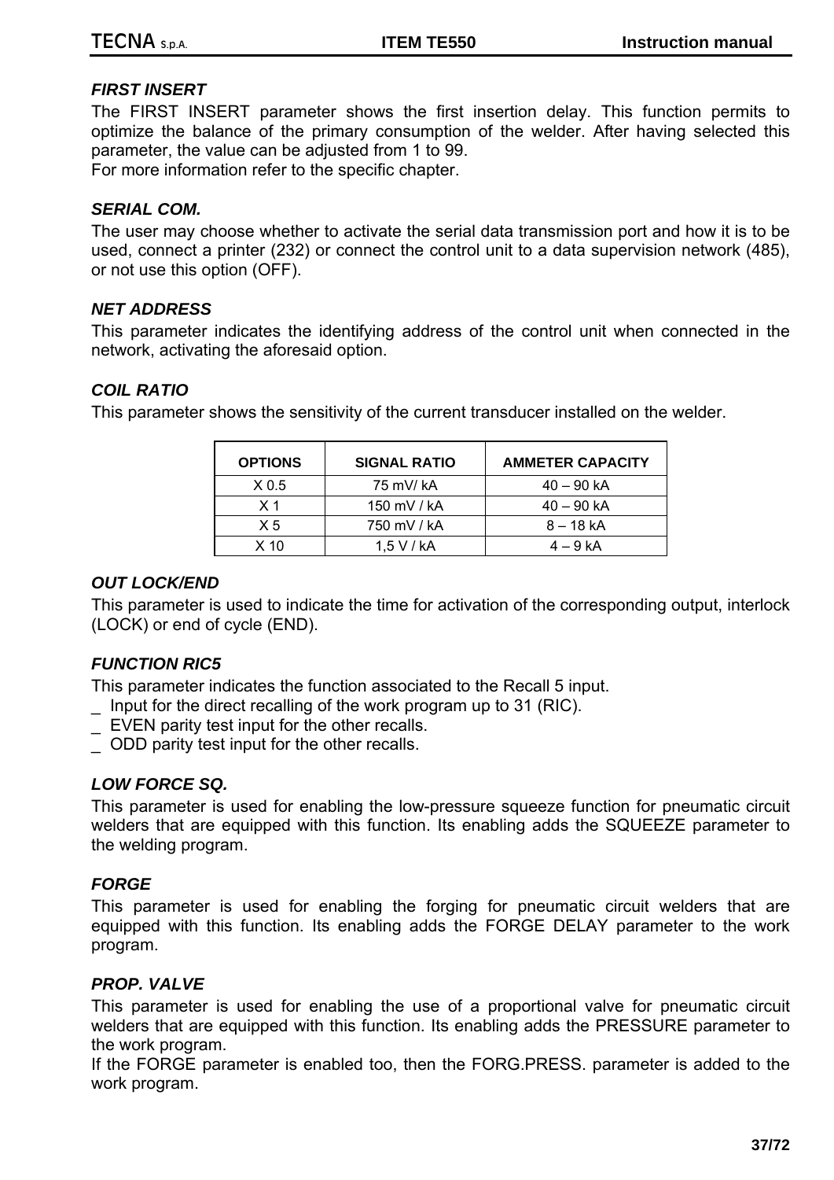### *FIRST INSERT*

The FIRST INSERT parameter shows the first insertion delay. This function permits to optimize the balance of the primary consumption of the welder. After having selected this parameter, the value can be adjusted from 1 to 99.
For more information refer to the specific chapter.

### *SERIAL COM.*

The user may choose whether to activate the serial data transmission port and how it is to be used, connect a printer (232) or connect the control unit to a data supervision network (485), or not use this option (OFF).

### *NET ADDRESS*

This parameter indicates the identifying address of the control unit when connected in the network, activating the aforesaid option.

### *COIL RATIO*

This parameter shows the sensitivity of the current transducer installed on the welder.

| OPTIONS | SIGNAL RATIO | AMMETER CAPACITY |
|---|---|---|
| X 0.5 | 75 mV/ kA | 40 – 90 kA |
| X 1 | 150 mV / kA | 40 – 90 kA |
| X 5 | 750 mV / kA | 8 – 18 kA |
| X 10 | 1,5 V / kA | 4 – 9 kA |

### *OUT LOCK/END*

This parameter is used to indicate the time for activation of the corresponding output, interlock (LOCK) or end of cycle (END).

### *FUNCTION RIC5*

This parameter indicates the function associated to the Recall 5 input.

_ Input for the direct recalling of the work program up to 31 (RIC).
_ EVEN parity test input for the other recalls.
_ ODD parity test input for the other recalls.

### *LOW FORCE SQ.*

This parameter is used for enabling the low-pressure squeeze function for pneumatic circuit welders that are equipped with this function. Its enabling adds the SQUEEZE parameter to the welding program.

### *FORGE*

This parameter is used for enabling the forging for pneumatic circuit welders that are equipped with this function. Its enabling adds the FORGE DELAY parameter to the work program.

### *PROP. VALVE*

This parameter is used for enabling the use of a proportional valve for pneumatic circuit welders that are equipped with this function. Its enabling adds the PRESSURE parameter to the work program.
If the FORGE parameter is enabled too, then the FORG.PRESS. parameter is added to the work program.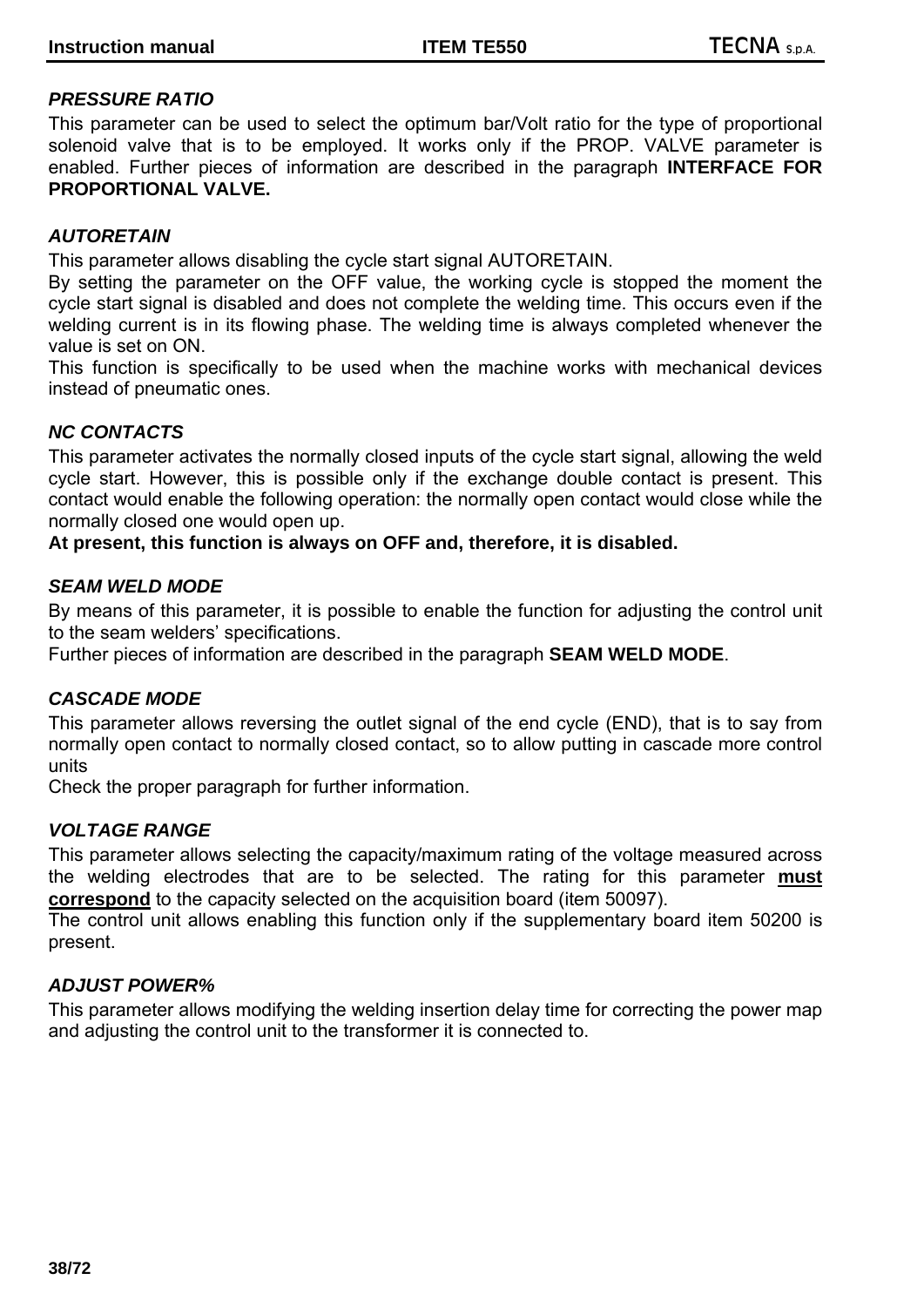### *PRESSURE RATIO*

This parameter can be used to select the optimum bar/Volt ratio for the type of proportional solenoid valve that is to be employed. It works only if the PROP. VALVE parameter is enabled. Further pieces of information are described in the paragraph **INTERFACE FOR PROPORTIONAL VALVE.**

### *AUTORETAIN*

This parameter allows disabling the cycle start signal AUTORETAIN.
By setting the parameter on the OFF value, the working cycle is stopped the moment the cycle start signal is disabled and does not complete the welding time. This occurs even if the welding current is in its flowing phase. The welding time is always completed whenever the value is set on ON.
This function is specifically to be used when the machine works with mechanical devices instead of pneumatic ones.

### *NC CONTACTS*

This parameter activates the normally closed inputs of the cycle start signal, allowing the weld cycle start. However, this is possible only if the exchange double contact is present. This contact would enable the following operation: the normally open contact would close while the normally closed one would open up.
**At present, this function is always on OFF and, therefore, it is disabled.**

### *SEAM WELD MODE*

By means of this parameter, it is possible to enable the function for adjusting the control unit to the seam welders' specifications.
Further pieces of information are described in the paragraph **SEAM WELD MODE**.

### *CASCADE MODE*

This parameter allows reversing the outlet signal of the end cycle (END), that is to say from normally open contact to normally closed contact, so to allow putting in cascade more control units
Check the proper paragraph for further information.

### *VOLTAGE RANGE*

This parameter allows selecting the capacity/maximum rating of the voltage measured across the welding electrodes that are to be selected. The rating for this parameter **<u>must correspond</u>** to the capacity selected on the acquisition board (item 50097).
The control unit allows enabling this function only if the supplementary board item 50200 is present.

### *ADJUST POWER%*

This parameter allows modifying the welding insertion delay time for correcting the power map and adjusting the control unit to the transformer it is connected to.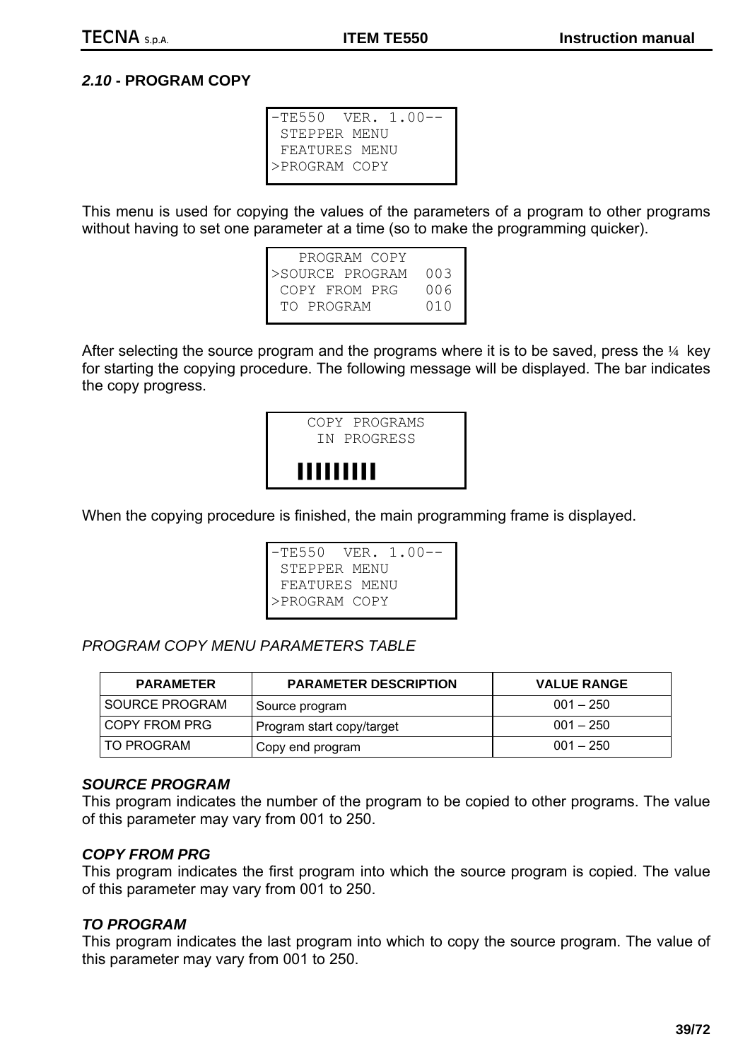## *2.10* - PROGRAM COPY

```
-TE550  VER. 1.00--
 STEPPER MENU
 FEATURES MENU
>PROGRAM COPY
```

This menu is used for copying the values of the parameters of a program to other programs without having to set one parameter at a time (so to make the programming quicker).

```
   PROGRAM COPY
>SOURCE PROGRAM  003
 COPY FROM PRG   006
 TO PROGRAM      010
```

After selecting the source program and the programs where it is to be saved, press the ¼ key for starting the copying procedure. The following message will be displayed. The bar indicates the copy progress.

```
  COPY PROGRAMS
   IN PROGRESS

  IIIIIIIII
```

When the copying procedure is finished, the main programming frame is displayed.

```
-TE550  VER. 1.00--
 STEPPER MENU
 FEATURES MENU
>PROGRAM COPY
```

*PROGRAM COPY MENU PARAMETERS TABLE*

| PARAMETER | PARAMETER DESCRIPTION | VALUE RANGE |
|---|---|---|
| SOURCE PROGRAM | Source program | 001 – 250 |
| COPY FROM PRG | Program start copy/target | 001 – 250 |
| TO PROGRAM | Copy end program | 001 – 250 |

### *SOURCE PROGRAM*

This program indicates the number of the program to be copied to other programs. The value of this parameter may vary from 001 to 250.

### *COPY FROM PRG*

This program indicates the first program into which the source program is copied. The value of this parameter may vary from 001 to 250.

### *TO PROGRAM*

This program indicates the last program into which to copy the source program. The value of this parameter may vary from 001 to 250.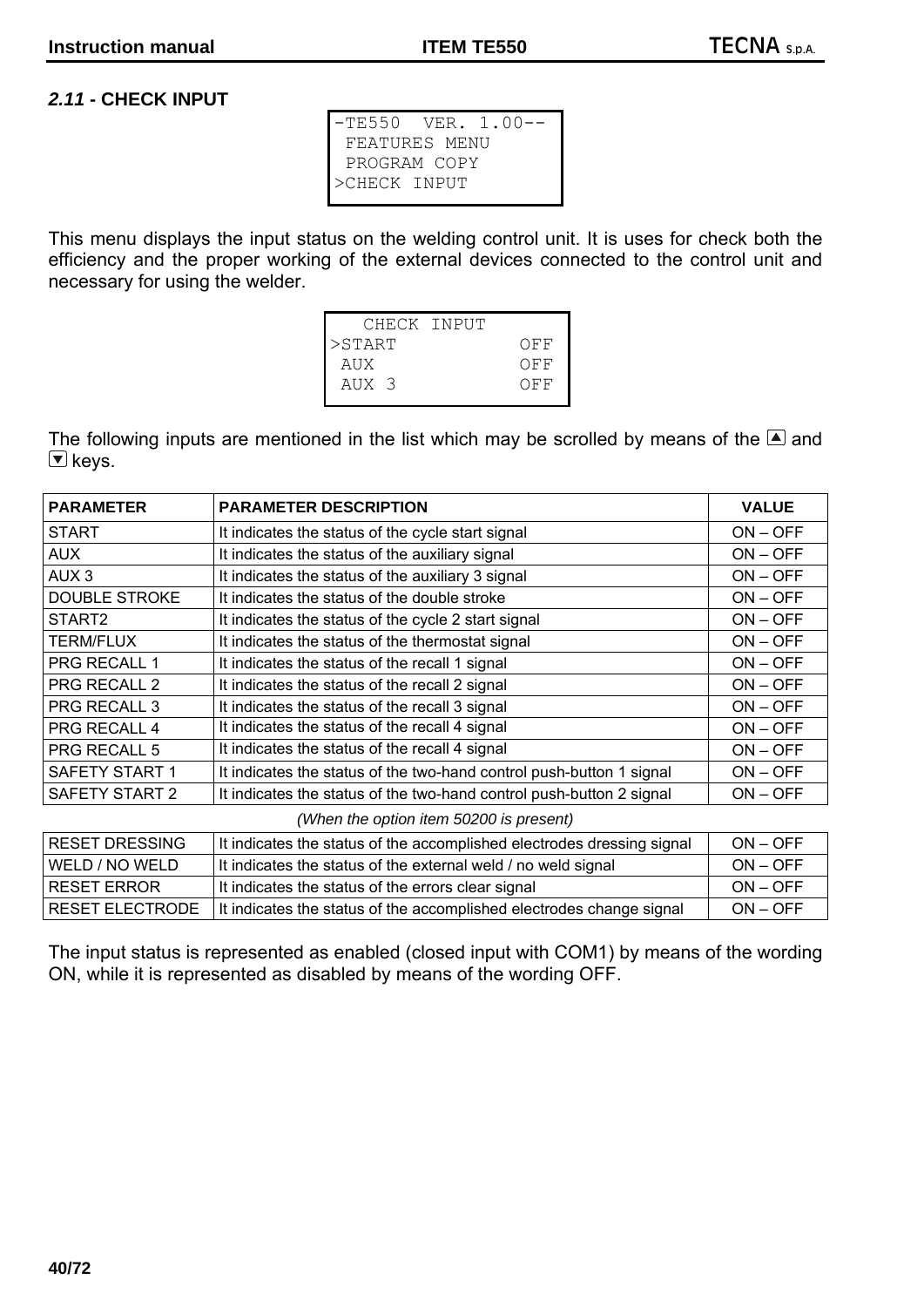## *2.11* - CHECK INPUT

```
-TE550  VER. 1.00--
 FEATURES MENU
 PROGRAM COPY
>CHECK INPUT
```

This menu displays the input status on the welding control unit. It is uses for check both the efficiency and the proper working of the external devices connected to the control unit and necessary for using the welder.

```
   CHECK INPUT
>START          OFF
 AUX            OFF
 AUX 3          OFF
```

The following inputs are mentioned in the list which may be scrolled by means of the ▲ and ▼ keys.

| PARAMETER | PARAMETER DESCRIPTION | VALUE |
|---|---|---|
| START | It indicates the status of the cycle start signal | ON – OFF |
| AUX | It indicates the status of the auxiliary signal | ON – OFF |
| AUX 3 | It indicates the status of the auxiliary 3 signal | ON – OFF |
| DOUBLE STROKE | It indicates the status of the double stroke | ON – OFF |
| START2 | It indicates the status of the cycle 2 start signal | ON – OFF |
| TERM/FLUX | It indicates the status of the thermostat signal | ON – OFF |
| PRG RECALL 1 | It indicates the status of the recall 1 signal | ON – OFF |
| PRG RECALL 2 | It indicates the status of the recall 2 signal | ON – OFF |
| PRG RECALL 3 | It indicates the status of the recall 3 signal | ON – OFF |
| PRG RECALL 4 | It indicates the status of the recall 4 signal | ON – OFF |
| PRG RECALL 5 | It indicates the status of the recall 4 signal | ON – OFF |
| SAFETY START 1 | It indicates the status of the two-hand control push-button 1 signal | ON – OFF |
| SAFETY START 2 | It indicates the status of the two-hand control push-button 2 signal | ON – OFF |
| *(When the option item 50200 is present)* | | |
| RESET DRESSING | It indicates the status of the accomplished electrodes dressing signal | ON – OFF |
| WELD / NO WELD | It indicates the status of the external weld / no weld signal | ON – OFF |
| RESET ERROR | It indicates the status of the errors clear signal | ON – OFF |
| RESET ELECTRODE | It indicates the status of the accomplished electrodes change signal | ON – OFF |

The input status is represented as enabled (closed input with COM1) by means of the wording ON, while it is represented as disabled by means of the wording OFF.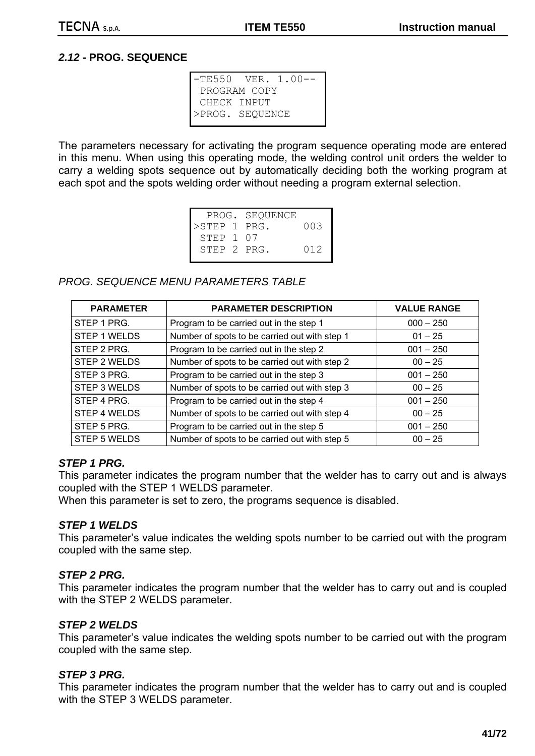### *2.12* - PROG. SEQUENCE

```
-TE550  VER. 1.00--
 PROGRAM COPY
 CHECK INPUT
>PROG. SEQUENCE
```

The parameters necessary for activating the program sequence operating mode are entered in this menu. When using this operating mode, the welding control unit orders the welder to carry a welding spots sequence out by automatically deciding both the working program at each spot and the spots welding order without needing a program external selection.

```
  PROG. SEQUENCE
>STEP 1 PRG.     003
 STEP 1 07
 STEP 2 PRG.     012
```

*PROG. SEQUENCE MENU PARAMETERS TABLE*

| PARAMETER | PARAMETER DESCRIPTION | VALUE RANGE |
|---|---|---|
| STEP 1 PRG. | Program to be carried out in the step 1 | 000 – 250 |
| STEP 1 WELDS | Number of spots to be carried out with step 1 | 01 – 25 |
| STEP 2 PRG. | Program to be carried out in the step 2 | 001 – 250 |
| STEP 2 WELDS | Number of spots to be carried out with step 2 | 00 – 25 |
| STEP 3 PRG. | Program to be carried out in the step 3 | 001 – 250 |
| STEP 3 WELDS | Number of spots to be carried out with step 3 | 00 – 25 |
| STEP 4 PRG. | Program to be carried out in the step 4 | 001 – 250 |
| STEP 4 WELDS | Number of spots to be carried out with step 4 | 00 – 25 |
| STEP 5 PRG. | Program to be carried out in the step 5 | 001 – 250 |
| STEP 5 WELDS | Number of spots to be carried out with step 5 | 00 – 25 |

***STEP 1 PRG.***

This parameter indicates the program number that the welder has to carry out and is always coupled with the STEP 1 WELDS parameter.
When this parameter is set to zero, the programs sequence is disabled.

***STEP 1 WELDS***

This parameter's value indicates the welding spots number to be carried out with the program coupled with the same step.

***STEP 2 PRG.***

This parameter indicates the program number that the welder has to carry out and is coupled with the STEP 2 WELDS parameter.

***STEP 2 WELDS***

This parameter's value indicates the welding spots number to be carried out with the program coupled with the same step.

***STEP 3 PRG.***

This parameter indicates the program number that the welder has to carry out and is coupled with the STEP 3 WELDS parameter.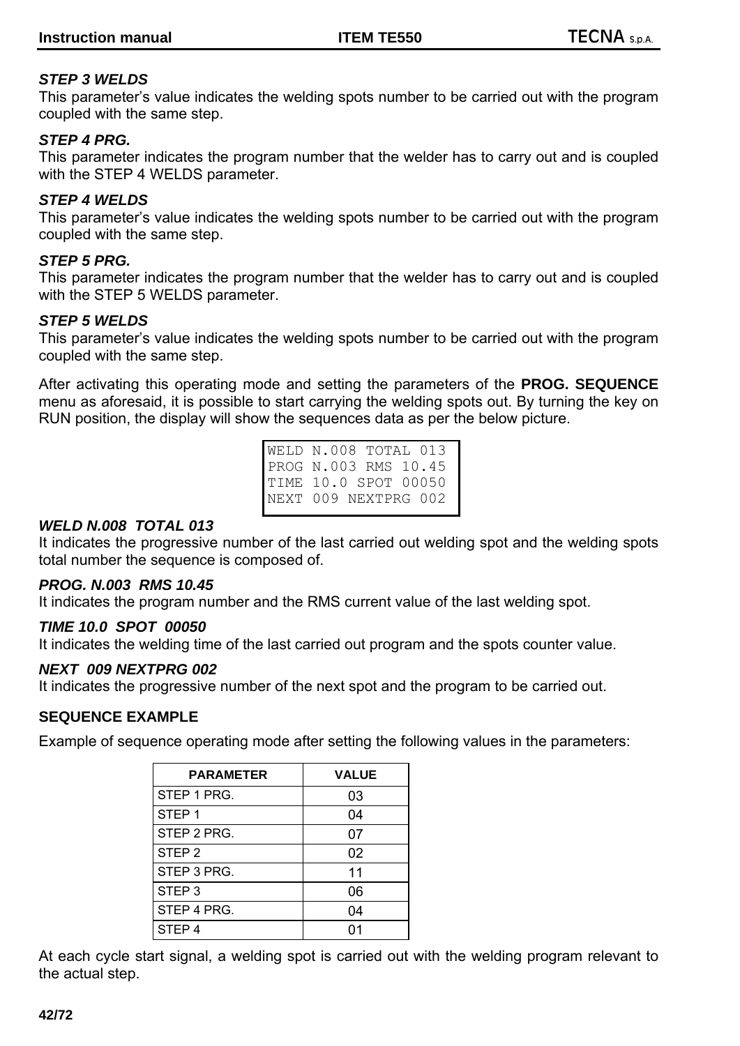***STEP 3 WELDS***

This parameter's value indicates the welding spots number to be carried out with the program coupled with the same step.

***STEP 4 PRG.***

This parameter indicates the program number that the welder has to carry out and is coupled with the STEP 4 WELDS parameter.

***STEP 4 WELDS***

This parameter's value indicates the welding spots number to be carried out with the program coupled with the same step.

***STEP 5 PRG.***

This parameter indicates the program number that the welder has to carry out and is coupled with the STEP 5 WELDS parameter.

***STEP 5 WELDS***

This parameter's value indicates the welding spots number to be carried out with the program coupled with the same step.

After activating this operating mode and setting the parameters of the **PROG. SEQUENCE** menu as aforesaid, it is possible to start carrying the welding spots out. By turning the key on RUN position, the display will show the sequences data as per the below picture.

```
WELD N.008 TOTAL 013
PROG N.003 RMS 10.45
TIME 10.0 SPOT 00050
NEXT 009 NEXTPRG 002
```

***WELD N.008 TOTAL 013***

It indicates the progressive number of the last carried out welding spot and the welding spots total number the sequence is composed of.

***PROG. N.003 RMS 10.45***

It indicates the program number and the RMS current value of the last welding spot.

***TIME 10.0 SPOT 00050***

It indicates the welding time of the last carried out program and the spots counter value.

***NEXT 009 NEXTPRG 002***

It indicates the progressive number of the next spot and the program to be carried out.

**SEQUENCE EXAMPLE**

Example of sequence operating mode after setting the following values in the parameters:

| PARAMETER | VALUE |
|---|---|
| STEP 1 PRG. | 03 |
| STEP 1 | 04 |
| STEP 2 PRG. | 07 |
| STEP 2 | 02 |
| STEP 3 PRG. | 11 |
| STEP 3 | 06 |
| STEP 4 PRG. | 04 |
| STEP 4 | 01 |

At each cycle start signal, a welding spot is carried out with the welding program relevant to the actual step.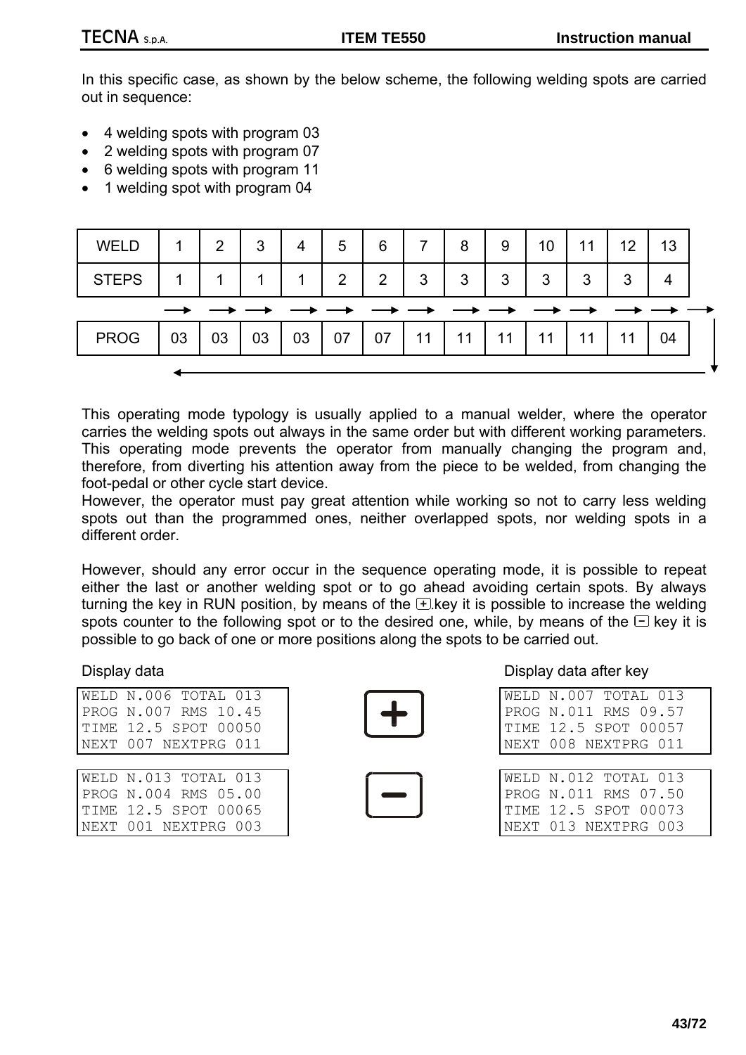In this specific case, as shown by the below scheme, the following welding spots are carried out in sequence:

- 4 welding spots with program 03
- 2 welding spots with program 07
- 6 welding spots with program 11
- 1 welding spot with program 04

| WELD | 1 | 2 | 3 | 4 | 5 | 6 | 7 | 8 | 9 | 10 | 11 | 12 | 13 |
|---|---|---|---|---|---|---|---|---|---|---|---|---|---|
| STEPS | 1 | 1 | 1 | 1 | 2 | 2 | 3 | 3 | 3 | 3 | 3 | 3 | 4 |
| PROG | 03 | 03 | 03 | 03 | 07 | 07 | 11 | 11 | 11 | 11 | 11 | 11 | 04 |

This operating mode typology is usually applied to a manual welder, where the operator carries the welding spots out always in the same order but with different working parameters. This operating mode prevents the operator from manually changing the program and, therefore, from diverting his attention away from the piece to be welded, from changing the foot-pedal or other cycle start device.
However, the operator must pay great attention while working so not to carry less welding spots out than the programmed ones, neither overlapped spots, nor welding spots in a different order.

However, should any error occur in the sequence operating mode, it is possible to repeat either the last or another welding spot or to go ahead avoiding certain spots. By always turning the key in RUN position, by means of the [+] key it is possible to increase the welding spots counter to the following spot or to the desired one, while, by means of the [-] key it is possible to go back of one or more positions along the spots to be carried out.

| Display data | Key | Display data after key |
|---|---|---|
| WELD N.006 TOTAL 013<br>PROG N.007 RMS 10.45<br>TIME 12.5 SPOT 00050<br>NEXT 007 NEXTPRG 011 | + | WELD N.007 TOTAL 013<br>PROG N.011 RMS 09.57<br>TIME 12.5 SPOT 00057<br>NEXT 008 NEXTPRG 011 |
| WELD N.013 TOTAL 013<br>PROG N.004 RMS 05.00<br>TIME 12.5 SPOT 00065<br>NEXT 001 NEXTPRG 003 | − | WELD N.012 TOTAL 013<br>PROG N.011 RMS 07.50<br>TIME 12.5 SPOT 00073<br>NEXT 013 NEXTPRG 003 |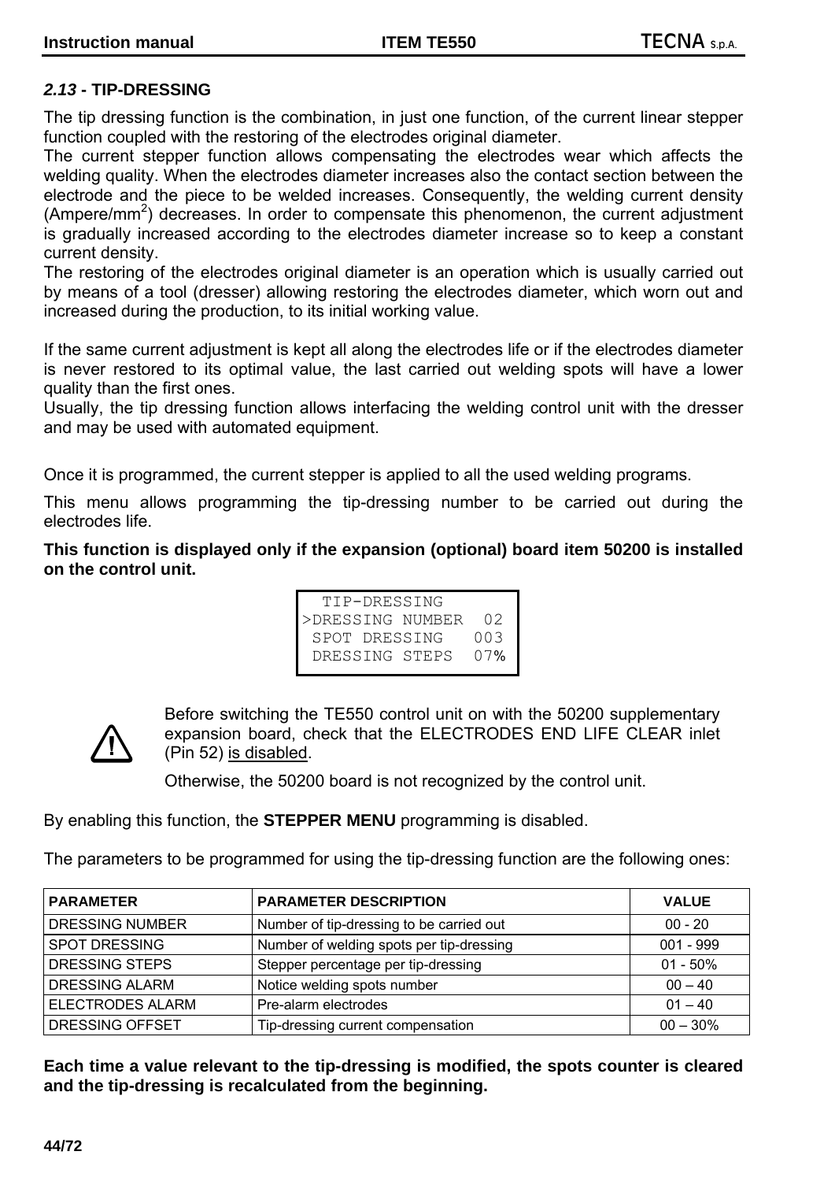## *2.13* - TIP-DRESSING

The tip dressing function is the combination, in just one function, of the current linear stepper function coupled with the restoring of the electrodes original diameter.
The current stepper function allows compensating the electrodes wear which affects the welding quality. When the electrodes diameter increases also the contact section between the electrode and the piece to be welded increases. Consequently, the welding current density (Ampere/mm$^2$) decreases. In order to compensate this phenomenon, the current adjustment is gradually increased according to the electrodes diameter increase so to keep a constant current density.
The restoring of the electrodes original diameter is an operation which is usually carried out by means of a tool (dresser) allowing restoring the electrodes diameter, which worn out and increased during the production, to its initial working value.

If the same current adjustment is kept all along the electrodes life or if the electrodes diameter is never restored to its optimal value, the last carried out welding spots will have a lower quality than the first ones.
Usually, the tip dressing function allows interfacing the welding control unit with the dresser and may be used with automated equipment.

Once it is programmed, the current stepper is applied to all the used welding programs.

This menu allows programming the tip-dressing number to be carried out during the electrodes life.

**This function is displayed only if the expansion (optional) board item 50200 is installed on the control unit.**

```
  TIP-DRESSING
>DRESSING NUMBER  02
 SPOT DRESSING   003
 DRESSING STEPS  07%
```

⚠ Before switching the TE550 control unit on with the 50200 supplementary expansion board, check that the ELECTRODES END LIFE CLEAR inlet (Pin 52) is disabled.

Otherwise, the 50200 board is not recognized by the control unit.

By enabling this function, the **STEPPER MENU** programming is disabled.

The parameters to be programmed for using the tip-dressing function are the following ones:

| PARAMETER | PARAMETER DESCRIPTION | VALUE |
|---|---|---|
| DRESSING NUMBER | Number of tip-dressing to be carried out | 00 - 20 |
| SPOT DRESSING | Number of welding spots per tip-dressing | 001 - 999 |
| DRESSING STEPS | Stepper percentage per tip-dressing | 01 - 50% |
| DRESSING ALARM | Notice welding spots number | 00 – 40 |
| ELECTRODES ALARM | Pre-alarm electrodes | 01 – 40 |
| DRESSING OFFSET | Tip-dressing current compensation | 00 – 30% |

**Each time a value relevant to the tip-dressing is modified, the spots counter is cleared and the tip-dressing is recalculated from the beginning.**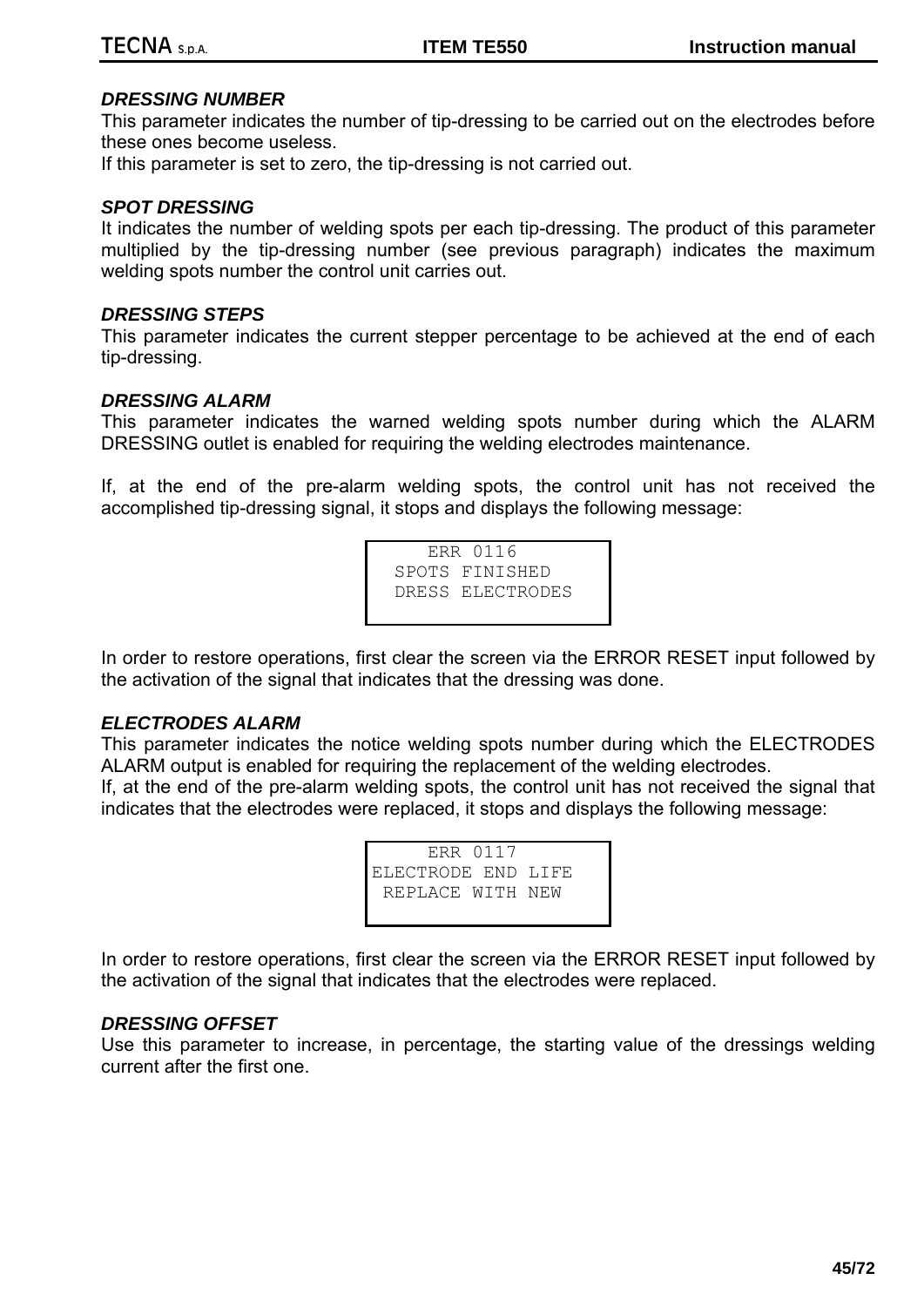### *DRESSING NUMBER*

This parameter indicates the number of tip-dressing to be carried out on the electrodes before these ones become useless.
If this parameter is set to zero, the tip-dressing is not carried out.

### *SPOT DRESSING*

It indicates the number of welding spots per each tip-dressing. The product of this parameter multiplied by the tip-dressing number (see previous paragraph) indicates the maximum welding spots number the control unit carries out.

### *DRESSING STEPS*

This parameter indicates the current stepper percentage to be achieved at the end of each tip-dressing.

### *DRESSING ALARM*

This parameter indicates the warned welding spots number during which the ALARM DRESSING outlet is enabled for requiring the welding electrodes maintenance.

If, at the end of the pre-alarm welding spots, the control unit has not received the accomplished tip-dressing signal, it stops and displays the following message:

```
   ERR 0116
SPOTS FINISHED
DRESS ELECTRODES
```

In order to restore operations, first clear the screen via the ERROR RESET input followed by the activation of the signal that indicates that the dressing was done.

### *ELECTRODES ALARM*

This parameter indicates the notice welding spots number during which the ELECTRODES ALARM output is enabled for requiring the replacement of the welding electrodes.
If, at the end of the pre-alarm welding spots, the control unit has not received the signal that indicates that the electrodes were replaced, it stops and displays the following message:

```
     ERR 0117
ELECTRODE END LIFE
 REPLACE WITH NEW
```

In order to restore operations, first clear the screen via the ERROR RESET input followed by the activation of the signal that indicates that the electrodes were replaced.

### *DRESSING OFFSET*

Use this parameter to increase, in percentage, the starting value of the dressings welding current after the first one.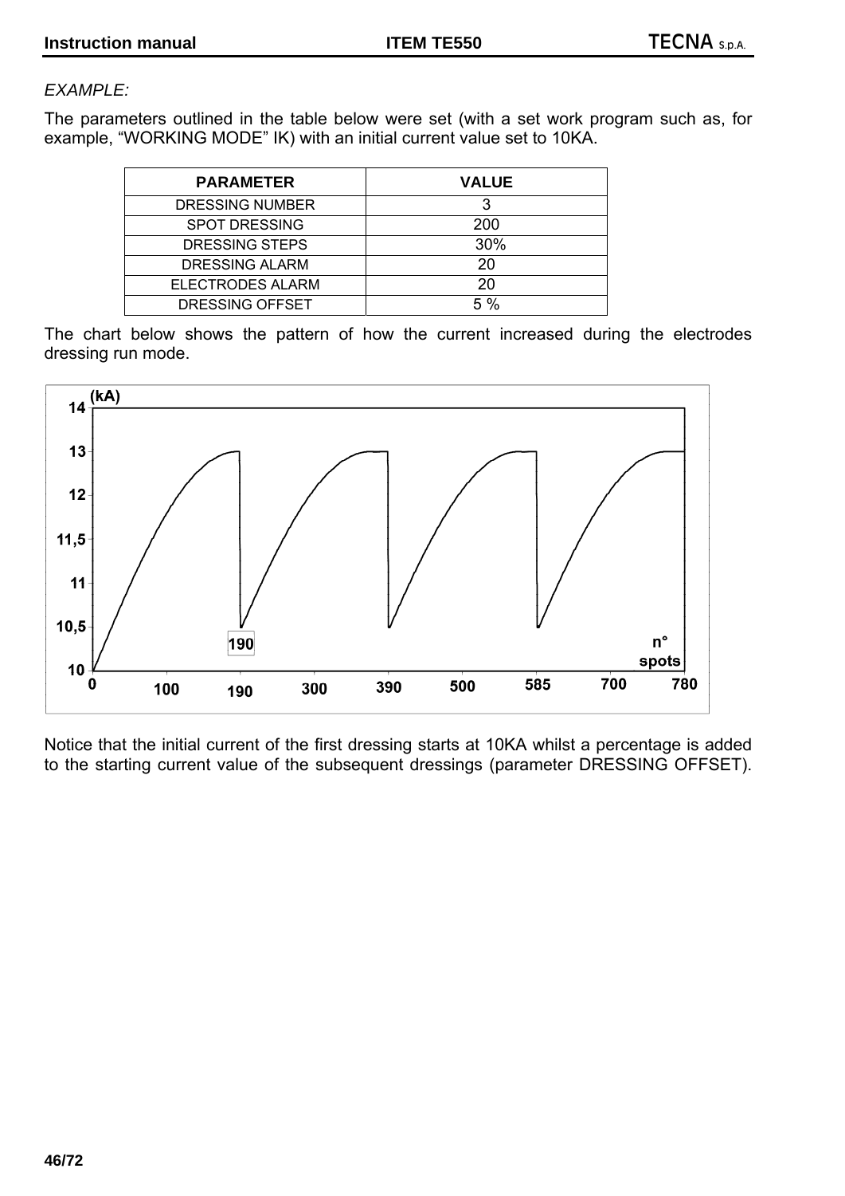*EXAMPLE:*

The parameters outlined in the table below were set (with a set work program such as, for example, “WORKING MODE” IK) with an initial current value set to 10KA.

| PARAMETER | VALUE |
|---|---|
| DRESSING NUMBER | 3 |
| SPOT DRESSING | 200 |
| DRESSING STEPS | 30% |
| DRESSING ALARM | 20 |
| ELECTRODES ALARM | 20 |
| DRESSING OFFSET | 5 % |

The chart below shows the pattern of how the current increased during the electrodes dressing run mode.

Notice that the initial current of the first dressing starts at 10KA whilst a percentage is added to the starting current value of the subsequent dressings (parameter DRESSING OFFSET).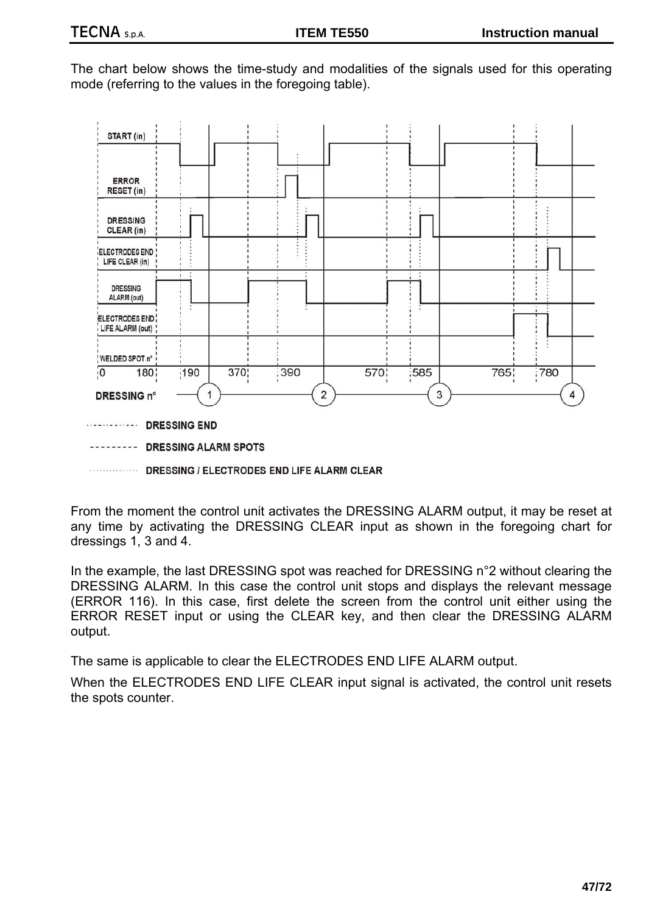The chart below shows the time-study and modalities of the signals used for this operating mode (referring to the values in the foregoing table).

START (in)

ERROR RESET (in)

DRESSING CLEAR (in)

ELECTRODES END LIFE CLEAR (in)

DRESSING ALARM (out)

ELECTRODES END LIFE ALARM (out)

WELDED SPOT n° 0 180 190 370 390 570 585 765 780

DRESSING n° 1 2 3 4

DRESSING END

DRESSING ALARM SPOTS

DRESSING / ELECTRODES END LIFE ALARM CLEAR

From the moment the control unit activates the DRESSING ALARM output, it may be reset at any time by activating the DRESSING CLEAR input as shown in the foregoing chart for dressings 1, 3 and 4.

In the example, the last DRESSING spot was reached for DRESSING n°2 without clearing the DRESSING ALARM. In this case the control unit stops and displays the relevant message (ERROR 116). In this case, first delete the screen from the control unit either using the ERROR RESET input or using the CLEAR key, and then clear the DRESSING ALARM output.

The same is applicable to clear the ELECTRODES END LIFE ALARM output.

When the ELECTRODES END LIFE CLEAR input signal is activated, the control unit resets the spots counter.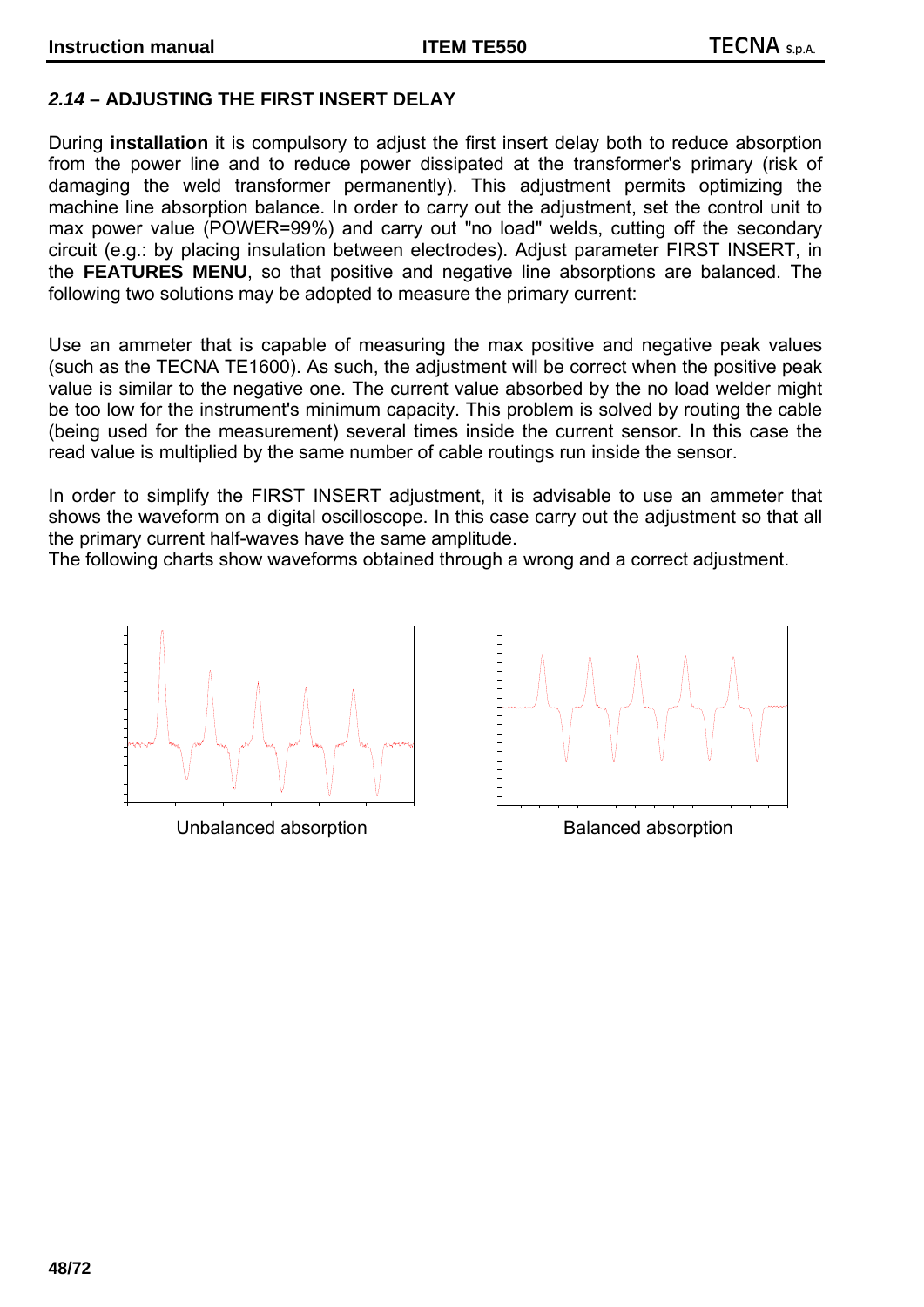## *2.14* – ADJUSTING THE FIRST INSERT DELAY

During **installation** it is compulsory to adjust the first insert delay both to reduce absorption from the power line and to reduce power dissipated at the transformer's primary (risk of damaging the weld transformer permanently). This adjustment permits optimizing the machine line absorption balance. In order to carry out the adjustment, set the control unit to max power value (POWER=99%) and carry out "no load" welds, cutting off the secondary circuit (e.g.: by placing insulation between electrodes). Adjust parameter FIRST INSERT, in the **FEATURES MENU**, so that positive and negative line absorptions are balanced. The following two solutions may be adopted to measure the primary current:

Use an ammeter that is capable of measuring the max positive and negative peak values (such as the TECNA TE1600). As such, the adjustment will be correct when the positive peak value is similar to the negative one. The current value absorbed by the no load welder might be too low for the instrument's minimum capacity. This problem is solved by routing the cable (being used for the measurement) several times inside the current sensor. In this case the read value is multiplied by the same number of cable routings run inside the sensor.

In order to simplify the FIRST INSERT adjustment, it is advisable to use an ammeter that shows the waveform on a digital oscilloscope. In this case carry out the adjustment so that all the primary current half-waves have the same amplitude.
The following charts show waveforms obtained through a wrong and a correct adjustment.

Unbalanced absorption

Balanced absorption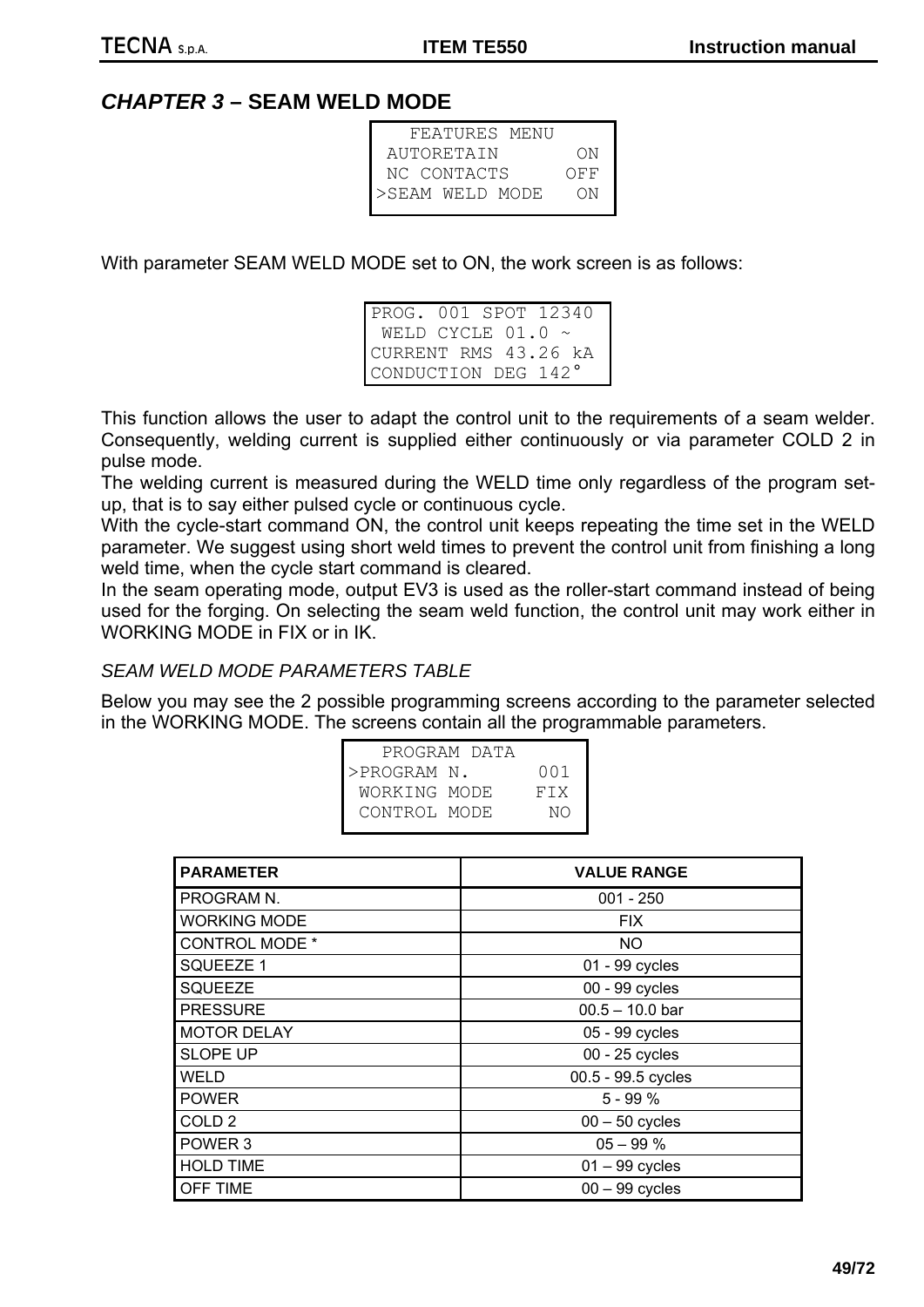## *CHAPTER 3* – SEAM WELD MODE

```
   FEATURES MENU
 AUTORETAIN       ON
 NC CONTACTS     OFF
>SEAM WELD MODE   ON
```

With parameter SEAM WELD MODE set to ON, the work screen is as follows:

```
PROG. 001 SPOT 12340
 WELD CYCLE 01.0 ~
CURRENT RMS 43.26 kA
CONDUCTION DEG 142°
```

This function allows the user to adapt the control unit to the requirements of a seam welder. Consequently, welding current is supplied either continuously or via parameter COLD 2 in pulse mode.
The welding current is measured during the WELD time only regardless of the program set-up, that is to say either pulsed cycle or continuous cycle.
With the cycle-start command ON, the control unit keeps repeating the time set in the WELD parameter. We suggest using short weld times to prevent the control unit from finishing a long weld time, when the cycle start command is cleared.
In the seam operating mode, output EV3 is used as the roller-start command instead of being used for the forging. On selecting the seam weld function, the control unit may work either in WORKING MODE in FIX or in IK.

*SEAM WELD MODE PARAMETERS TABLE*

Below you may see the 2 possible programming screens according to the parameter selected in the WORKING MODE. The screens contain all the programmable parameters.

```
   PROGRAM DATA
>PROGRAM N.      001
 WORKING MODE    FIX
 CONTROL MODE     NO
```

| PARAMETER | VALUE RANGE |
|---|---|
| PROGRAM N. | 001 - 250 |
| WORKING MODE | FIX |
| CONTROL MODE * | NO |
| SQUEEZE 1 | 01 - 99 cycles |
| SQUEEZE | 00 - 99 cycles |
| PRESSURE | 00.5 – 10.0 bar |
| MOTOR DELAY | 05 - 99 cycles |
| SLOPE UP | 00 - 25 cycles |
| WELD | 00.5 - 99.5 cycles |
| POWER | 5 - 99 % |
| COLD 2 | 00 – 50 cycles |
| POWER 3 | 05 – 99 % |
| HOLD TIME | 01 – 99 cycles |
| OFF TIME | 00 – 99 cycles |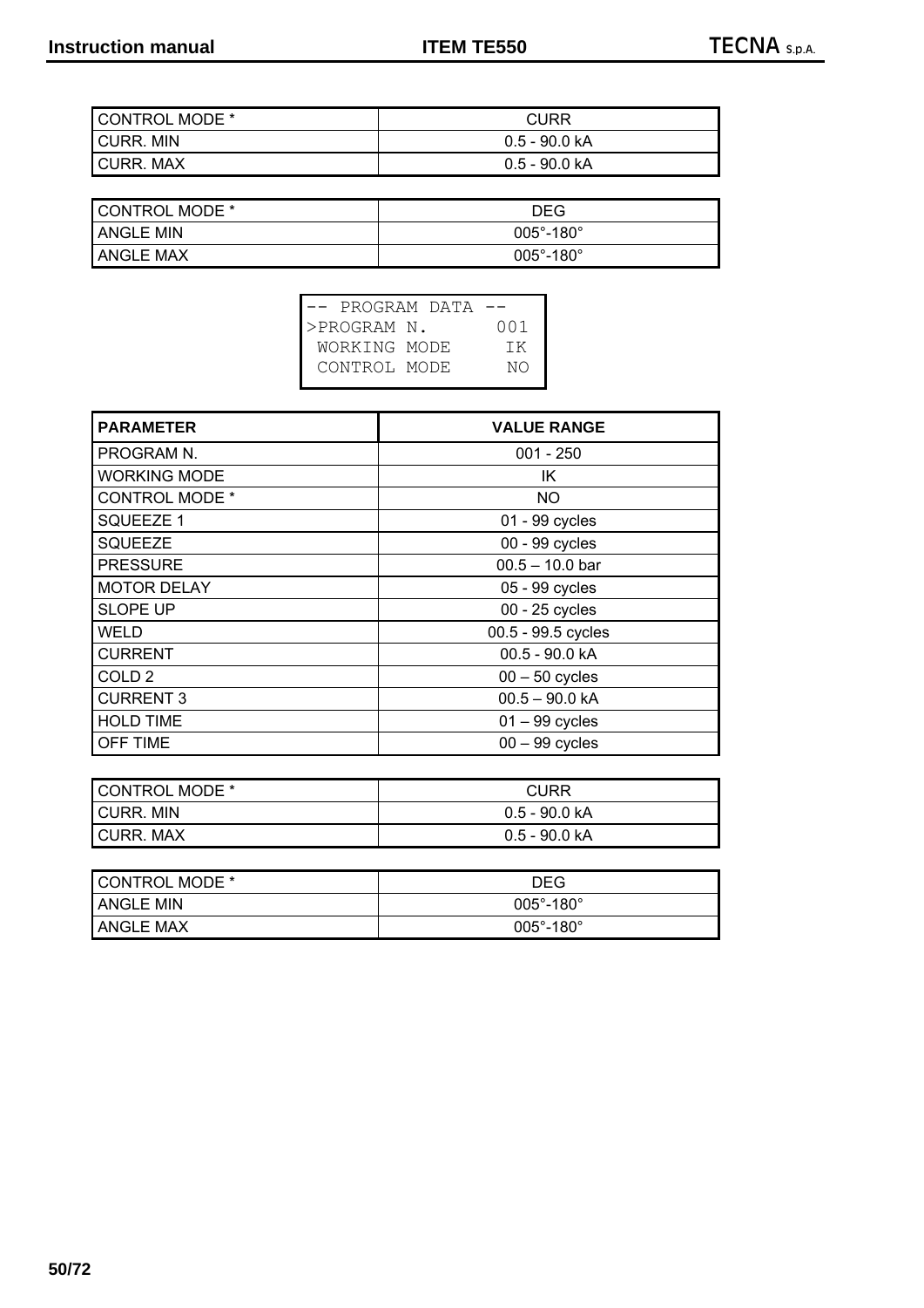| CONTROL MODE * | CURR |
|---|---|
| CURR. MIN | 0.5 - 90.0 kA |
| CURR. MAX | 0.5 - 90.0 kA |

| CONTROL MODE * | DEG |
|---|---|
| ANGLE MIN | 005°-180° |
| ANGLE MAX | 005°-180° |

```
-- PROGRAM DATA --
>PROGRAM N.       001
 WORKING MODE      IK
 CONTROL MODE      NO
```

| PARAMETER | VALUE RANGE |
|---|---|
| PROGRAM N. | 001 - 250 |
| WORKING MODE | IK |
| CONTROL MODE * | NO |
| SQUEEZE 1 | 01 - 99 cycles |
| SQUEEZE | 00 - 99 cycles |
| PRESSURE | 00.5 – 10.0 bar |
| MOTOR DELAY | 05 - 99 cycles |
| SLOPE UP | 00 - 25 cycles |
| WELD | 00.5 - 99.5 cycles |
| CURRENT | 00.5 - 90.0 kA |
| COLD 2 | 00 – 50 cycles |
| CURRENT 3 | 00.5 – 90.0 kA |
| HOLD TIME | 01 – 99 cycles |
| OFF TIME | 00 – 99 cycles |

| CONTROL MODE * | CURR |
|---|---|
| CURR. MIN | 0.5 - 90.0 kA |
| CURR. MAX | 0.5 - 90.0 kA |

| CONTROL MODE * | DEG |
|---|---|
| ANGLE MIN | 005°-180° |
| ANGLE MAX | 005°-180° |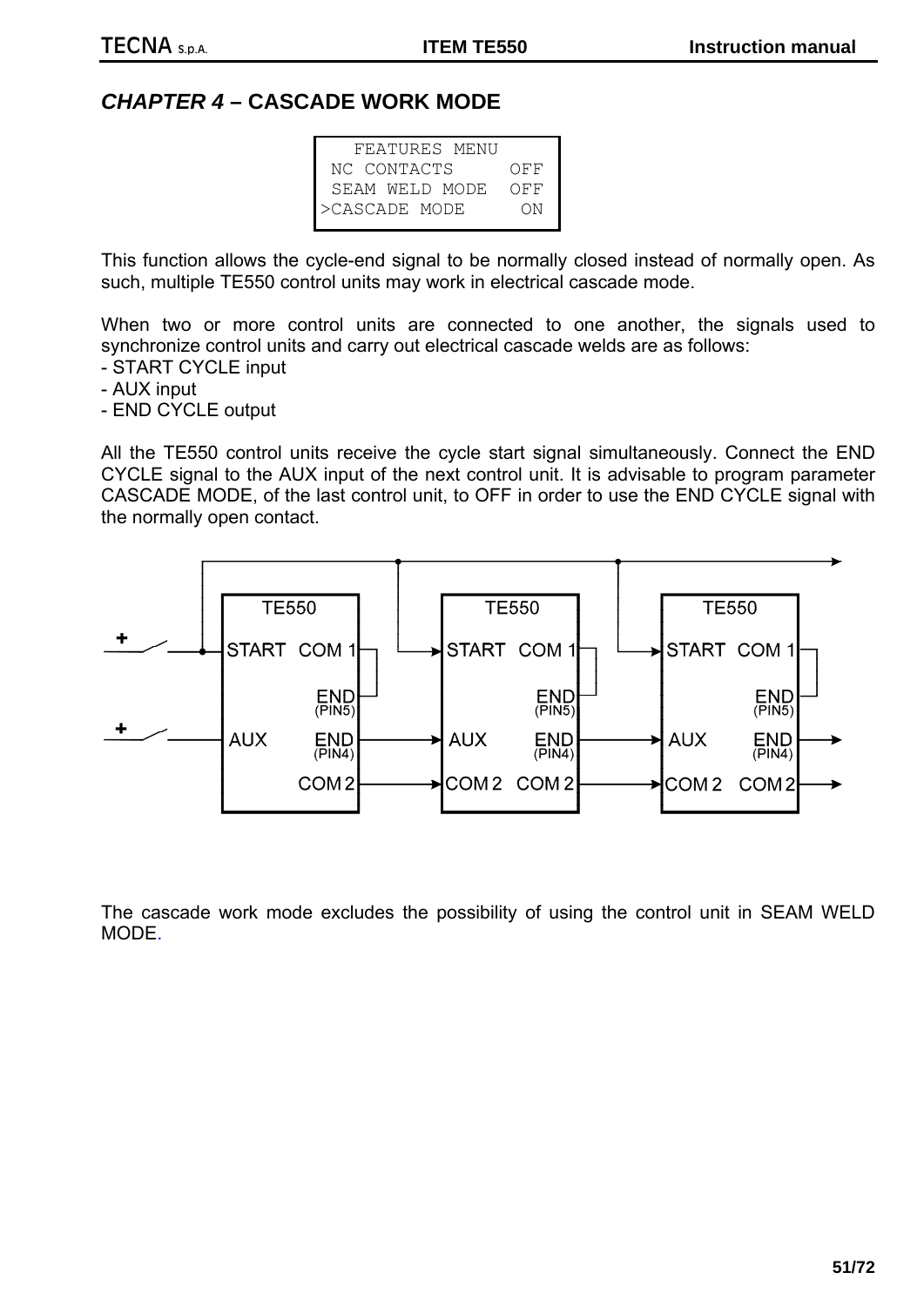# *CHAPTER 4* – CASCADE WORK MODE

```
   FEATURES MENU
 NC CONTACTS     OFF
 SEAM WELD MODE  OFF
>CASCADE MODE     ON
```

This function allows the cycle-end signal to be normally closed instead of normally open. As such, multiple TE550 control units may work in electrical cascade mode.

When two or more control units are connected to one another, the signals used to synchronize control units and carry out electrical cascade welds are as follows:
- START CYCLE input
- AUX input
- END CYCLE output

All the TE550 control units receive the cycle start signal simultaneously. Connect the END CYCLE signal to the AUX input of the next control unit. It is advisable to program parameter CASCADE MODE, of the last control unit, to OFF in order to use the END CYCLE signal with the normally open contact.

The cascade work mode excludes the possibility of using the control unit in SEAM WELD MODE.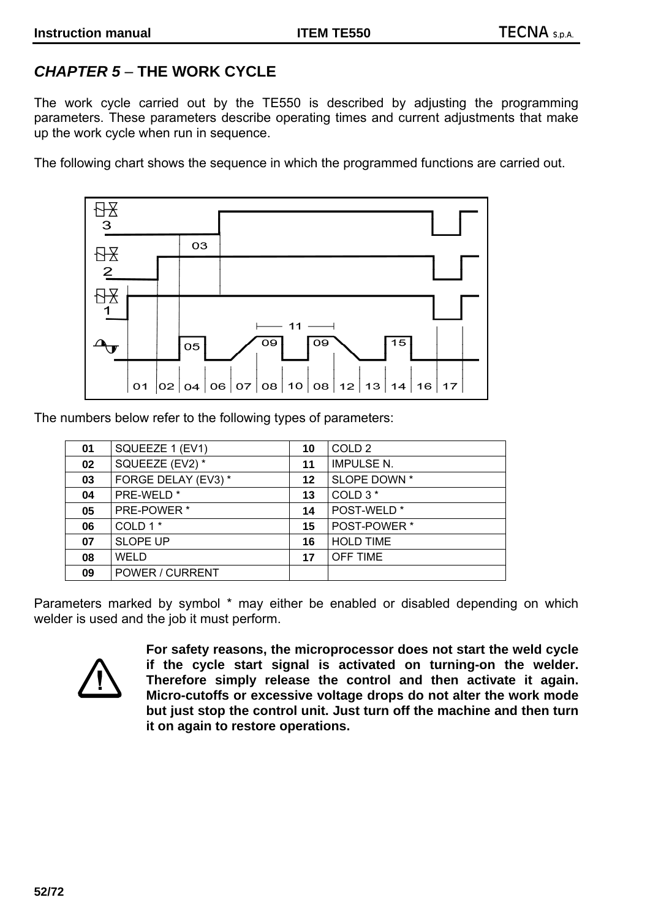## *CHAPTER 5* – THE WORK CYCLE

The work cycle carried out by the TE550 is described by adjusting the programming parameters. These parameters describe operating times and current adjustments that make up the work cycle when run in sequence.

The following chart shows the sequence in which the programmed functions are carried out.

The numbers below refer to the following types of parameters:

| | | | |
|---|---|---|---|
| **01** | SQUEEZE 1 (EV1) | **10** | COLD 2 |
| **02** | SQUEEZE (EV2) * | **11** | IMPULSE N. |
| **03** | FORGE DELAY (EV3) * | **12** | SLOPE DOWN * |
| **04** | PRE-WELD * | **13** | COLD 3 * |
| **05** | PRE-POWER * | **14** | POST-WELD * |
| **06** | COLD 1 * | **15** | POST-POWER * |
| **07** | SLOPE UP | **16** | HOLD TIME |
| **08** | WELD | **17** | OFF TIME |
| **09** | POWER / CURRENT | | |

Parameters marked by symbol * may either be enabled or disabled depending on which welder is used and the job it must perform.

**For safety reasons, the microprocessor does not start the weld cycle if the cycle start signal is activated on turning-on the welder. Therefore simply release the control and then activate it again. Micro-cutoffs or excessive voltage drops do not alter the work mode but just stop the control unit. Just turn off the machine and then turn it on again to restore operations.**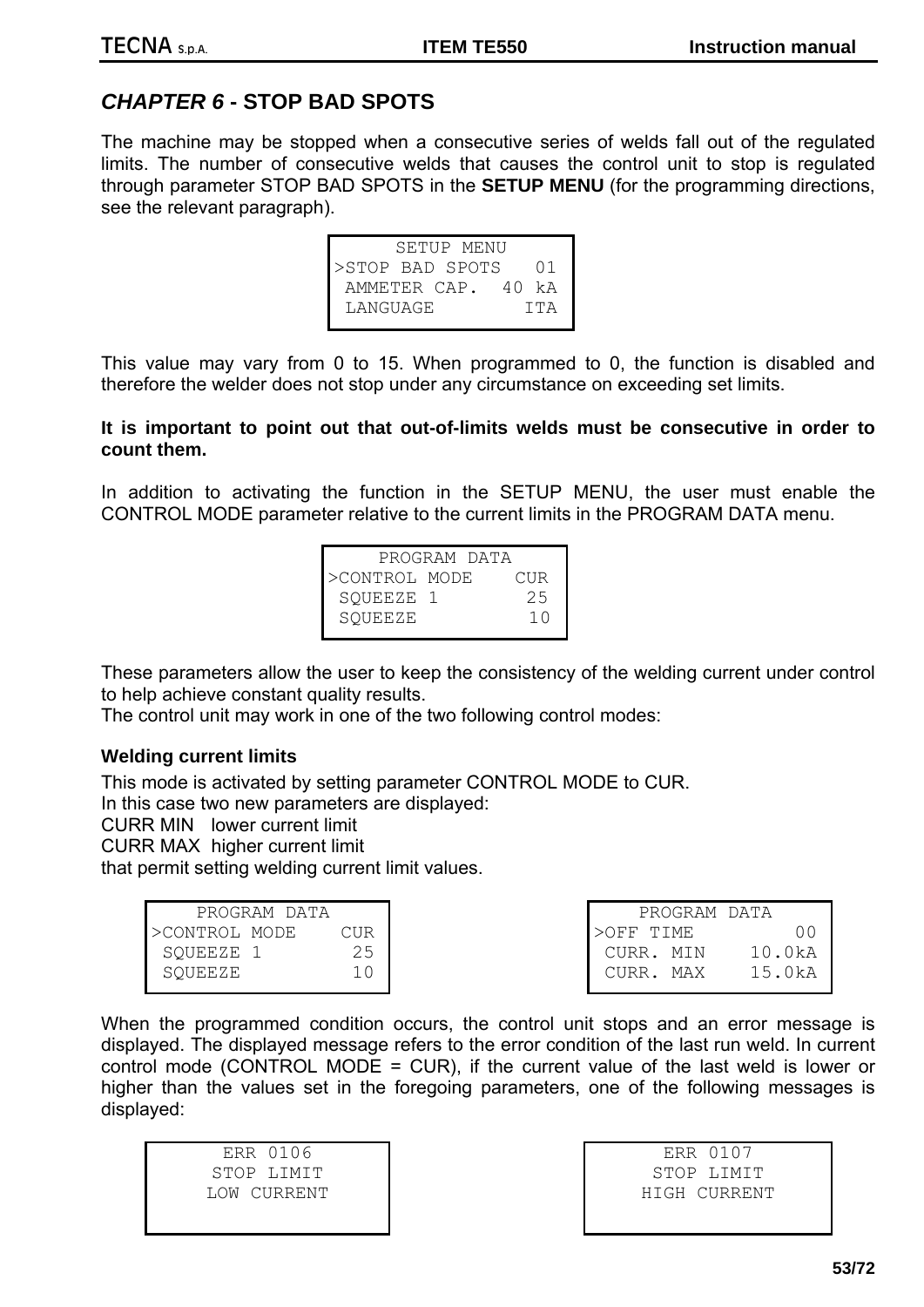## *CHAPTER 6* - STOP BAD SPOTS

The machine may be stopped when a consecutive series of welds fall out of the regulated limits. The number of consecutive welds that causes the control unit to stop is regulated through parameter STOP BAD SPOTS in the **SETUP MENU** (for the programming directions, see the relevant paragraph).

```
     SETUP MENU
>STOP BAD SPOTS   01
 AMMETER CAP.  40 kA
 LANGUAGE        ITA
```

This value may vary from 0 to 15. When programmed to 0, the function is disabled and therefore the welder does not stop under any circumstance on exceeding set limits.

**It is important to point out that out-of-limits welds must be consecutive in order to count them.**

In addition to activating the function in the SETUP MENU, the user must enable the CONTROL MODE parameter relative to the current limits in the PROGRAM DATA menu.

```
    PROGRAM DATA
>CONTROL MODE    CUR
 SQUEEZE 1        25
 SQUEEZE          10
```

These parameters allow the user to keep the consistency of the welding current under control to help achieve constant quality results.
The control unit may work in one of the two following control modes:

#### Welding current limits

This mode is activated by setting parameter CONTROL MODE to CUR.
In this case two new parameters are displayed:
CURR MIN   lower current limit
CURR MAX  higher current limit
that permit setting welding current limit values.

```
    PROGRAM DATA
>CONTROL MODE    CUR
 SQUEEZE 1        25
 SQUEEZE          10
```

```
    PROGRAM DATA
>OFF TIME         00
 CURR. MIN    10.0kA
 CURR. MAX    15.0kA
```

When the programmed condition occurs, the control unit stops and an error message is displayed. The displayed message refers to the error condition of the last run weld. In current control mode (CONTROL MODE = CUR), if the current value of the last weld is lower or higher than the values set in the foregoing parameters, one of the following messages is displayed:

```
      ERR 0106
     STOP LIMIT
     LOW CURRENT
```

```
      ERR 0107
     STOP LIMIT
    HIGH CURRENT
```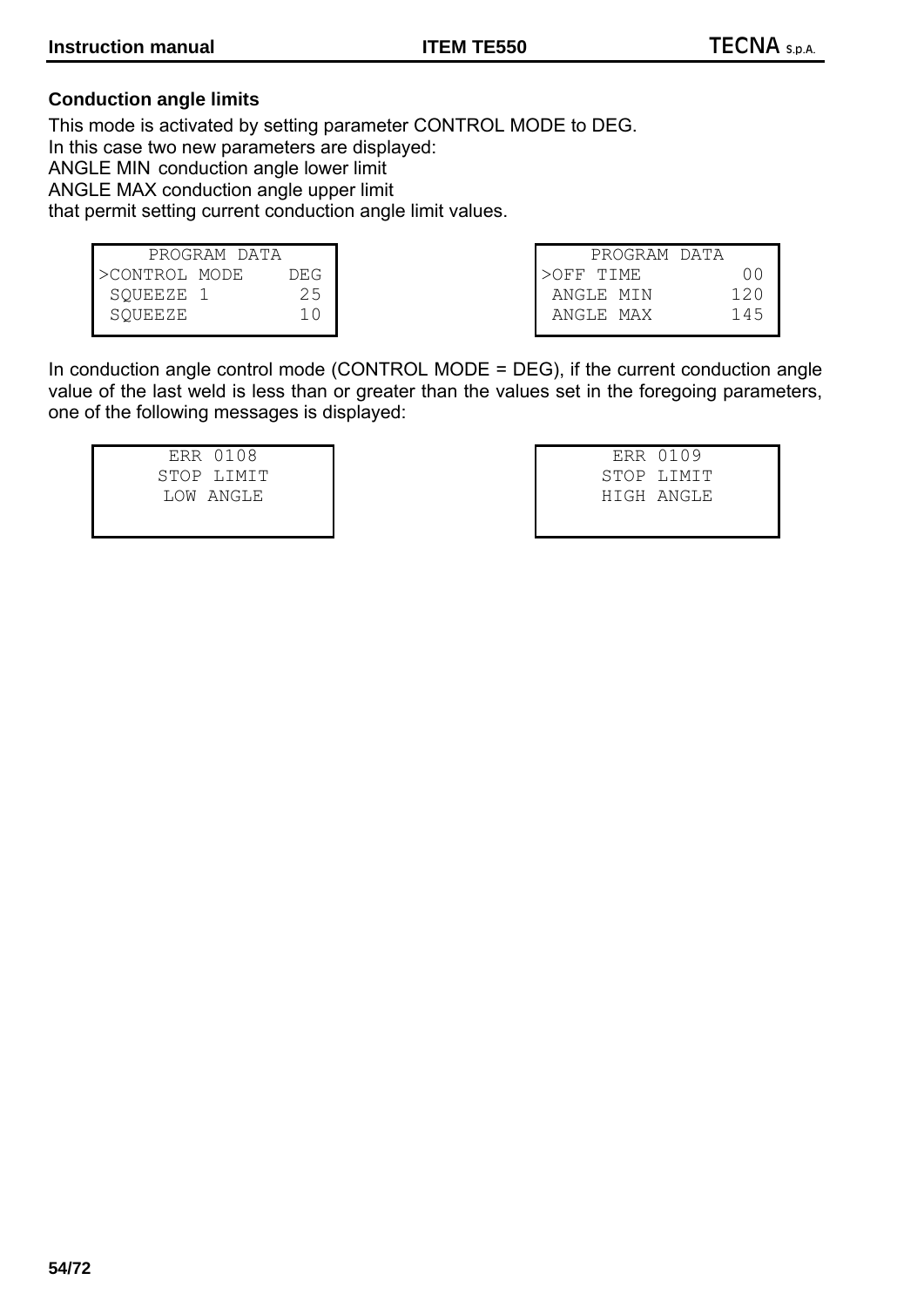### Conduction angle limits

This mode is activated by setting parameter CONTROL MODE to DEG.
In this case two new parameters are displayed:
ANGLE MIN conduction angle lower limit
ANGLE MAX conduction angle upper limit
that permit setting current conduction angle limit values.

```
   PROGRAM DATA
>CONTROL MODE    DEG
 SQUEEZE 1        25
 SQUEEZE          10
```

```
   PROGRAM DATA
>OFF TIME         00
 ANGLE MIN       120
 ANGLE MAX       145
```

In conduction angle control mode (CONTROL MODE = DEG), if the current conduction angle value of the last weld is less than or greater than the values set in the foregoing parameters, one of the following messages is displayed:

```
     ERR 0108
    STOP LIMIT
    LOW ANGLE
```

```
     ERR 0109
    STOP LIMIT
    HIGH ANGLE
```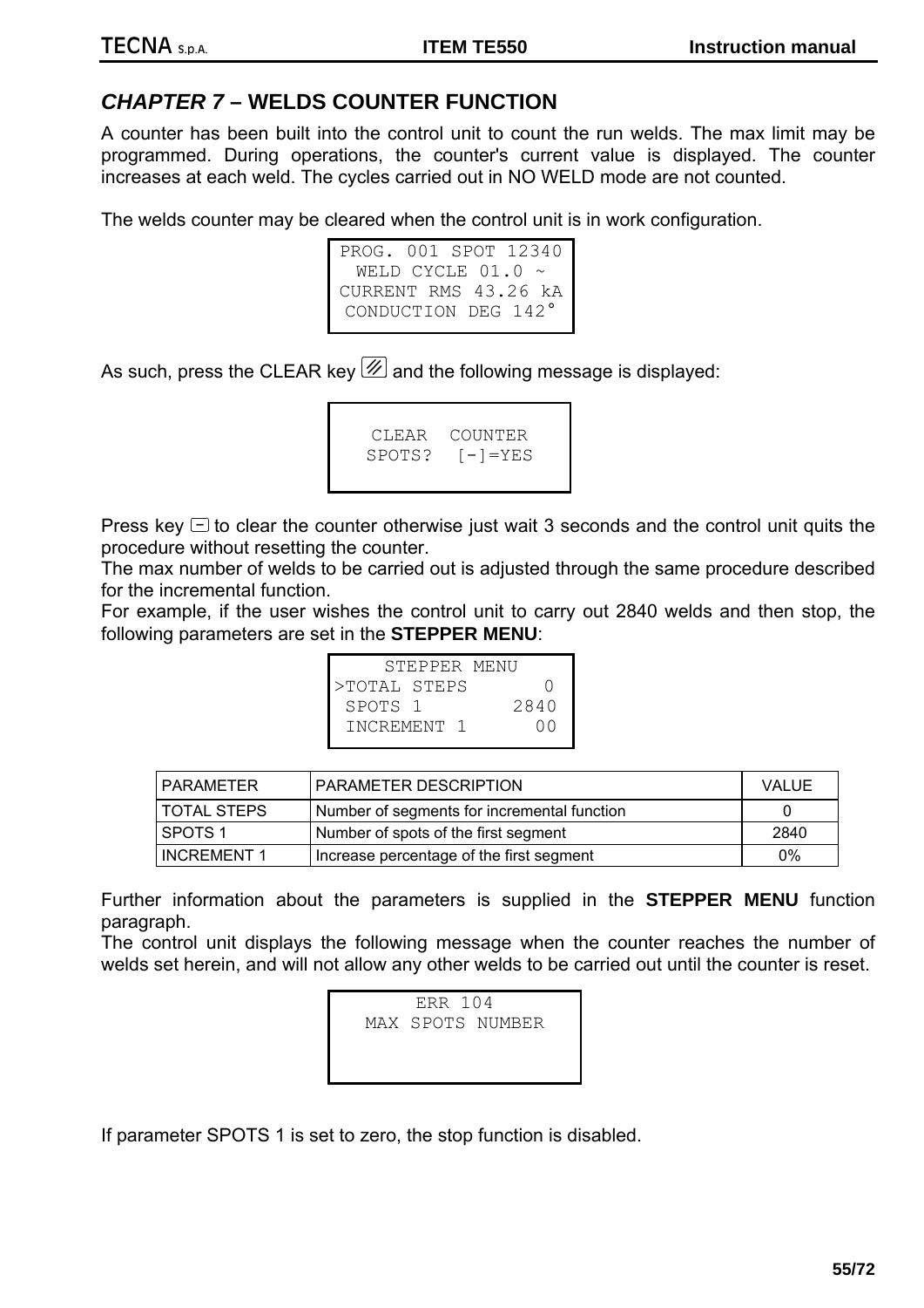## *CHAPTER 7* – WELDS COUNTER FUNCTION

A counter has been built into the control unit to count the run welds. The max limit may be programmed. During operations, the counter's current value is displayed. The counter increases at each weld. The cycles carried out in NO WELD mode are not counted.

The welds counter may be cleared when the control unit is in work configuration.

```
PROG. 001 SPOT 12340
 WELD CYCLE 01.0 ~
CURRENT RMS 43.26 kA
CONDUCTION DEG 142°
```

As such, press the CLEAR key and the following message is displayed:

```
 CLEAR  COUNTER
SPOTS?  [-]=YES
```

Press key [-] to clear the counter otherwise just wait 3 seconds and the control unit quits the procedure without resetting the counter.

The max number of welds to be carried out is adjusted through the same procedure described for the incremental function.

For example, if the user wishes the control unit to carry out 2840 welds and then stop, the following parameters are set in the **STEPPER MENU**:

```
    STEPPER MENU
>TOTAL STEPS      0
 SPOTS 1       2840
 INCREMENT 1     00
```

| PARAMETER | PARAMETER DESCRIPTION | VALUE |
|---|---|---|
| TOTAL STEPS | Number of segments for incremental function | 0 |
| SPOTS 1 | Number of spots of the first segment | 2840 |
| INCREMENT 1 | Increase percentage of the first segment | 0% |

Further information about the parameters is supplied in the **STEPPER MENU** function paragraph.

The control unit displays the following message when the counter reaches the number of welds set herein, and will not allow any other welds to be carried out until the counter is reset.

```
     ERR 104
 MAX SPOTS NUMBER
```

If parameter SPOTS 1 is set to zero, the stop function is disabled.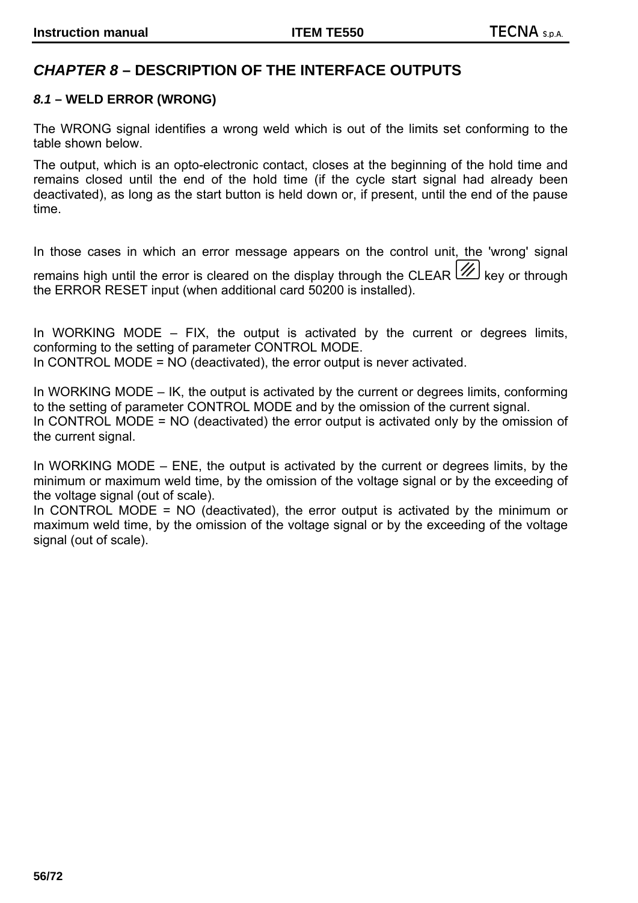# *CHAPTER 8* – DESCRIPTION OF THE INTERFACE OUTPUTS

### *8.1* – WELD ERROR (WRONG)

The WRONG signal identifies a wrong weld which is out of the limits set conforming to the table shown below.

The output, which is an opto-electronic contact, closes at the beginning of the hold time and remains closed until the end of the hold time (if the cycle start signal had already been deactivated), as long as the start button is held down or, if present, until the end of the pause time.

In those cases in which an error message appears on the control unit, the 'wrong' signal remains high until the error is cleared on the display through the CLEAR key or through the ERROR RESET input (when additional card 50200 is installed).

In WORKING MODE – FIX, the output is activated by the current or degrees limits, conforming to the setting of parameter CONTROL MODE.
In CONTROL MODE = NO (deactivated), the error output is never activated.

In WORKING MODE – IK, the output is activated by the current or degrees limits, conforming to the setting of parameter CONTROL MODE and by the omission of the current signal.
In CONTROL MODE = NO (deactivated) the error output is activated only by the omission of the current signal.

In WORKING MODE – ENE, the output is activated by the current or degrees limits, by the minimum or maximum weld time, by the omission of the voltage signal or by the exceeding of the voltage signal (out of scale).
In CONTROL MODE = NO (deactivated), the error output is activated by the minimum or maximum weld time, by the omission of the voltage signal or by the exceeding of the voltage signal (out of scale).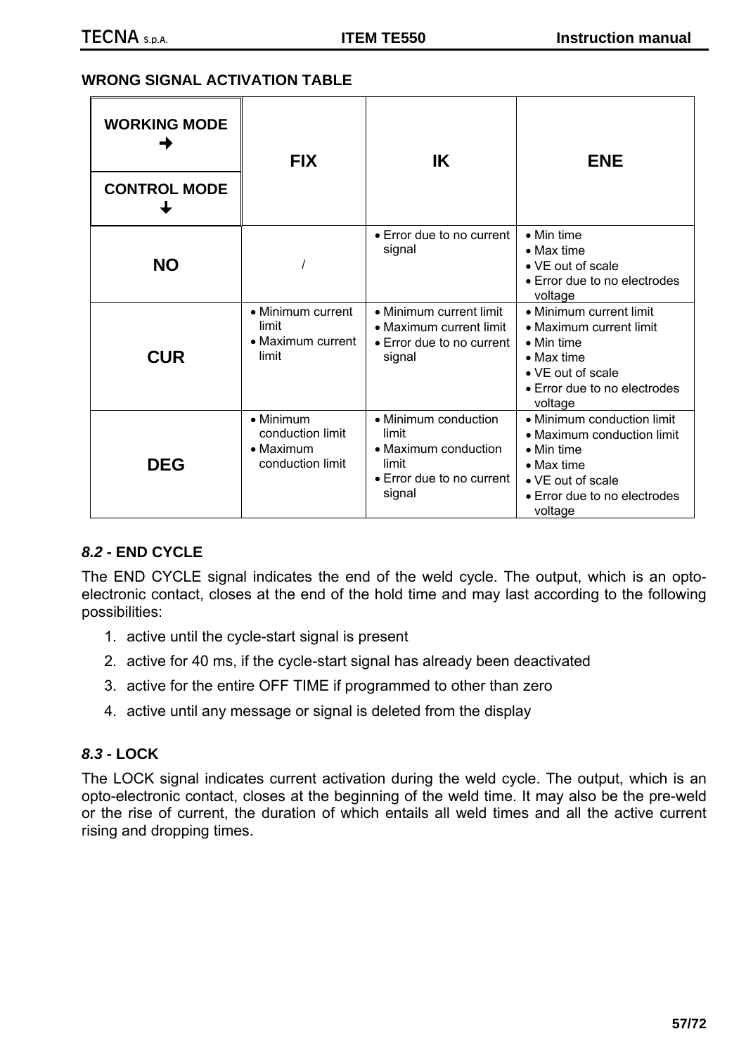### WRONG SIGNAL ACTIVATION TABLE

| WORKING MODE → / CONTROL MODE ↓ | FIX | IK | ENE |
|---|---|---|---|
| **NO** | / | • Error due to no current signal | • Min time<br>• Max time<br>• VE out of scale<br>• Error due to no electrodes voltage |
| **CUR** | • Minimum current limit<br>• Maximum current limit | • Minimum current limit<br>• Maximum current limit<br>• Error due to no current signal | • Minimum current limit<br>• Maximum current limit<br>• Min time<br>• Max time<br>• VE out of scale<br>• Error due to no electrodes voltage |
| **DEG** | • Minimum conduction limit<br>• Maximum conduction limit | • Minimum conduction limit<br>• Maximum conduction limit<br>• Error due to no current signal | • Minimum conduction limit<br>• Maximum conduction limit<br>• Min time<br>• Max time<br>• VE out of scale<br>• Error due to no electrodes voltage |

### *8.2* - END CYCLE

The END CYCLE signal indicates the end of the weld cycle. The output, which is an opto-electronic contact, closes at the end of the hold time and may last according to the following possibilities:

1. active until the cycle-start signal is present
2. active for 40 ms, if the cycle-start signal has already been deactivated
3. active for the entire OFF TIME if programmed to other than zero
4. active until any message or signal is deleted from the display

### *8.3* - LOCK

The LOCK signal indicates current activation during the weld cycle. The output, which is an opto-electronic contact, closes at the beginning of the weld time. It may also be the pre-weld or the rise of current, the duration of which entails all weld times and all the active current rising and dropping times.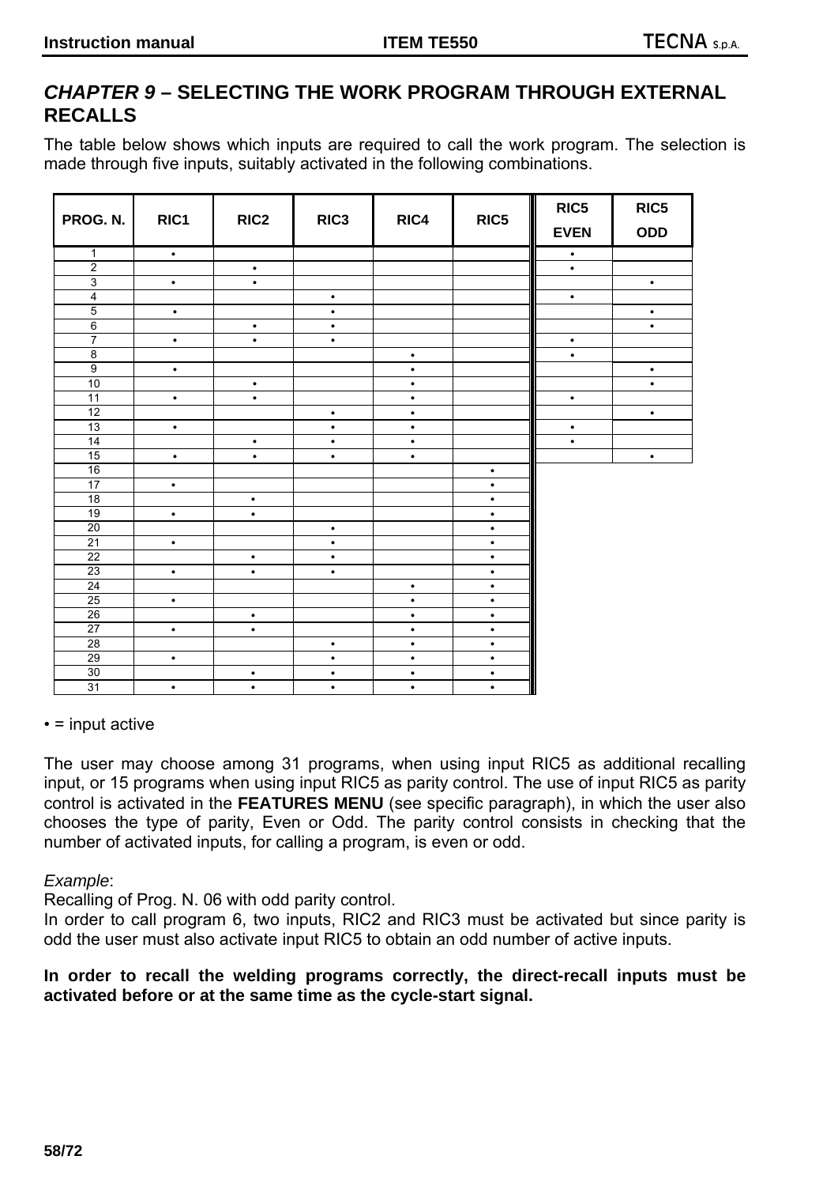# CHAPTER 9 – SELECTING THE WORK PROGRAM THROUGH EXTERNAL RECALLS

The table below shows which inputs are required to call the work program. The selection is made through five inputs, suitably activated in the following combinations.

| PROG. N. | RIC1 | RIC2 | RIC3 | RIC4 | RIC5 | RIC5 EVEN | RIC5 ODD |
|---|---|---|---|---|---|---|---|
| 1 | • | | | | | • | |
| 2 | | • | | | | • | |
| 3 | • | • | | | | | • |
| 4 | | | • | | | • | |
| 5 | • | | • | | | | • |
| 6 | | • | • | | | | • |
| 7 | • | • | • | | | • | |
| 8 | | | | • | | • | |
| 9 | • | | | • | | | • |
| 10 | | • | | • | | | • |
| 11 | • | • | | • | | • | |
| 12 | | | • | • | | | • |
| 13 | • | | • | • | | • | |
| 14 | | • | • | • | | • | |
| 15 | • | • | • | • | | | • |
| 16 | | | | | • | | |
| 17 | • | | | | • | | |
| 18 | | • | | | • | | |
| 19 | • | • | | | • | | |
| 20 | | | • | | • | | |
| 21 | • | | • | | • | | |
| 22 | | • | • | | • | | |
| 23 | • | • | • | | • | | |
| 24 | | | | • | • | | |
| 25 | • | | | • | • | | |
| 26 | | • | | • | • | | |
| 27 | • | • | | • | • | | |
| 28 | | | • | • | • | | |
| 29 | • | | • | • | • | | |
| 30 | | • | • | • | • | | |
| 31 | • | • | • | • | • | | |

• = input active

The user may choose among 31 programs, when using input RIC5 as additional recalling input, or 15 programs when using input RIC5 as parity control. The use of input RIC5 as parity control is activated in the **FEATURES MENU** (see specific paragraph), in which the user also chooses the type of parity, Even or Odd. The parity control consists in checking that the number of activated inputs, for calling a program, is even or odd.

*Example*:
Recalling of Prog. N. 06 with odd parity control.
In order to call program 6, two inputs, RIC2 and RIC3 must be activated but since parity is odd the user must also activate input RIC5 to obtain an odd number of active inputs.

**In order to recall the welding programs correctly, the direct-recall inputs must be activated before or at the same time as the cycle-start signal.**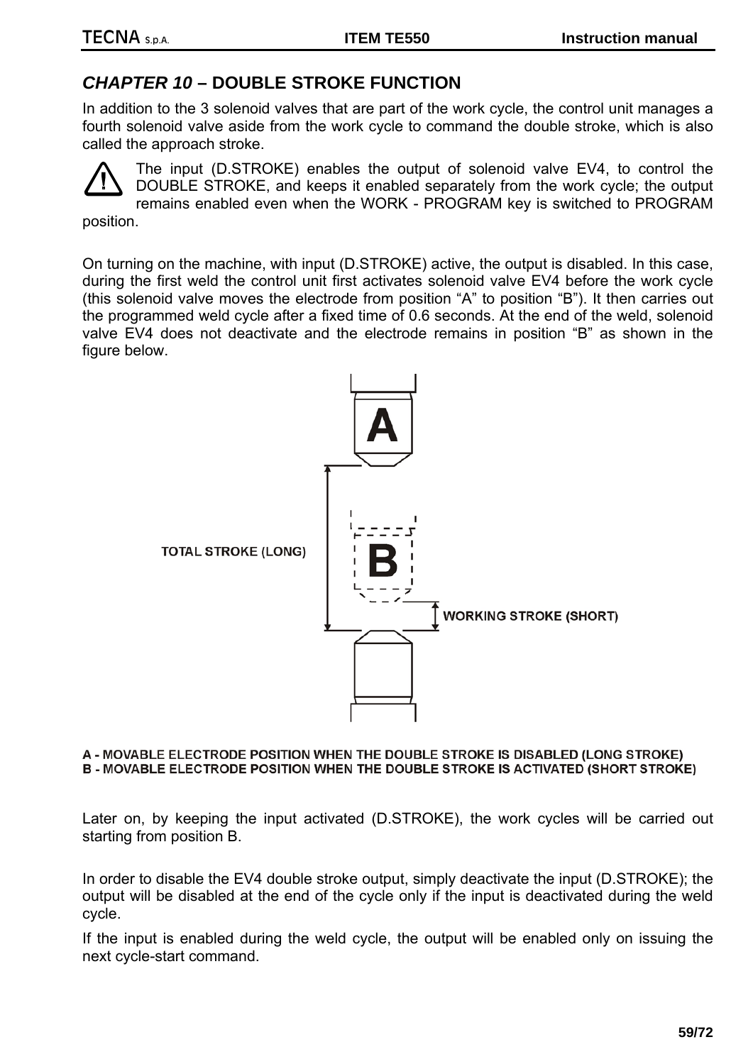## *CHAPTER 10* – DOUBLE STROKE FUNCTION

In addition to the 3 solenoid valves that are part of the work cycle, the control unit manages a fourth solenoid valve aside from the work cycle to command the double stroke, which is also called the approach stroke.

⚠ The input (D.STROKE) enables the output of solenoid valve EV4, to control the DOUBLE STROKE, and keeps it enabled separately from the work cycle; the output remains enabled even when the WORK - PROGRAM key is switched to PROGRAM position.

On turning on the machine, with input (D.STROKE) active, the output is disabled. In this case, during the first weld the control unit first activates solenoid valve EV4 before the work cycle (this solenoid valve moves the electrode from position "A" to position "B"). It then carries out the programmed weld cycle after a fixed time of 0.6 seconds. At the end of the weld, solenoid valve EV4 does not deactivate and the electrode remains in position "B" as shown in the figure below.

TOTAL STROKE (LONG)

WORKING STROKE (SHORT)

A - MOVABLE ELECTRODE POSITION WHEN THE DOUBLE STROKE IS DISABLED (LONG STROKE)
B - MOVABLE ELECTRODE POSITION WHEN THE DOUBLE STROKE IS ACTIVATED (SHORT STROKE)

Later on, by keeping the input activated (D.STROKE), the work cycles will be carried out starting from position B.

In order to disable the EV4 double stroke output, simply deactivate the input (D.STROKE); the output will be disabled at the end of the cycle only if the input is deactivated during the weld cycle.

If the input is enabled during the weld cycle, the output will be enabled only on issuing the next cycle-start command.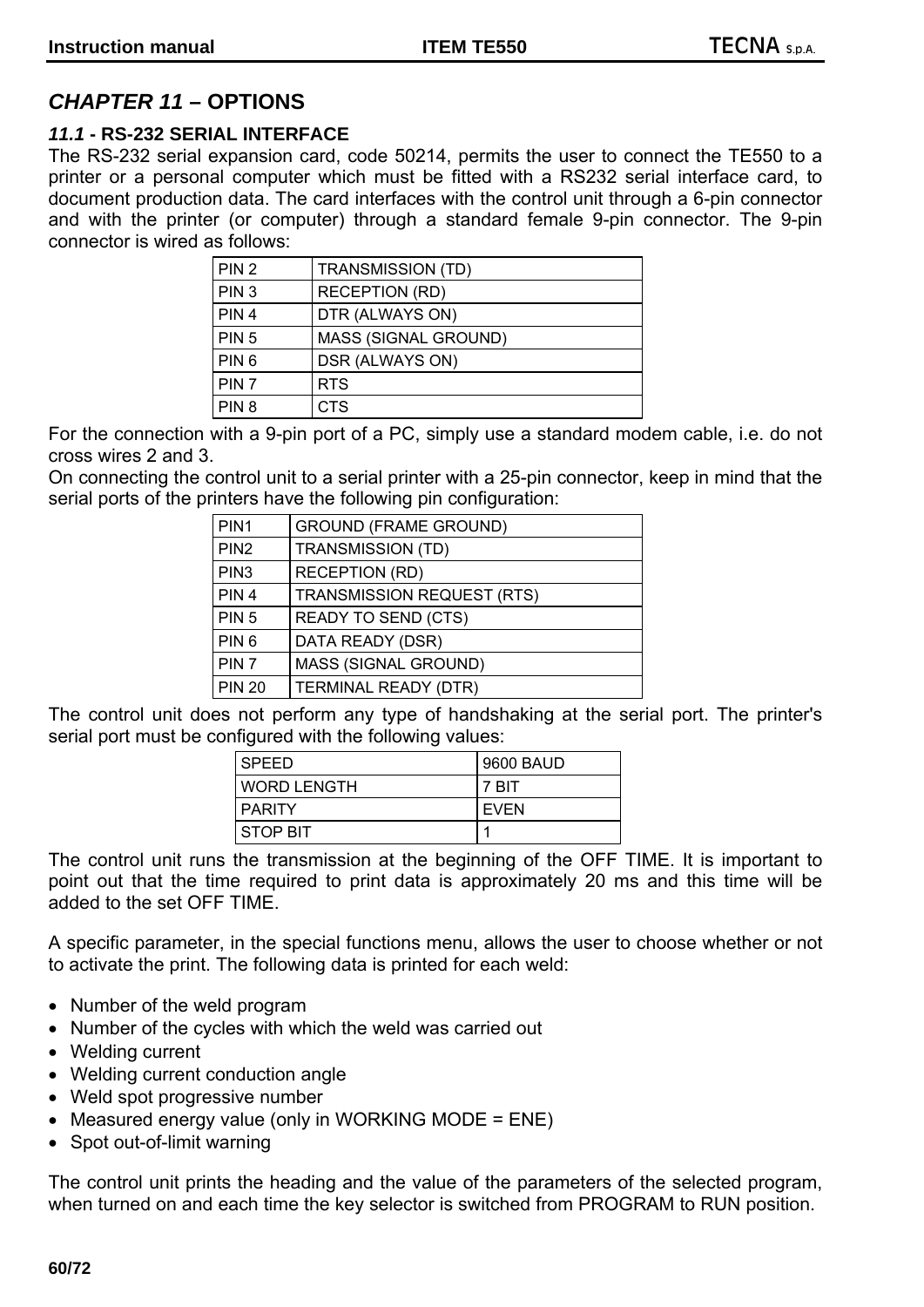# *CHAPTER 11* – OPTIONS

## *11.1* - RS-232 SERIAL INTERFACE

The RS-232 serial expansion card, code 50214, permits the user to connect the TE550 to a printer or a personal computer which must be fitted with a RS232 serial interface card, to document production data. The card interfaces with the control unit through a 6-pin connector and with the printer (or computer) through a standard female 9-pin connector. The 9-pin connector is wired as follows:

| | |
|---|---|
| PIN 2 | TRANSMISSION (TD) |
| PIN 3 | RECEPTION (RD) |
| PIN 4 | DTR (ALWAYS ON) |
| PIN 5 | MASS (SIGNAL GROUND) |
| PIN 6 | DSR (ALWAYS ON) |
| PIN 7 | RTS |
| PIN 8 | CTS |

For the connection with a 9-pin port of a PC, simply use a standard modem cable, i.e. do not cross wires 2 and 3.

On connecting the control unit to a serial printer with a 25-pin connector, keep in mind that the serial ports of the printers have the following pin configuration:

| | |
|---|---|
| PIN1 | GROUND (FRAME GROUND) |
| PIN2 | TRANSMISSION (TD) |
| PIN3 | RECEPTION (RD) |
| PIN 4 | TRANSMISSION REQUEST (RTS) |
| PIN 5 | READY TO SEND (CTS) |
| PIN 6 | DATA READY (DSR) |
| PIN 7 | MASS (SIGNAL GROUND) |
| PIN 20 | TERMINAL READY (DTR) |

The control unit does not perform any type of handshaking at the serial port. The printer's serial port must be configured with the following values:

| | |
|---|---|
| SPEED | 9600 BAUD |
| WORD LENGTH | 7 BIT |
| PARITY | EVEN |
| STOP BIT | 1 |

The control unit runs the transmission at the beginning of the OFF TIME. It is important to point out that the time required to print data is approximately 20 ms and this time will be added to the set OFF TIME.

A specific parameter, in the special functions menu, allows the user to choose whether or not to activate the print. The following data is printed for each weld:

- Number of the weld program
- Number of the cycles with which the weld was carried out
- Welding current
- Welding current conduction angle
- Weld spot progressive number
- Measured energy value (only in WORKING MODE = ENE)
- Spot out-of-limit warning

The control unit prints the heading and the value of the parameters of the selected program, when turned on and each time the key selector is switched from PROGRAM to RUN position.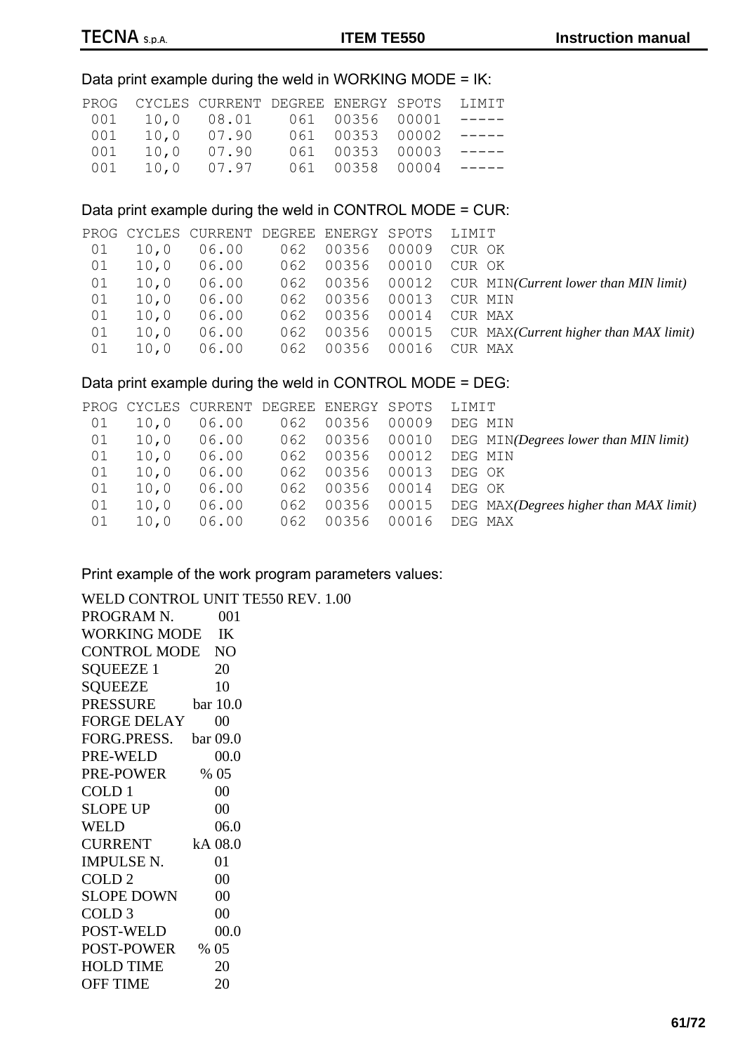Data print example during the weld in WORKING MODE = IK:

```
PROG  CYCLES CURRENT DEGREE ENERGY SPOTS  LIMIT
 001   10,0   08.01    061  00356  00001  -----
 001   10,0   07.90    061  00353  00002  -----
 001   10,0   07.90    061  00353  00003  -----
 001   10,0   07.97    061  00358  00004  -----
```

Data print example during the weld in CONTROL MODE = CUR:

```
PROG CYCLES CURRENT DEGREE ENERGY SPOTS  LIMIT
 01   10,0   06.00    062  00356  00009  CUR OK
 01   10,0   06.00    062  00356  00010  CUR OK
 01   10,0   06.00    062  00356  00012  CUR MIN(Current lower than MIN limit)
 01   10,0   06.00    062  00356  00013  CUR MIN
 01   10,0   06.00    062  00356  00014  CUR MAX
 01   10,0   06.00    062  00356  00015  CUR MAX(Current higher than MAX limit)
 01   10,0   06.00    062  00356  00016  CUR MAX
```

Data print example during the weld in CONTROL MODE = DEG:

```
PROG CYCLES CURRENT DEGREE ENERGY SPOTS  LIMIT
 01   10,0   06.00    062  00356  00009  DEG MIN
 01   10,0   06.00    062  00356  00010  DEG MIN(Degrees lower than MIN limit)
 01   10,0   06.00    062  00356  00012  DEG MIN
 01   10,0   06.00    062  00356  00013  DEG OK
 01   10,0   06.00    062  00356  00014  DEG OK
 01   10,0   06.00    062  00356  00015  DEG MAX(Degrees higher than MAX limit)
 01   10,0   06.00    062  00356  00016  DEG MAX
```

Print example of the work program parameters values:

```
WELD CONTROL UNIT TE550 REV. 1.00
PROGRAM N.        001
WORKING MODE      IK
CONTROL MODE      NO
SQUEEZE 1         20
SQUEEZE           10
PRESSURE          bar 10.0
FORGE DELAY       00
FORG.PRESS.       bar 09.0
PRE-WELD          00.0
PRE-POWER         % 05
COLD 1            00
SLOPE UP          00
WELD              06.0
CURRENT           kA 08.0
IMPULSE N.        01
COLD 2            00
SLOPE DOWN        00
COLD 3            00
POST-WELD         00.0
POST-POWER        % 05
HOLD TIME         20
OFF TIME          20
```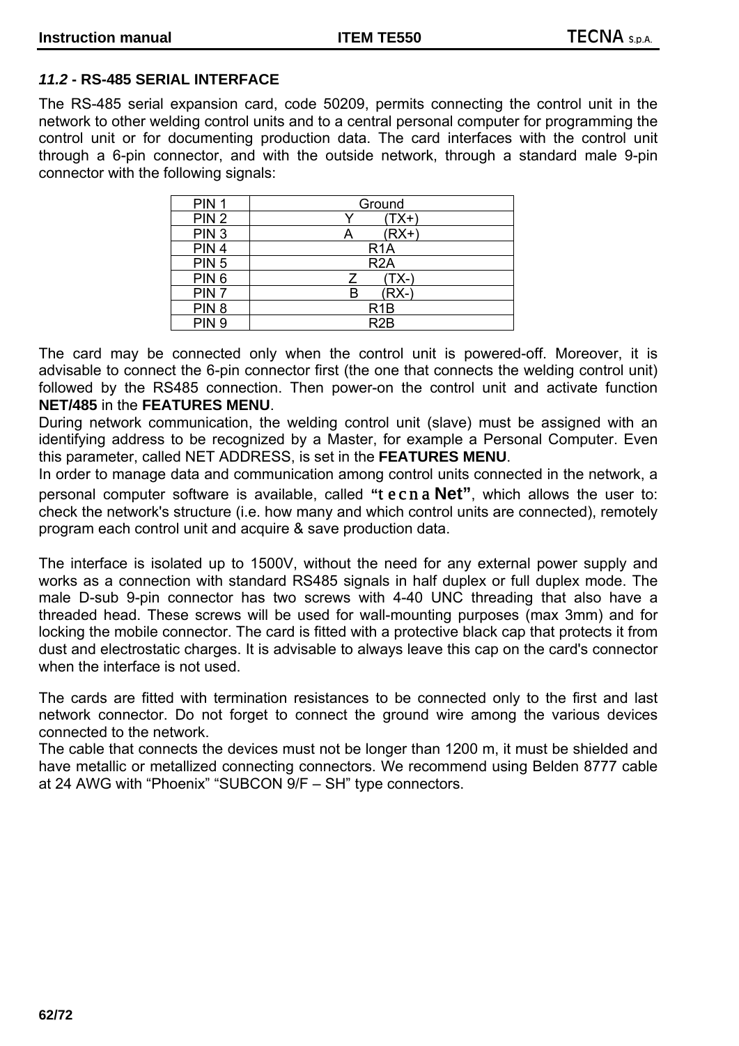## *11.2* - RS-485 SERIAL INTERFACE

The RS-485 serial expansion card, code 50209, permits connecting the control unit in the network to other welding control units and to a central personal computer for programming the control unit or for documenting production data. The card interfaces with the control unit through a 6-pin connector, and with the outside network, through a standard male 9-pin connector with the following signals:

| PIN 1 | Ground |
|---|---|
| PIN 2 | Y (TX+) |
| PIN 3 | A (RX+) |
| PIN 4 | R1A |
| PIN 5 | R2A |
| PIN 6 | Z (TX-) |
| PIN 7 | B (RX-) |
| PIN 8 | R1B |
| PIN 9 | R2B |

The card may be connected only when the control unit is powered-off. Moreover, it is advisable to connect the 6-pin connector first (the one that connects the welding control unit) followed by the RS485 connection. Then power-on the control unit and activate function **NET/485** in the **FEATURES MENU**.
During network communication, the welding control unit (slave) must be assigned with an identifying address to be recognized by a Master, for example a Personal Computer. Even this parameter, called NET ADDRESS, is set in the **FEATURES MENU**.
In order to manage data and communication among control units connected in the network, a personal computer software is available, called **"tecna Net"**, which allows the user to: check the network's structure (i.e. how many and which control units are connected), remotely program each control unit and acquire & save production data.

The interface is isolated up to 1500V, without the need for any external power supply and works as a connection with standard RS485 signals in half duplex or full duplex mode. The male D-sub 9-pin connector has two screws with 4-40 UNC threading that also have a threaded head. These screws will be used for wall-mounting purposes (max 3mm) and for locking the mobile connector. The card is fitted with a protective black cap that protects it from dust and electrostatic charges. It is advisable to always leave this cap on the card's connector when the interface is not used.

The cards are fitted with termination resistances to be connected only to the first and last network connector. Do not forget to connect the ground wire among the various devices connected to the network.
The cable that connects the devices must not be longer than 1200 m, it must be shielded and have metallic or metallized connecting connectors. We recommend using Belden 8777 cable at 24 AWG with "Phoenix" "SUBCON 9/F – SH" type connectors.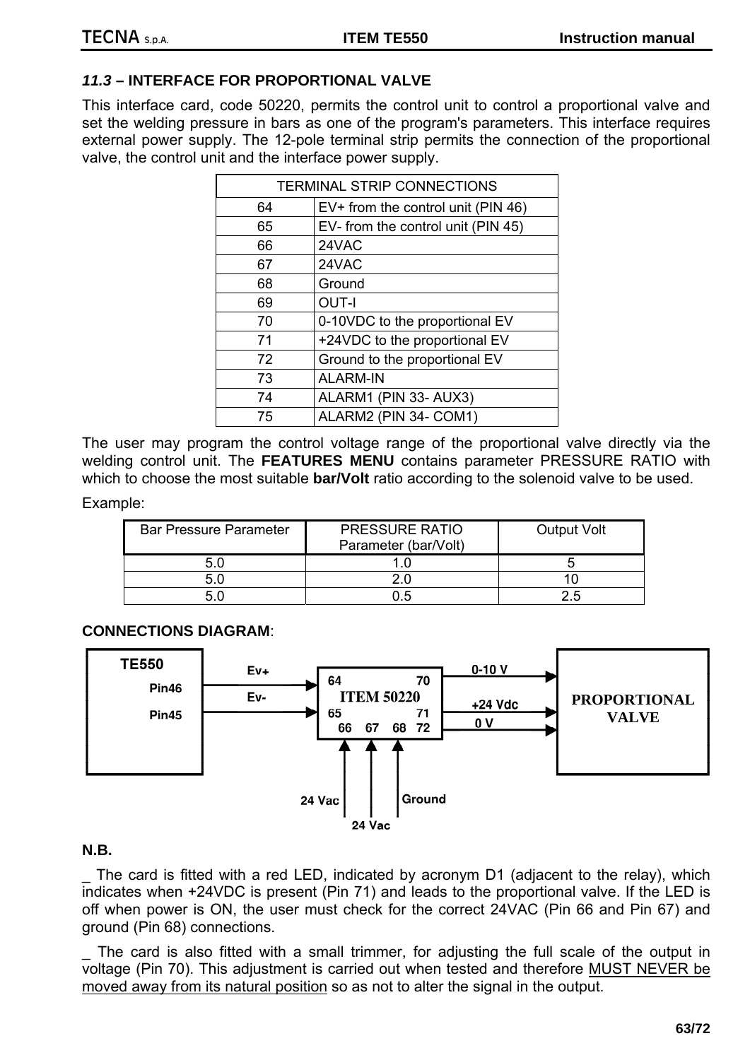### *11.3* – INTERFACE FOR PROPORTIONAL VALVE

This interface card, code 50220, permits the control unit to control a proportional valve and set the welding pressure in bars as one of the program's parameters. This interface requires external power supply. The 12-pole terminal strip permits the connection of the proportional valve, the control unit and the interface power supply.

| TERMINAL STRIP CONNECTIONS | |
|---|---|
| 64 | EV+ from the control unit (PIN 46) |
| 65 | EV- from the control unit (PIN 45) |
| 66 | 24VAC |
| 67 | 24VAC |
| 68 | Ground |
| 69 | OUT-I |
| 70 | 0-10VDC to the proportional EV |
| 71 | +24VDC to the proportional EV |
| 72 | Ground to the proportional EV |
| 73 | ALARM-IN |
| 74 | ALARM1 (PIN 33- AUX3) |
| 75 | ALARM2 (PIN 34- COM1) |

The user may program the control voltage range of the proportional valve directly via the welding control unit. The **FEATURES MENU** contains parameter PRESSURE RATIO with which to choose the most suitable **bar/Volt** ratio according to the solenoid valve to be used.

Example:

| Bar Pressure Parameter | PRESSURE RATIO Parameter (bar/Volt) | Output Volt |
|---|---|---|
| 5.0 | 1.0 | 5 |
| 5.0 | 2.0 | 10 |
| 5.0 | 0.5 | 2.5 |

**CONNECTIONS DIAGRAM**:

TE550 Pin46 — Ev+ → 64 ITEM 50220; Pin45 — Ev- → 65. ITEM 50220: 70 — 0-10 V → PROPORTIONAL VALVE; 71 — +24 Vdc → PROPORTIONAL VALVE; 72 — 0 V → PROPORTIONAL VALVE. 66 ← 24 Vac; 67 ← 24 Vac; 68 ← Ground.

**N.B.**

_ The card is fitted with a red LED, indicated by acronym D1 (adjacent to the relay), which indicates when +24VDC is present (Pin 71) and leads to the proportional valve. If the LED is off when power is ON, the user must check for the correct 24VAC (Pin 66 and Pin 67) and ground (Pin 68) connections.

_ The card is also fitted with a small trimmer, for adjusting the full scale of the output in voltage (Pin 70). This adjustment is carried out when tested and therefore <u>MUST NEVER be moved away from its natural position</u> so as not to alter the signal in the output.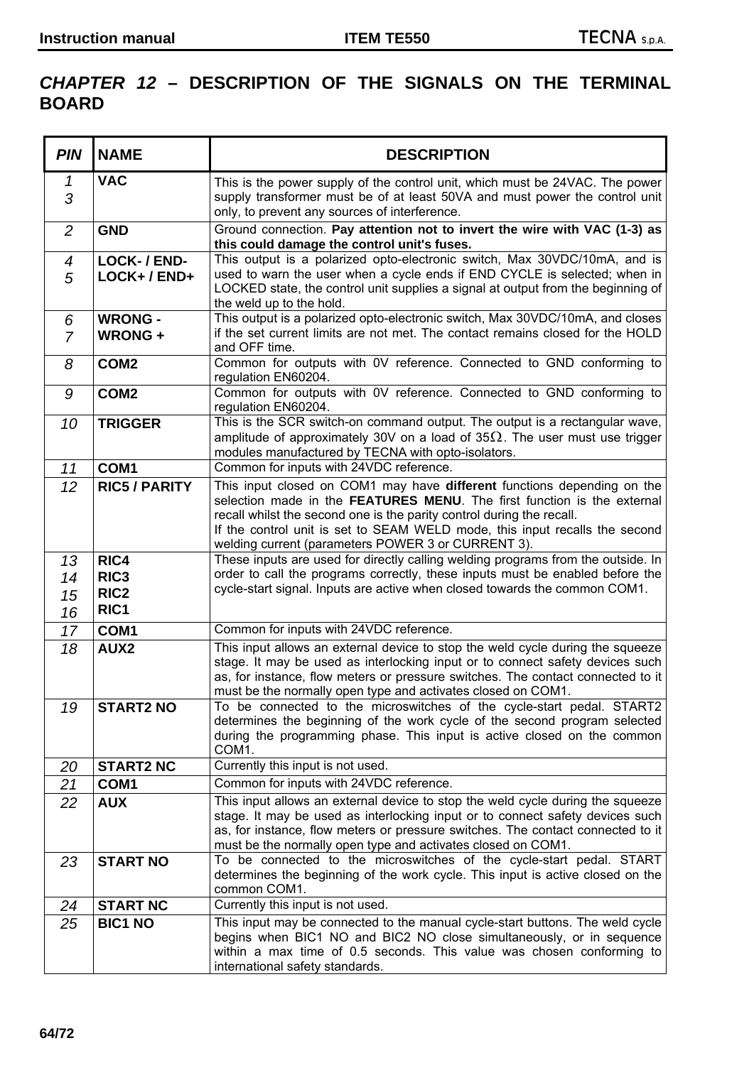# *CHAPTER 12* – DESCRIPTION OF THE SIGNALS ON THE TERMINAL BOARD

| *PIN* | NAME | DESCRIPTION |
|---|---|---|
| *1*<br>*3* | **VAC** | This is the power supply of the control unit, which must be 24VAC. The power supply transformer must be of at least 50VA and must power the control unit only, to prevent any sources of interference. |
| *2* | **GND** | Ground connection. **Pay attention not to invert the wire with VAC (1-3) as this could damage the control unit's fuses.** |
| *4*<br>*5* | **LOCK- / END-**<br>**LOCK+ / END+** | This output is a polarized opto-electronic switch, Max 30VDC/10mA, and is used to warn the user when a cycle ends if END CYCLE is selected; when in LOCKED state, the control unit supplies a signal at output from the beginning of the weld up to the hold. |
| *6*<br>*7* | **WRONG -**<br>**WRONG +** | This output is a polarized opto-electronic switch, Max 30VDC/10mA, and closes if the set current limits are not met. The contact remains closed for the HOLD and OFF time. |
| *8* | **COM2** | Common for outputs with 0V reference. Connected to GND conforming to regulation EN60204. |
| *9* | **COM2** | Common for outputs with 0V reference. Connected to GND conforming to regulation EN60204. |
| *10* | **TRIGGER** | This is the SCR switch-on command output. The output is a rectangular wave, amplitude of approximately 30V on a load of 35Ω. The user must use trigger modules manufactured by TECNA with opto-isolators. |
| *11* | **COM1** | Common for inputs with 24VDC reference. |
| *12* | **RIC5 / PARITY** | This input closed on COM1 may have **different** functions depending on the selection made in the **FEATURES MENU**. The first function is the external recall whilst the second one is the parity control during the recall.<br>If the control unit is set to SEAM WELD mode, this input recalls the second welding current (parameters POWER 3 or CURRENT 3). |
| *13*<br>*14*<br>*15*<br>*16* | **RIC4**<br>**RIC3**<br>**RIC2**<br>**RIC1** | These inputs are used for directly calling welding programs from the outside. In order to call the programs correctly, these inputs must be enabled before the cycle-start signal. Inputs are active when closed towards the common COM1. |
| *17* | **COM1** | Common for inputs with 24VDC reference. |
| *18* | **AUX2** | This input allows an external device to stop the weld cycle during the squeeze stage. It may be used as interlocking input or to connect safety devices such as, for instance, flow meters or pressure switches. The contact connected to it must be the normally open type and activates closed on COM1. |
| *19* | **START2 NO** | To be connected to the microswitches of the cycle-start pedal. START2 determines the beginning of the work cycle of the second program selected during the programming phase. This input is active closed on the common COM1. |
| *20* | **START2 NC** | Currently this input is not used. |
| *21* | **COM1** | Common for inputs with 24VDC reference. |
| *22* | **AUX** | This input allows an external device to stop the weld cycle during the squeeze stage. It may be used as interlocking input or to connect safety devices such as, for instance, flow meters or pressure switches. The contact connected to it must be the normally open type and activates closed on COM1. |
| *23* | **START NO** | To be connected to the microswitches of the cycle-start pedal. START determines the beginning of the work cycle. This input is active closed on the common COM1. |
| *24* | **START NC** | Currently this input is not used. |
| *25* | **BIC1 NO** | This input may be connected to the manual cycle-start buttons. The weld cycle begins when BIC1 NO and BIC2 NO close simultaneously, or in sequence within a max time of 0.5 seconds. This value was chosen conforming to international safety standards. |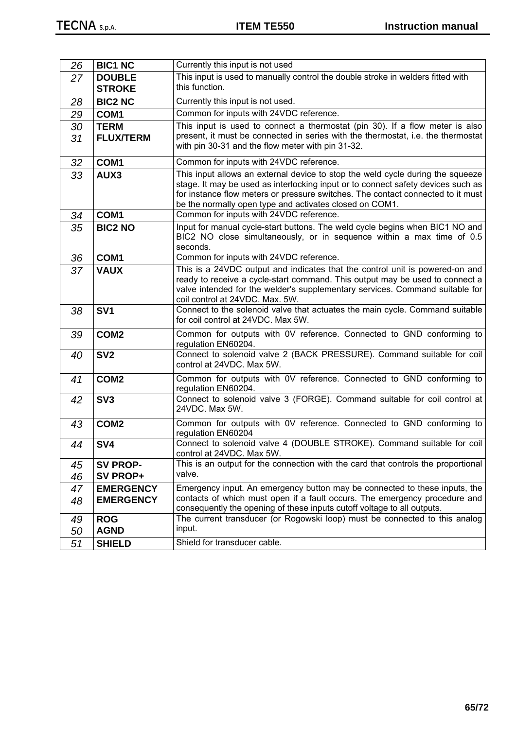| | | |
|---|---|---|
| 26 | **BIC1 NC** | Currently this input is not used |
| 27 | **DOUBLE STROKE** | This input is used to manually control the double stroke in welders fitted with this function. |
| 28 | **BIC2 NC** | Currently this input is not used. |
| 29 | **COM1** | Common for inputs with 24VDC reference. |
| 30<br>31 | **TERM**<br>**FLUX/TERM** | This input is used to connect a thermostat (pin 30). If a flow meter is also present, it must be connected in series with the thermostat, i.e. the thermostat with pin 30-31 and the flow meter with pin 31-32. |
| 32 | **COM1** | Common for inputs with 24VDC reference. |
| 33 | **AUX3** | This input allows an external device to stop the weld cycle during the squeeze stage. It may be used as interlocking input or to connect safety devices such as for instance flow meters or pressure switches. The contact connected to it must be the normally open type and activates closed on COM1. |
| 34 | **COM1** | Common for inputs with 24VDC reference. |
| 35 | **BIC2 NO** | Input for manual cycle-start buttons. The weld cycle begins when BIC1 NO and BIC2 NO close simultaneously, or in sequence within a max time of 0.5 seconds. |
| 36 | **COM1** | Common for inputs with 24VDC reference. |
| 37 | **VAUX** | This is a 24VDC output and indicates that the control unit is powered-on and ready to receive a cycle-start command. This output may be used to connect a valve intended for the welder's supplementary services. Command suitable for coil control at 24VDC. Max. 5W. |
| 38 | **SV1** | Connect to the solenoid valve that actuates the main cycle. Command suitable for coil control at 24VDC. Max 5W. |
| 39 | **COM2** | Common for outputs with 0V reference. Connected to GND conforming to regulation EN60204. |
| 40 | **SV2** | Connect to solenoid valve 2 (BACK PRESSURE). Command suitable for coil control at 24VDC. Max 5W. |
| 41 | **COM2** | Common for outputs with 0V reference. Connected to GND conforming to regulation EN60204. |
| 42 | **SV3** | Connect to solenoid valve 3 (FORGE). Command suitable for coil control at 24VDC. Max 5W. |
| 43 | **COM2** | Common for outputs with 0V reference. Connected to GND conforming to regulation EN60204 |
| 44 | **SV4** | Connect to solenoid valve 4 (DOUBLE STROKE). Command suitable for coil control at 24VDC. Max 5W. |
| 45<br>46 | **SV PROP-**<br>**SV PROP+** | This is an output for the connection with the card that controls the proportional valve. |
| 47<br>48 | **EMERGENCY**<br>**EMERGENCY** | Emergency input. An emergency button may be connected to these inputs, the contacts of which must open if a fault occurs. The emergency procedure and consequently the opening of these inputs cutoff voltage to all outputs. |
| 49<br>50 | **ROG**<br>**AGND** | The current transducer (or Rogowski loop) must be connected to this analog input. |
| 51 | **SHIELD** | Shield for transducer cable. |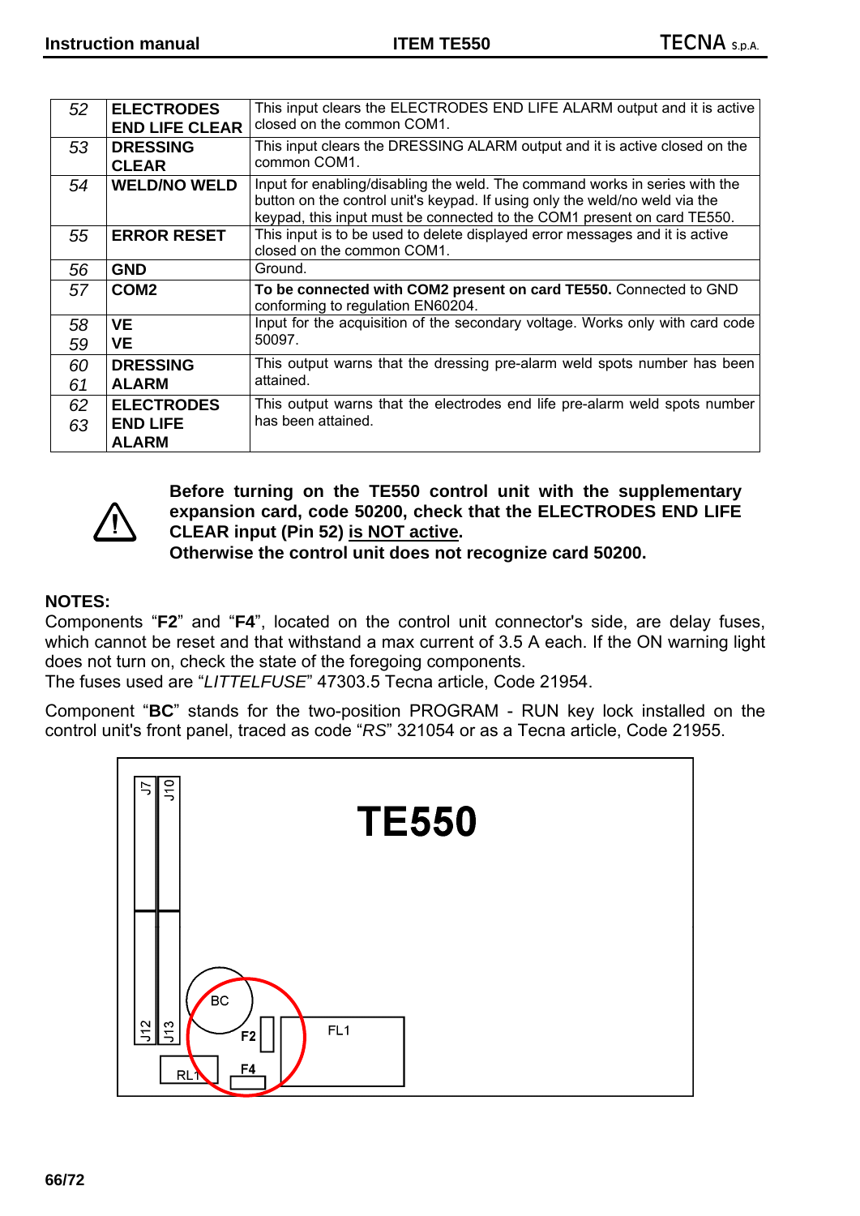| 52 | **ELECTRODES END LIFE CLEAR** | This input clears the ELECTRODES END LIFE ALARM output and it is active closed on the common COM1. |
|---|---|---|
| 53 | **DRESSING CLEAR** | This input clears the DRESSING ALARM output and it is active closed on the common COM1. |
| 54 | **WELD/NO WELD** | Input for enabling/disabling the weld. The command works in series with the button on the control unit's keypad. If using only the weld/no weld via the keypad, this input must be connected to the COM1 present on card TE550. |
| 55 | **ERROR RESET** | This input is to be used to delete displayed error messages and it is active closed on the common COM1. |
| 56 | **GND** | Ground. |
| 57 | **COM2** | **To be connected with COM2 present on card TE550.** Connected to GND conforming to regulation EN60204. |
| 58<br>59 | **VE**<br>**VE** | Input for the acquisition of the secondary voltage. Works only with card code 50097. |
| 60<br>61 | **DRESSING ALARM** | This output warns that the dressing pre-alarm weld spots number has been attained. |
| 62<br>63 | **ELECTRODES END LIFE ALARM** | This output warns that the electrodes end life pre-alarm weld spots number has been attained. |

⚠ **Before turning on the TE550 control unit with the supplementary expansion card, code 50200, check that the ELECTRODES END LIFE CLEAR input (Pin 52) <u>is NOT active</u>.**
**Otherwise the control unit does not recognize card 50200.**

**NOTES:**
Components "**F2**" and "**F4**", located on the control unit connector's side, are delay fuses, which cannot be reset and that withstand a max current of 3.5 A each. If the ON warning light does not turn on, check the state of the foregoing components.
The fuses used are "*LITTELFUSE*" 47303.5 Tecna article, Code 21954.

Component "**BC**" stands for the two-position PROGRAM - RUN key lock installed on the control unit's front panel, traced as code "*RS*" 321054 or as a Tecna article, Code 21955.

TE550

J7 J10 J12 J13 BC F2 F4 FL1 RL1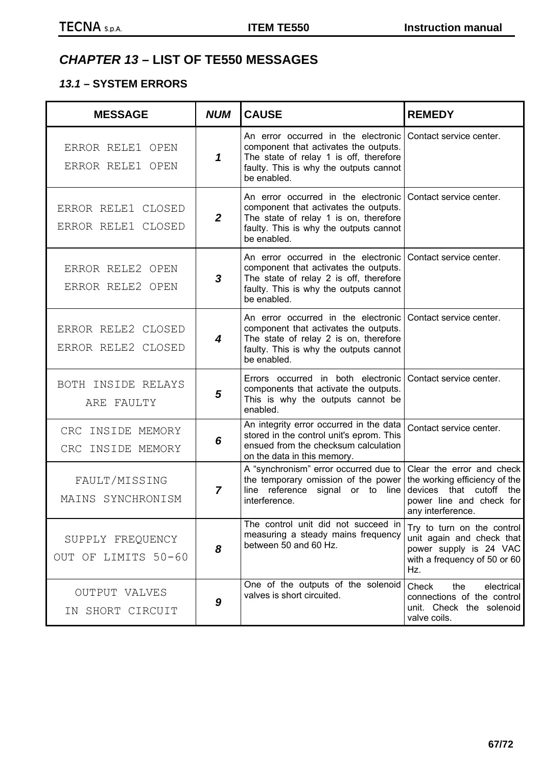# *CHAPTER 13* – LIST OF TE550 MESSAGES

## *13.1* – SYSTEM ERRORS

| MESSAGE | *NUM* | CAUSE | REMEDY |
|---|---|---|---|
| ERROR RELE1 OPEN<br>ERROR RELE1 OPEN | ***1*** | An error occurred in the electronic component that activates the outputs. The state of relay 1 is off, therefore faulty. This is why the outputs cannot be enabled. | Contact service center. |
| ERROR RELE1 CLOSED<br>ERROR RELE1 CLOSED | ***2*** | An error occurred in the electronic component that activates the outputs. The state of relay 1 is on, therefore faulty. This is why the outputs cannot be enabled. | Contact service center. |
| ERROR RELE2 OPEN<br>ERROR RELE2 OPEN | ***3*** | An error occurred in the electronic component that activates the outputs. The state of relay 2 is off, therefore faulty. This is why the outputs cannot be enabled. | Contact service center. |
| ERROR RELE2 CLOSED<br>ERROR RELE2 CLOSED | ***4*** | An error occurred in the electronic component that activates the outputs. The state of relay 2 is on, therefore faulty. This is why the outputs cannot be enabled. | Contact service center. |
| BOTH INSIDE RELAYS<br>ARE FAULTY | ***5*** | Errors occurred in both electronic components that activate the outputs. This is why the outputs cannot be enabled. | Contact service center. |
| CRC INSIDE MEMORY<br>CRC INSIDE MEMORY | ***6*** | An integrity error occurred in the data stored in the control unit's eprom. This ensued from the checksum calculation on the data in this memory. | Contact service center. |
| FAULT/MISSING<br>MAINS SYNCHRONISM | ***7*** | A "synchronism" error occurred due to the temporary omission of the power line reference signal or to line interference. | Clear the error and check the working efficiency of the devices that cutoff the power line and check for any interference. |
| SUPPLY FREQUENCY<br>OUT OF LIMITS 50-60 | ***8*** | The control unit did not succeed in measuring a steady mains frequency between 50 and 60 Hz. | Try to turn on the control unit again and check that power supply is 24 VAC with a frequency of 50 or 60 Hz. |
| OUTPUT VALVES<br>IN SHORT CIRCUIT | ***9*** | One of the outputs of the solenoid valves is short circuited. | Check the electrical connections of the control unit. Check the solenoid valve coils. |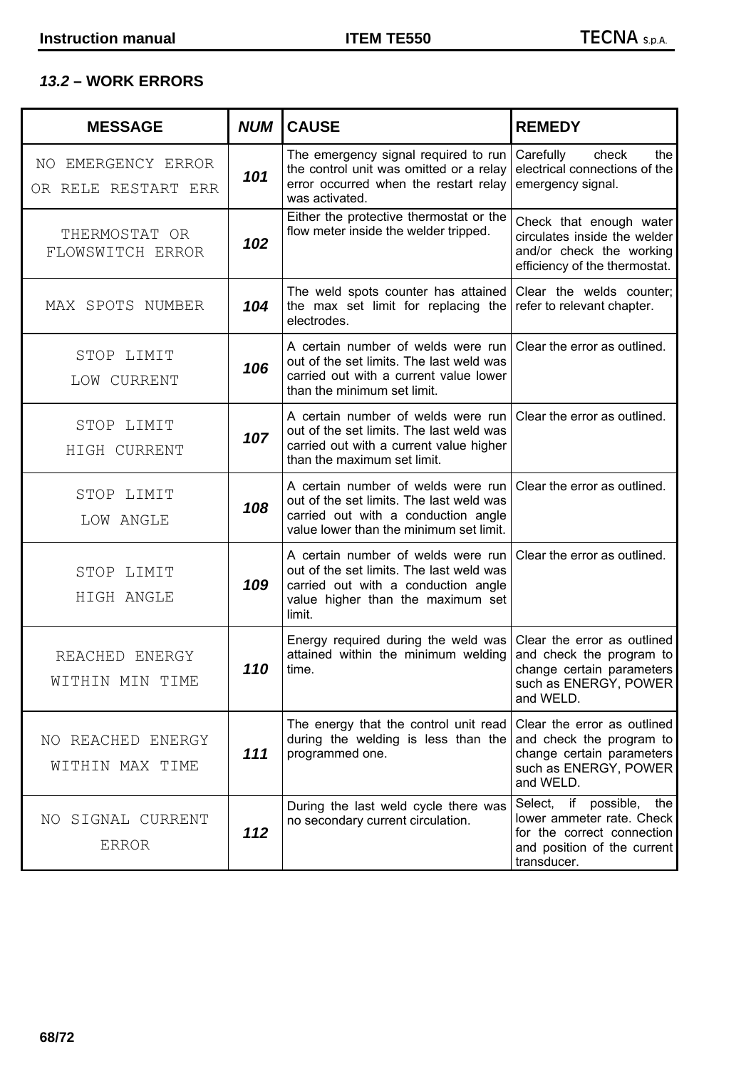### *13.2* – WORK ERRORS

| MESSAGE | *NUM* | CAUSE | REMEDY |
|---|---|---|---|
| NO EMERGENCY ERROR OR RELE RESTART ERR | ***101*** | The emergency signal required to run the control unit was omitted or a relay error occurred when the restart relay was activated. | Carefully check the electrical connections of the emergency signal. |
| THERMOSTAT OR FLOWSWITCH ERROR | ***102*** | Either the protective thermostat or the flow meter inside the welder tripped. | Check that enough water circulates inside the welder and/or check the working efficiency of the thermostat. |
| MAX SPOTS NUMBER | ***104*** | The weld spots counter has attained the max set limit for replacing the electrodes. | Clear the welds counter; refer to relevant chapter. |
| STOP LIMIT LOW CURRENT | ***106*** | A certain number of welds were run out of the set limits. The last weld was carried out with a current value lower than the minimum set limit. | Clear the error as outlined. |
| STOP LIMIT HIGH CURRENT | ***107*** | A certain number of welds were run out of the set limits. The last weld was carried out with a current value higher than the maximum set limit. | Clear the error as outlined. |
| STOP LIMIT LOW ANGLE | ***108*** | A certain number of welds were run out of the set limits. The last weld was carried out with a conduction angle value lower than the minimum set limit. | Clear the error as outlined. |
| STOP LIMIT HIGH ANGLE | ***109*** | A certain number of welds were run out of the set limits. The last weld was carried out with a conduction angle value higher than the maximum set limit. | Clear the error as outlined. |
| REACHED ENERGY WITHIN MIN TIME | ***110*** | Energy required during the weld was attained within the minimum welding time. | Clear the error as outlined and check the program to change certain parameters such as ENERGY, POWER and WELD. |
| NO REACHED ENERGY WITHIN MAX TIME | ***111*** | The energy that the control unit read during the welding is less than the programmed one. | Clear the error as outlined and check the program to change certain parameters such as ENERGY, POWER and WELD. |
| NO SIGNAL CURRENT ERROR | ***112*** | During the last weld cycle there was no secondary current circulation. | Select, if possible, the lower ammeter rate. Check for the correct connection and position of the current transducer. |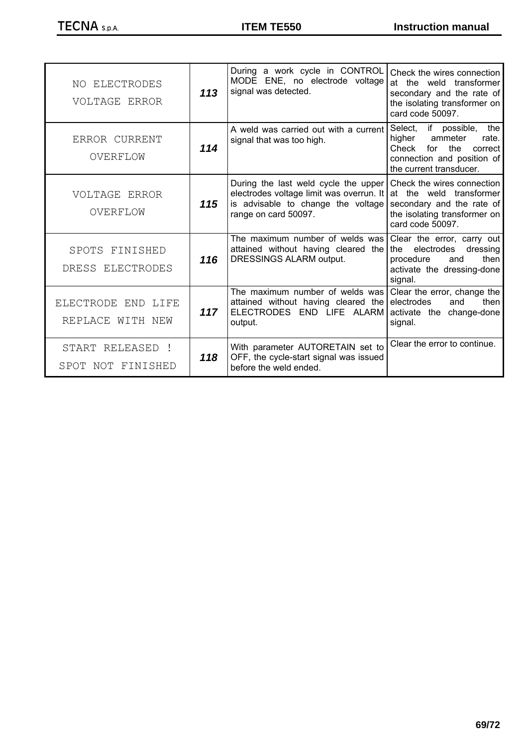| | | | |
|---|---|---|---|
| NO ELECTRODES VOLTAGE ERROR | ***113*** | During a work cycle in CONTROL MODE ENE, no electrode voltage signal was detected. | Check the wires connection at the weld transformer secondary and the rate of the isolating transformer on card code 50097. |
| ERROR CURRENT OVERFLOW | ***114*** | A weld was carried out with a current signal that was too high. | Select, if possible, the higher ammeter rate. Check for the correct connection and position of the current transducer. |
| VOLTAGE ERROR OVERFLOW | ***115*** | During the last weld cycle the upper electrodes voltage limit was overrun. It is advisable to change the voltage range on card 50097. | Check the wires connection at the weld transformer secondary and the rate of the isolating transformer on card code 50097. |
| SPOTS FINISHED DRESS ELECTRODES | ***116*** | The maximum number of welds was attained without having cleared the DRESSINGS ALARM output. | Clear the error, carry out the electrodes dressing procedure and then activate the dressing-done signal. |
| ELECTRODE END LIFE REPLACE WITH NEW | ***117*** | The maximum number of welds was attained without having cleared the ELECTRODES END LIFE ALARM output. | Clear the error, change the electrodes and then activate the change-done signal. |
| START RELEASED ! SPOT NOT FINISHED | ***118*** | With parameter AUTORETAIN set to OFF, the cycle-start signal was issued before the weld ended. | Clear the error to continue. |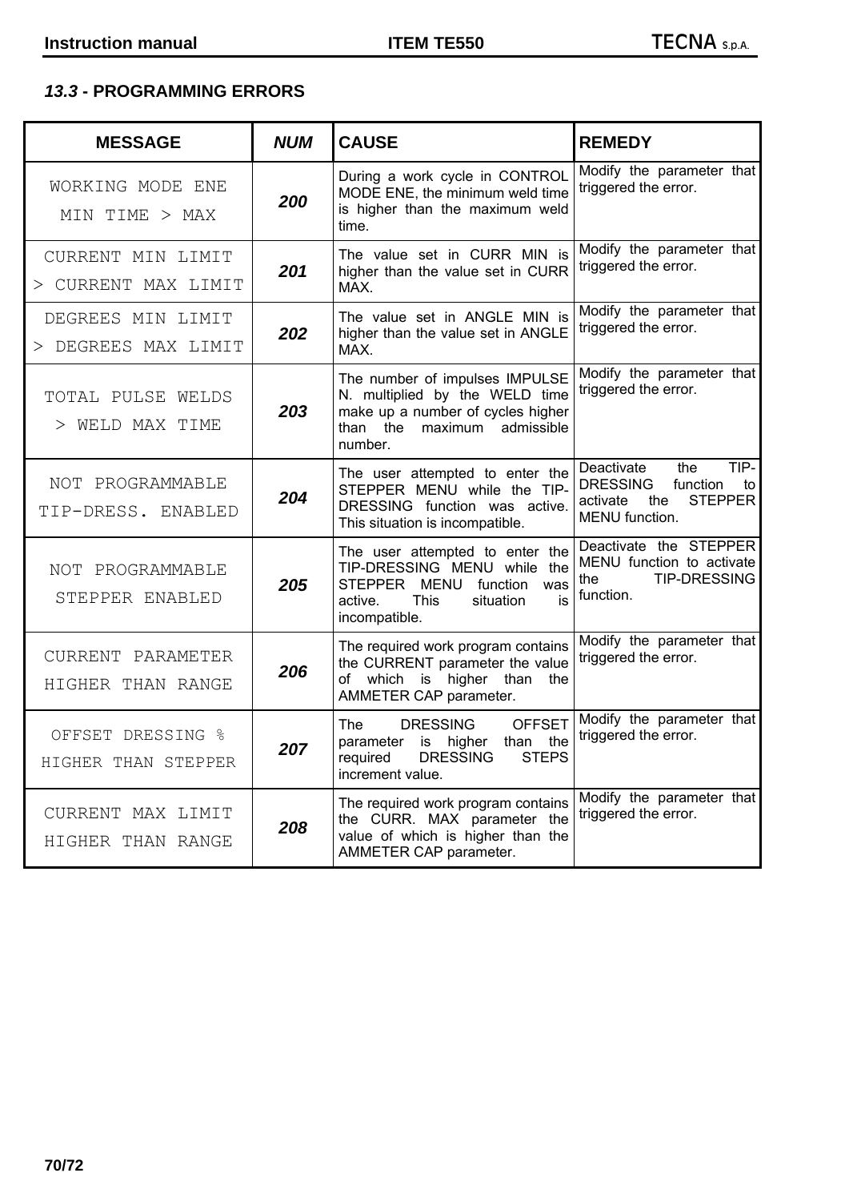### *13.3* - PROGRAMMING ERRORS

| MESSAGE | *NUM* | CAUSE | REMEDY |
|---|---|---|---|
| WORKING MODE ENE MIN TIME > MAX | ***200*** | During a work cycle in CONTROL MODE ENE, the minimum weld time is higher than the maximum weld time. | Modify the parameter that triggered the error. |
| CURRENT MIN LIMIT > CURRENT MAX LIMIT | ***201*** | The value set in CURR MIN is higher than the value set in CURR MAX. | Modify the parameter that triggered the error. |
| DEGREES MIN LIMIT > DEGREES MAX LIMIT | ***202*** | The value set in ANGLE MIN is higher than the value set in ANGLE MAX. | Modify the parameter that triggered the error. |
| TOTAL PULSE WELDS > WELD MAX TIME | ***203*** | The number of impulses IMPULSE N. multiplied by the WELD time make up a number of cycles higher than the maximum admissible number. | Modify the parameter that triggered the error. |
| NOT PROGRAMMABLE TIP-DRESS. ENABLED | ***204*** | The user attempted to enter the STEPPER MENU while the TIP-DRESSING function was active. This situation is incompatible. | Deactivate the TIP-DRESSING function to activate the STEPPER MENU function. |
| NOT PROGRAMMABLE STEPPER ENABLED | ***205*** | The user attempted to enter the TIP-DRESSING MENU while the STEPPER MENU function was active. This situation is incompatible. | Deactivate the STEPPER MENU function to activate the TIP-DRESSING function. |
| CURRENT PARAMETER HIGHER THAN RANGE | ***206*** | The required work program contains the CURRENT parameter the value of which is higher than the AMMETER CAP parameter. | Modify the parameter that triggered the error. |
| OFFSET DRESSING % HIGHER THAN STEPPER | ***207*** | The DRESSING OFFSET parameter is higher than the required DRESSING STEPS increment value. | Modify the parameter that triggered the error. |
| CURRENT MAX LIMIT HIGHER THAN RANGE | ***208*** | The required work program contains the CURR. MAX parameter the value of which is higher than the AMMETER CAP parameter. | Modify the parameter that triggered the error. |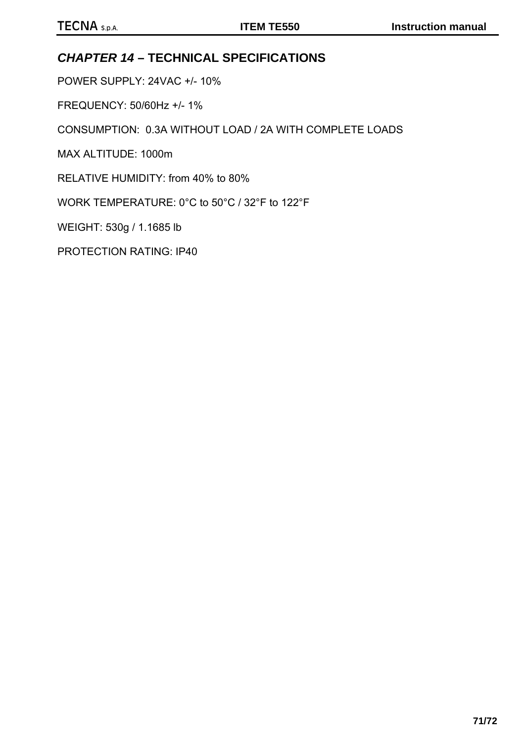## *CHAPTER 14* – TECHNICAL SPECIFICATIONS

POWER SUPPLY: 24VAC +/- 10%

FREQUENCY: 50/60Hz +/- 1%

CONSUMPTION: 0.3A WITHOUT LOAD / 2A WITH COMPLETE LOADS

MAX ALTITUDE: 1000m

RELATIVE HUMIDITY: from 40% to 80%

WORK TEMPERATURE: 0°C to 50°C / 32°F to 122°F

WEIGHT: 530g / 1.1685 lb

PROTECTION RATING: IP40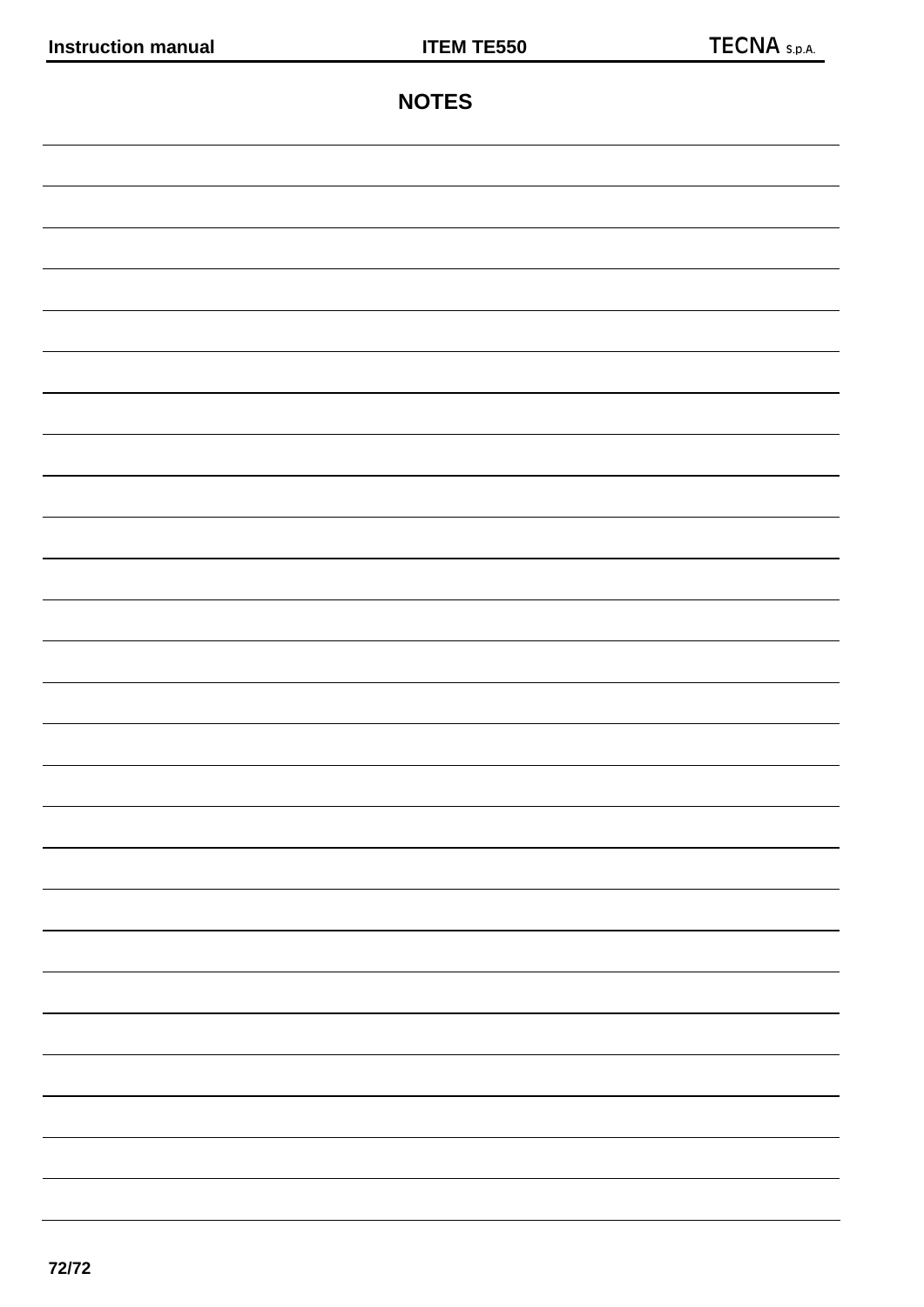## NOTES